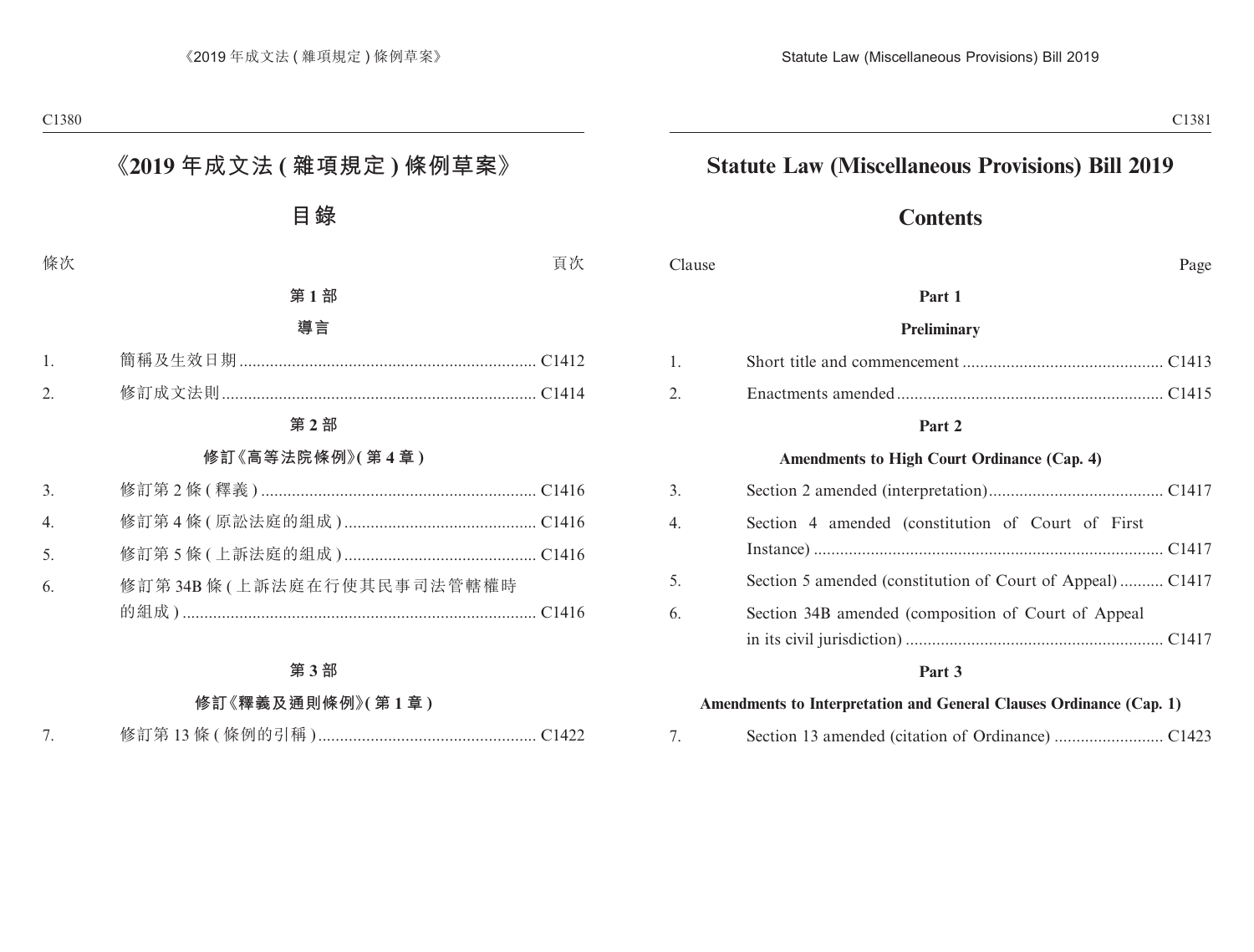# 《2019 年成文法 ( 雜項規定 ) 條例草案》

## 目錄

條次 頁次

### 第 1 部

### 導言

1. 簡稱及生效日期 .................................................................... C1412
2. 修訂成文法則 ........................................................................ C1414

### 第 2 部

### 修訂《高等法院條例》( 第 4 章 )

3. 修訂第 2 條 ( 釋義 ) ................................................................ C1416
4. 修訂第 4 條 ( 原訟法庭的組成 ) ............................................ C1416
5. 修訂第 5 條 ( 上訴法庭的組成 ) ............................................ C1416
6. 修訂第 34B 條 ( 上訴法庭在行使其民事司法管轄權時的組成 ) ................................................................................ C1416

### 第 3 部

### 修訂《釋義及通則條例》( 第 1 章 )

7. 修訂第 13 條 ( 條例的引稱 ) .................................................. C1422

# Statute Law (Miscellaneous Provisions) Bill 2019

## Contents

Clause Page

### Part 1

### Preliminary

1. Short title and commencement ............................................. C1413
2. Enactments amended ............................................................ C1415

### Part 2

### Amendments to High Court Ordinance (Cap. 4)

3. Section 2 amended (interpretation) ........................................ C1417
4. Section 4 amended (constitution of Court of First Instance) ............................................................................... C1417
5. Section 5 amended (constitution of Court of Appeal) .......... C1417
6. Section 34B amended (composition of Court of Appeal in its civil jurisdiction) .......................................................... C1417

### Part 3

### Amendments to Interpretation and General Clauses Ordinance (Cap. 1)

7. Section 13 amended (citation of Ordinance) ......................... C1423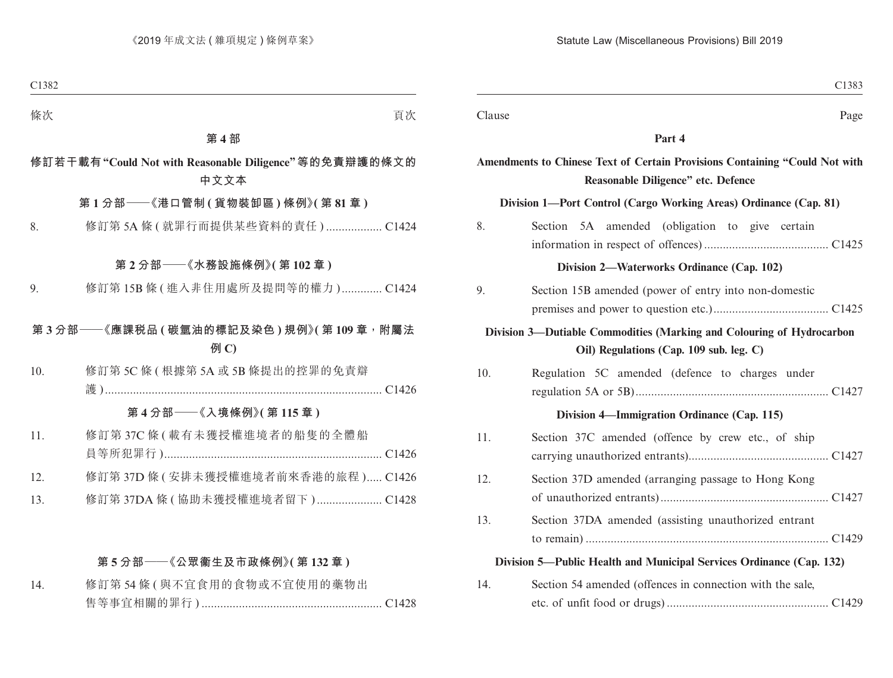條次 頁次

## 第 4 部

## 修訂若干載有 "Could Not with Reasonable Diligence" 等的免責辯護的條文的中文文本

### 第 1 分部——《港口管制 ( 貨物裝卸區 ) 條例》( 第 81 章 )

8. 修訂第 5A 條 ( 就罪行而提供某些資料的責任 ) .................. C1424

### 第 2 分部——《水務設施條例》( 第 102 章 )

9. 修訂第 15B 條 ( 進入非住用處所及提問等的權力 ) ............. C1424

### 第 3 分部——《應課税品 ( 碳氫油的標記及染色 ) 規例》( 第 109 章，附屬法例 C)

10. 修訂第 5C 條 ( 根據第 5A 或 5B 條提出的控罪的免責辯護 ) ......................................................................................... C1426

### 第 4 分部——《入境條例》( 第 115 章 )

11. 修訂第 37C 條 ( 載有未獲授權進境者的船隻的全體船員等所犯罪行 ) ...................................................................... C1426
12. 修訂第 37D 條 ( 安排未獲授權進境者前來香港的旅程 ) ..... C1426
13. 修訂第 37DA 條 ( 協助未獲授權進境者留下 ) ..................... C1428

### 第 5 分部——《公眾衞生及市政條例》( 第 132 章 )

14. 修訂第 54 條 ( 與不宜食用的食物或不宜使用的藥物出售等事宜相關的罪行 ) .......................................................... C1428

---

Clause Page

## Part 4

## Amendments to Chinese Text of Certain Provisions Containing "Could Not with Reasonable Diligence" etc. Defence

### Division 1—Port Control (Cargo Working Areas) Ordinance (Cap. 81)

8. Section 5A amended (obligation to give certain information in respect of offences) ........................................ C1425

### Division 2—Waterworks Ordinance (Cap. 102)

9. Section 15B amended (power of entry into non-domestic premises and power to question etc.) ..................................... C1425

### Division 3—Dutiable Commodities (Marking and Colouring of Hydrocarbon Oil) Regulations (Cap. 109 sub. leg. C)

10. Regulation 5C amended (defence to charges under regulation 5A or 5B) ............................................................. C1427

### Division 4—Immigration Ordinance (Cap. 115)

11. Section 37C amended (offence by crew etc., of ship carrying unauthorized entrants) ............................................ C1427
12. Section 37D amended (arranging passage to Hong Kong of unauthorized entrants) ..................................................... C1427
13. Section 37DA amended (assisting unauthorized entrant to remain) ............................................................................. C1429

### Division 5—Public Health and Municipal Services Ordinance (Cap. 132)

14. Section 54 amended (offences in connection with the sale, etc. of unfit food or drugs) ................................................... C1429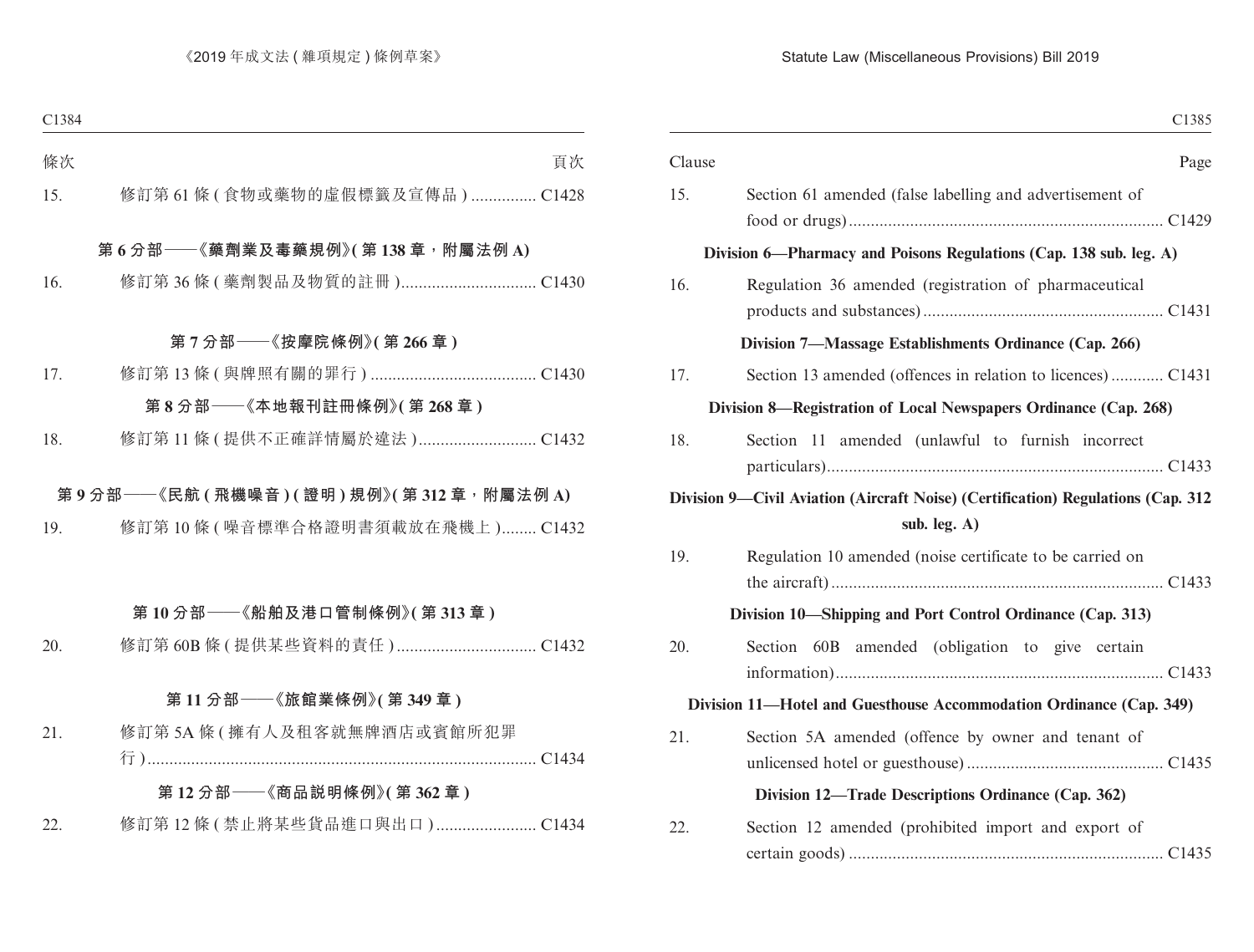條次 頁次

15. 修訂第 61 條 ( 食物或藥物的虛假標籤及宣傳品 ) ............... C1428

**第 6 分部——《藥劑業及毒藥規例》( 第 138 章，附屬法例 A)**

16. 修訂第 36 條 ( 藥劑製品及物質的註冊 ) ............................... C1430

**第 7 分部——《按摩院條例》( 第 266 章 )**

17. 修訂第 13 條 ( 與牌照有關的罪行 ) ...................................... C1430

**第 8 分部——《本地報刊註冊條例》( 第 268 章 )**

18. 修訂第 11 條 ( 提供不正確詳情屬於違法 ) ........................... C1432

**第 9 分部——《民航 ( 飛機噪音 ) ( 證明 ) 規例》( 第 312 章，附屬法例 A)**

19. 修訂第 10 條 ( 噪音標準合格證明書須載放在飛機上 )........ C1432

**第 10 分部——《船舶及港口管制條例》( 第 313 章 )**

20. 修訂第 60B 條 ( 提供某些資料的責任 ) ................................ C1432

**第 11 分部——《旅館業條例》( 第 349 章 )**

21. 修訂第 5A 條 ( 擁有人及租客就無牌酒店或賓館所犯罪行 ) ........................................................................................ C1434

**第 12 分部——《商品說明條例》( 第 362 章 )**

22. 修訂第 12 條 ( 禁止將某些貨品進口與出口 ) ....................... C1434

Clause Page

15. Section 61 amended (false labelling and advertisement of food or drugs) ........................................................................ C1429

**Division 6—Pharmacy and Poisons Regulations (Cap. 138 sub. leg. A)**

16. Regulation 36 amended (registration of pharmaceutical products and substances) ...................................................... C1431

**Division 7—Massage Establishments Ordinance (Cap. 266)**

17. Section 13 amended (offences in relation to licences) ............ C1431

**Division 8—Registration of Local Newspapers Ordinance (Cap. 268)**

18. Section 11 amended (unlawful to furnish incorrect particulars) ............................................................................ C1433

**Division 9—Civil Aviation (Aircraft Noise) (Certification) Regulations (Cap. 312 sub. leg. A)**

19. Regulation 10 amended (noise certificate to be carried on the aircraft) ........................................................................... C1433

**Division 10—Shipping and Port Control Ordinance (Cap. 313)**

20. Section 60B amended (obligation to give certain information) .......................................................................... C1433

**Division 11—Hotel and Guesthouse Accommodation Ordinance (Cap. 349)**

21. Section 5A amended (offence by owner and tenant of unlicensed hotel or guesthouse) ............................................ C1435

**Division 12—Trade Descriptions Ordinance (Cap. 362)**

22. Section 12 amended (prohibited import and export of certain goods) ....................................................................... C1435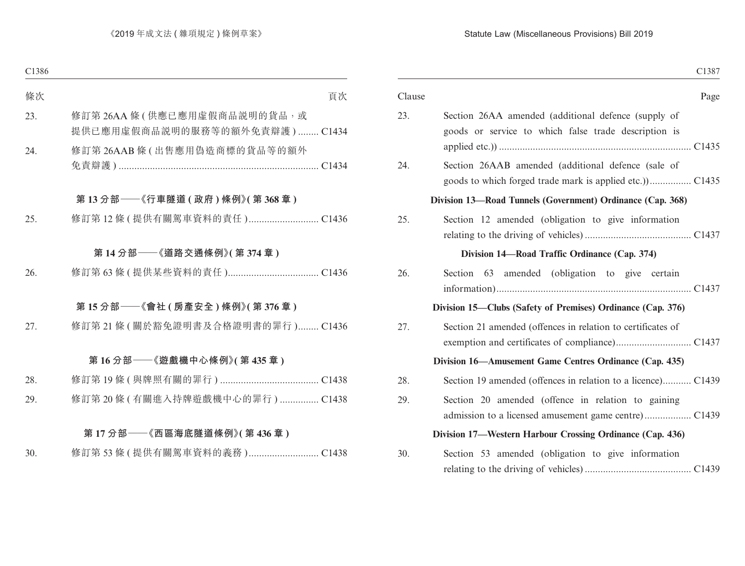| 條次 | | 頁次 |
|---|---|---|
| 23. | 修訂第 26AA 條 ( 供應已應用虛假商品説明的貨品，或提供已應用虛假商品説明的服務等的額外免責辯護 ) | C1434 |
| 24. | 修訂第 26AAB 條 ( 出售應用偽造商標的貨品等的額外免責辯護 ) | C1434 |

**第 13 分部——《行車隧道 ( 政府 ) 條例》( 第 368 章 )**

| | | |
|---|---|---|
| 25. | 修訂第 12 條 ( 提供有關駕車資料的責任 ) | C1436 |

**第 14 分部——《道路交通條例》( 第 374 章 )**

| | | |
|---|---|---|
| 26. | 修訂第 63 條 ( 提供某些資料的責任 ) | C1436 |

**第 15 分部——《會社 ( 房產安全 ) 條例》( 第 376 章 )**

| | | |
|---|---|---|
| 27. | 修訂第 21 條 ( 關於豁免證明書及合格證明書的罪行 ) | C1436 |

**第 16 分部——《遊戲機中心條例》( 第 435 章 )**

| | | |
|---|---|---|
| 28. | 修訂第 19 條 ( 與牌照有關的罪行 ) | C1438 |
| 29. | 修訂第 20 條 ( 有關進入持牌遊戲機中心的罪行 ) | C1438 |

**第 17 分部——《西區海底隧道條例》( 第 436 章 )**

| | | |
|---|---|---|
| 30. | 修訂第 53 條 ( 提供有關駕車資料的義務 ) | C1438 |

| Clause | | Page |
|---|---|---|
| 23. | Section 26AA amended (additional defence (supply of goods or service to which false trade description is applied etc.)) | C1435 |
| 24. | Section 26AAB amended (additional defence (sale of goods to which forged trade mark is applied etc.)) | C1435 |

**Division 13—Road Tunnels (Government) Ordinance (Cap. 368)**

| | | |
|---|---|---|
| 25. | Section 12 amended (obligation to give information relating to the driving of vehicles) | C1437 |

**Division 14—Road Traffic Ordinance (Cap. 374)**

| | | |
|---|---|---|
| 26. | Section 63 amended (obligation to give certain information) | C1437 |

**Division 15—Clubs (Safety of Premises) Ordinance (Cap. 376)**

| | | |
|---|---|---|
| 27. | Section 21 amended (offences in relation to certificates of exemption and certificates of compliance) | C1437 |

**Division 16—Amusement Game Centres Ordinance (Cap. 435)**

| | | |
|---|---|---|
| 28. | Section 19 amended (offences in relation to a licence) | C1439 |
| 29. | Section 20 amended (offence in relation to gaining admission to a licensed amusement game centre) | C1439 |

**Division 17—Western Harbour Crossing Ordinance (Cap. 436)**

| | | |
|---|---|---|
| 30. | Section 53 amended (obligation to give information relating to the driving of vehicles) | C1439 |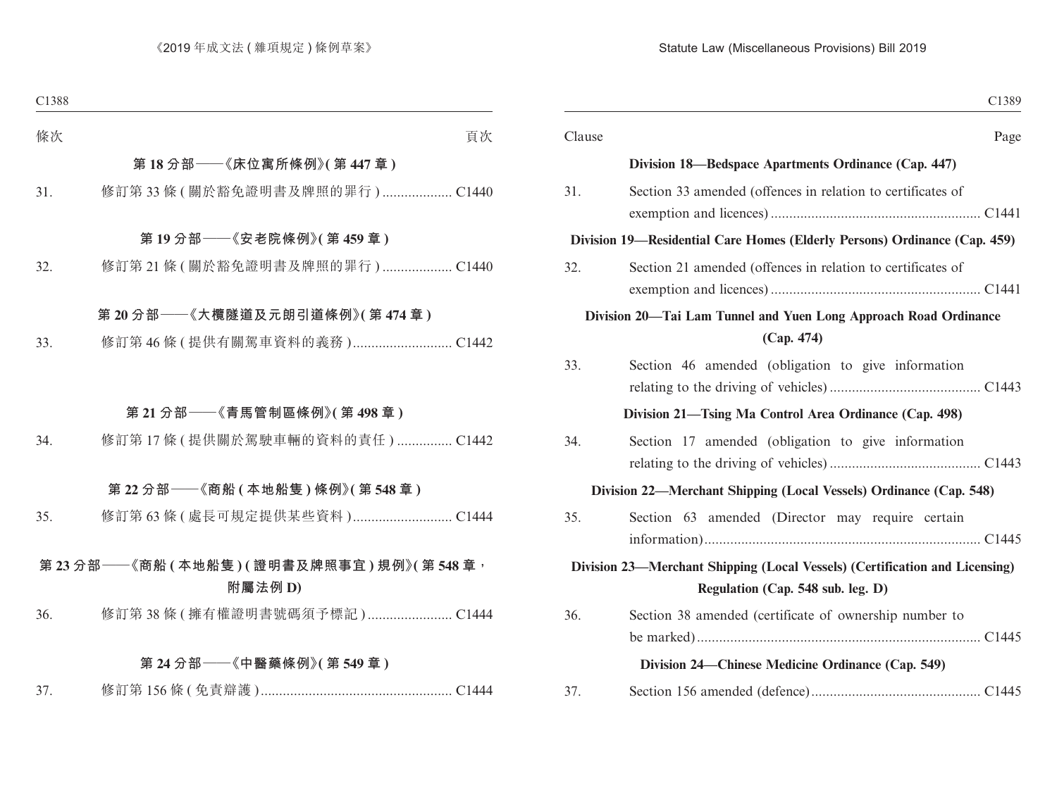| 條次 | | 頁次 |
|---|---|---|
| **第 18 分部——《床位寓所條例》(第 447 章)** | | |
| 31. | 修訂第 33 條 (關於豁免證明書及牌照的罪行) | C1440 |
| **第 19 分部——《安老院條例》(第 459 章)** | | |
| 32. | 修訂第 21 條 (關於豁免證明書及牌照的罪行) | C1440 |
| **第 20 分部——《大欖隧道及元朗引道條例》(第 474 章)** | | |
| 33. | 修訂第 46 條 (提供有關駕車資料的義務) | C1442 |
| **第 21 分部——《青馬管制區條例》(第 498 章)** | | |
| 34. | 修訂第 17 條 (提供關於駕駛車輛的資料的責任) | C1442 |
| **第 22 分部——《商船 (本地船隻) 條例》(第 548 章)** | | |
| 35. | 修訂第 63 條 (處長可規定提供某些資料) | C1444 |
| **第 23 分部——《商船 (本地船隻) (證明書及牌照事宜) 規例》(第 548 章，附屬法例 D)** | | |
| 36. | 修訂第 38 條 (擁有權證明書號碼須予標記) | C1444 |
| **第 24 分部——《中醫藥條例》(第 549 章)** | | |
| 37. | 修訂第 156 條 (免責辯護) | C1444 |

| Clause | | Page |
|---|---|---|
| **Division 18—Bedspace Apartments Ordinance (Cap. 447)** | | |
| 31. | Section 33 amended (offences in relation to certificates of exemption and licences) | C1441 |
| **Division 19—Residential Care Homes (Elderly Persons) Ordinance (Cap. 459)** | | |
| 32. | Section 21 amended (offences in relation to certificates of exemption and licences) | C1441 |
| **Division 20—Tai Lam Tunnel and Yuen Long Approach Road Ordinance (Cap. 474)** | | |
| 33. | Section 46 amended (obligation to give information relating to the driving of vehicles) | C1443 |
| **Division 21—Tsing Ma Control Area Ordinance (Cap. 498)** | | |
| 34. | Section 17 amended (obligation to give information relating to the driving of vehicles) | C1443 |
| **Division 22—Merchant Shipping (Local Vessels) Ordinance (Cap. 548)** | | |
| 35. | Section 63 amended (Director may require certain information) | C1445 |
| **Division 23—Merchant Shipping (Local Vessels) (Certification and Licensing) Regulation (Cap. 548 sub. leg. D)** | | |
| 36. | Section 38 amended (certificate of ownership number to be marked) | C1445 |
| **Division 24—Chinese Medicine Ordinance (Cap. 549)** | | |
| 37. | Section 156 amended (defence) | C1445 |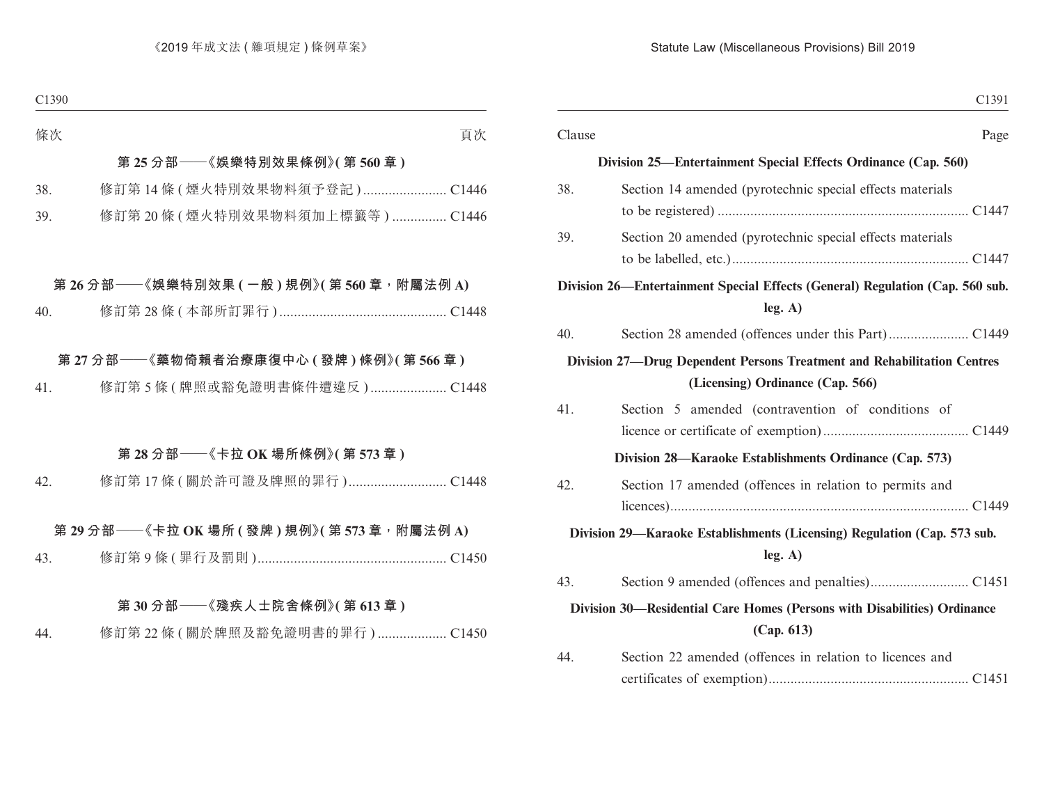| 條次 | | 頁次 |
|---|---|---|
| **第 25 分部——《娛樂特別效果條例》(第 560 章)** | | |
| 38. | 修訂第 14 條 (煙火特別效果物料須予登記) | C1446 |
| 39. | 修訂第 20 條 (煙火特別效果物料須加上標籤等) | C1446 |
| **第 26 分部——《娛樂特別效果 (一般) 規例》(第 560 章，附屬法例 A)** | | |
| 40. | 修訂第 28 條 (本部所訂罪行) | C1448 |
| **第 27 分部——《藥物倚賴者治療康復中心 (發牌) 條例》(第 566 章)** | | |
| 41. | 修訂第 5 條 (牌照或豁免證明書條件遭違反) | C1448 |
| **第 28 分部——《卡拉 OK 場所條例》(第 573 章)** | | |
| 42. | 修訂第 17 條 (關於許可證及牌照的罪行) | C1448 |
| **第 29 分部——《卡拉 OK 場所 (發牌) 規例》(第 573 章，附屬法例 A)** | | |
| 43. | 修訂第 9 條 (罪行及罰則) | C1450 |
| **第 30 分部——《殘疾人士院舍條例》(第 613 章)** | | |
| 44. | 修訂第 22 條 (關於牌照及豁免證明書的罪行) | C1450 |

| Clause | | Page |
|---|---|---|
| **Division 25—Entertainment Special Effects Ordinance (Cap. 560)** | | |
| 38. | Section 14 amended (pyrotechnic special effects materials to be registered) | C1447 |
| 39. | Section 20 amended (pyrotechnic special effects materials to be labelled, etc.) | C1447 |
| **Division 26—Entertainment Special Effects (General) Regulation (Cap. 560 sub. leg. A)** | | |
| 40. | Section 28 amended (offences under this Part) | C1449 |
| **Division 27—Drug Dependent Persons Treatment and Rehabilitation Centres (Licensing) Ordinance (Cap. 566)** | | |
| 41. | Section 5 amended (contravention of conditions of licence or certificate of exemption) | C1449 |
| **Division 28—Karaoke Establishments Ordinance (Cap. 573)** | | |
| 42. | Section 17 amended (offences in relation to permits and licences) | C1449 |
| **Division 29—Karaoke Establishments (Licensing) Regulation (Cap. 573 sub. leg. A)** | | |
| 43. | Section 9 amended (offences and penalties) | C1451 |
| **Division 30—Residential Care Homes (Persons with Disabilities) Ordinance (Cap. 613)** | | |
| 44. | Section 22 amended (offences in relation to licences and certificates of exemption) | C1451 |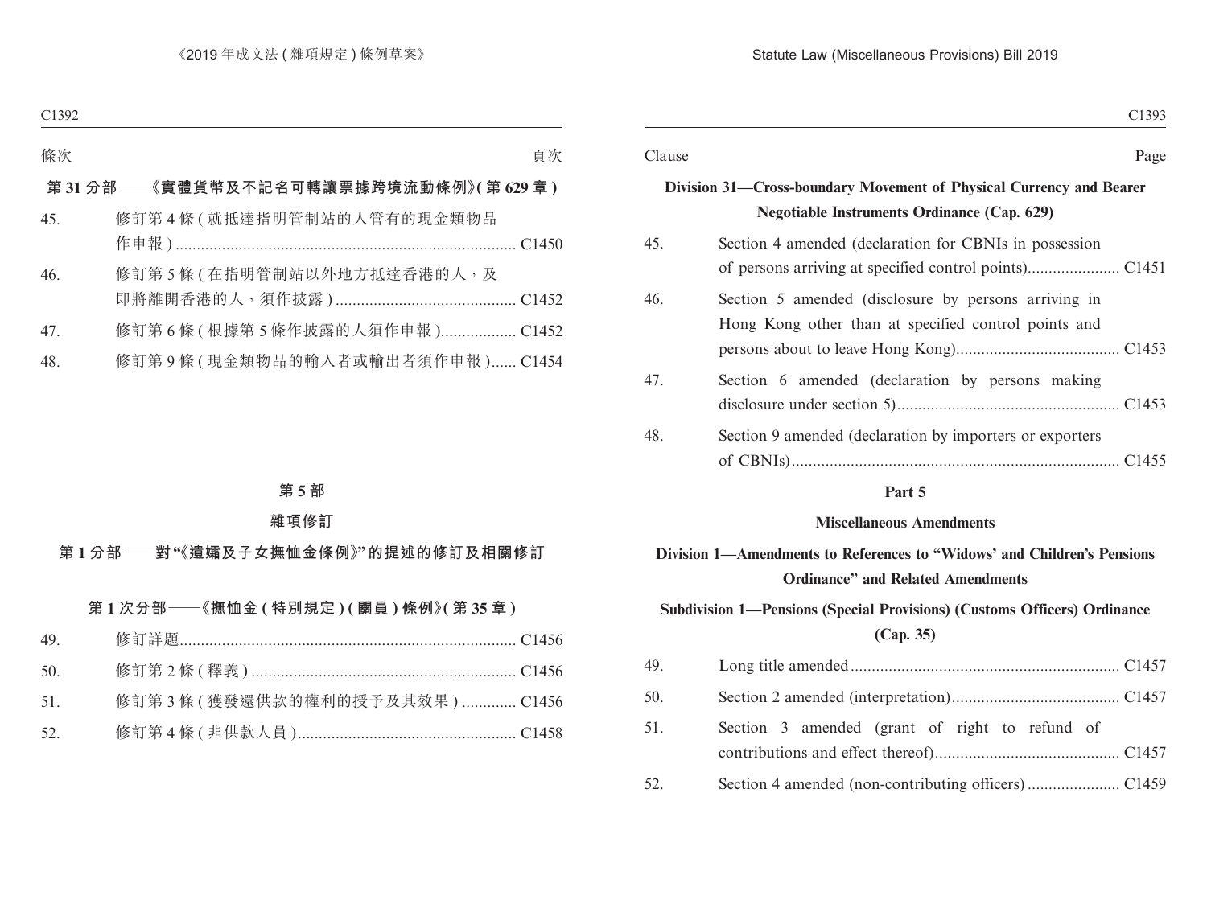| 條次 | | 頁次 |
|---|---|---|

**第 31 分部——《實體貨幣及不記名可轉讓票據跨境流動條例》(第 629 章)**

| | | |
|---|---|---|
| 45. | 修訂第 4 條 (就抵達指明管制站的人管有的現金類物品作申報) | C1450 |
| 46. | 修訂第 5 條 (在指明管制站以外地方抵達香港的人，及即將離開香港的人，須作披露) | C1452 |
| 47. | 修訂第 6 條 (根據第 5 條作披露的人須作申報) | C1452 |
| 48. | 修訂第 9 條 (現金類物品的輸入者或輸出者須作申報) | C1454 |

**第 5 部**

**雜項修訂**

**第 1 分部——對“《遺孀及子女撫恤金條例》”的提述的修訂及相關修訂**

**第 1 次分部——《撫恤金 (特別規定) (關員) 條例》(第 35 章)**

| | | |
|---|---|---|
| 49. | 修訂詳題 | C1456 |
| 50. | 修訂第 2 條 (釋義) | C1456 |
| 51. | 修訂第 3 條 (獲發還供款的權利的授予及其效果) | C1456 |
| 52. | 修訂第 4 條 (非供款人員) | C1458 |

| Clause | | Page |
|---|---|---|

**Division 31—Cross-boundary Movement of Physical Currency and Bearer Negotiable Instruments Ordinance (Cap. 629)**

| | | |
|---|---|---|
| 45. | Section 4 amended (declaration for CBNIs in possession of persons arriving at specified control points) | C1451 |
| 46. | Section 5 amended (disclosure by persons arriving in Hong Kong other than at specified control points and persons about to leave Hong Kong) | C1453 |
| 47. | Section 6 amended (declaration by persons making disclosure under section 5) | C1453 |
| 48. | Section 9 amended (declaration by importers or exporters of CBNIs) | C1455 |

**Part 5**

**Miscellaneous Amendments**

**Division 1—Amendments to References to “Widows’ and Children’s Pensions Ordinance” and Related Amendments**

**Subdivision 1—Pensions (Special Provisions) (Customs Officers) Ordinance (Cap. 35)**

| | | |
|---|---|---|
| 49. | Long title amended | C1457 |
| 50. | Section 2 amended (interpretation) | C1457 |
| 51. | Section 3 amended (grant of right to refund of contributions and effect thereof) | C1457 |
| 52. | Section 4 amended (non-contributing officers) | C1459 |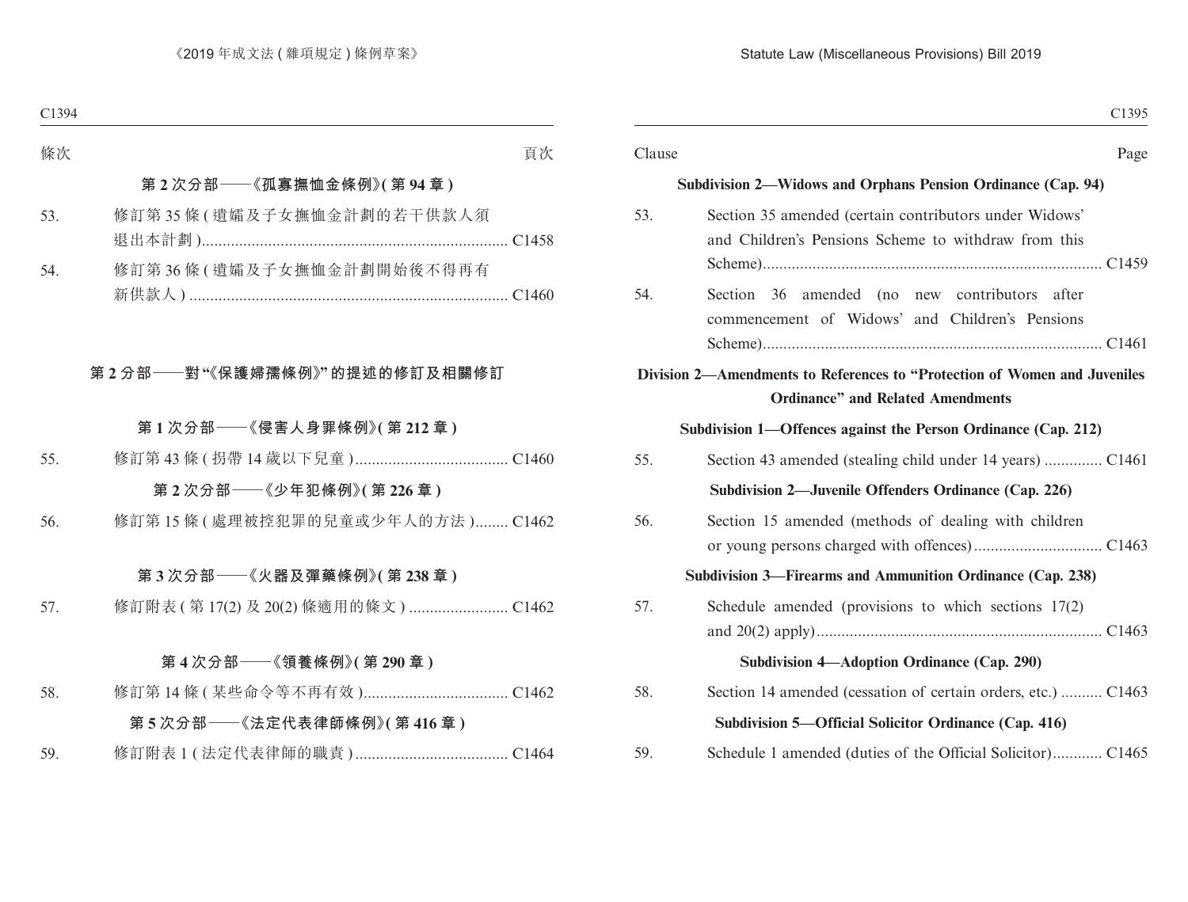| 條次 | | 頁次 |
|---|---|---|
| | **第 2 次分部——《孤寡撫恤金條例》( 第 94 章 )** | |
| 53. | 修訂第 35 條 ( 遺孀及子女撫恤金計劃的若干供款人須退出本計劃 ) | C1458 |
| 54. | 修訂第 36 條 ( 遺孀及子女撫恤金計劃開始後不得再有新供款人 ) | C1460 |
| | **第 2 分部——對 “《保護婦孺條例》” 的提述的修訂及相關修訂** | |
| | **第 1 次分部——《侵害人身罪條例》( 第 212 章 )** | |
| 55. | 修訂第 43 條 ( 拐帶 14 歲以下兒童 ) | C1460 |
| | **第 2 次分部——《少年犯條例》( 第 226 章 )** | |
| 56. | 修訂第 15 條 ( 處理被控犯罪的兒童或少年人的方法 ) | C1462 |
| | **第 3 次分部——《火器及彈藥條例》( 第 238 章 )** | |
| 57. | 修訂附表 ( 第 17(2) 及 20(2) 條適用的條文 ) | C1462 |
| | **第 4 次分部——《領養條例》( 第 290 章 )** | |
| 58. | 修訂第 14 條 ( 某些命令等不再有效 ) | C1462 |
| | **第 5 次分部——《法定代表律師條例》( 第 416 章 )** | |
| 59. | 修訂附表 1 ( 法定代表律師的職責 ) | C1464 |

| Clause | | Page |
|---|---|---|
| | **Subdivision 2—Widows and Orphans Pension Ordinance (Cap. 94)** | |
| 53. | Section 35 amended (certain contributors under Widows' and Children's Pensions Scheme to withdraw from this Scheme) | C1459 |
| 54. | Section 36 amended (no new contributors after commencement of Widows' and Children's Pensions Scheme) | C1461 |
| | **Division 2—Amendments to References to "Protection of Women and Juveniles Ordinance" and Related Amendments** | |
| | **Subdivision 1—Offences against the Person Ordinance (Cap. 212)** | |
| 55. | Section 43 amended (stealing child under 14 years) | C1461 |
| | **Subdivision 2—Juvenile Offenders Ordinance (Cap. 226)** | |
| 56. | Section 15 amended (methods of dealing with children or young persons charged with offences) | C1463 |
| | **Subdivision 3—Firearms and Ammunition Ordinance (Cap. 238)** | |
| 57. | Schedule amended (provisions to which sections 17(2) and 20(2) apply) | C1463 |
| | **Subdivision 4—Adoption Ordinance (Cap. 290)** | |
| 58. | Section 14 amended (cessation of certain orders, etc.) | C1463 |
| | **Subdivision 5—Official Solicitor Ordinance (Cap. 416)** | |
| 59. | Schedule 1 amended (duties of the Official Solicitor) | C1465 |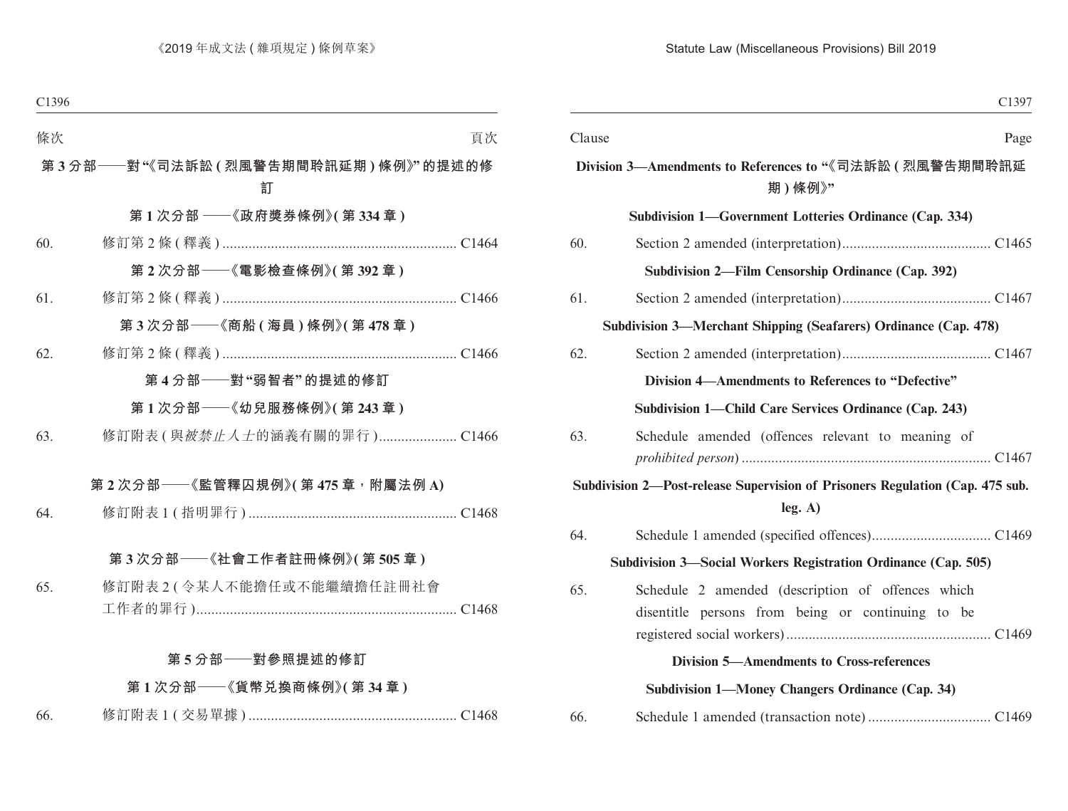| 條次 | | 頁次 |
|---|---|---|

**第 3 分部——對“《司法訴訟 ( 烈風警告期間聆訊延期 ) 條例》”的提述的修訂**

**第 1 次分部 ——《政府獎券條例》( 第 334 章 )**

| | | |
|---|---|---|
| 60. | 修訂第 2 條 ( 釋義 ) | C1464 |

**第 2 次分部——《電影檢查條例》( 第 392 章 )**

| | | |
|---|---|---|
| 61. | 修訂第 2 條 ( 釋義 ) | C1466 |

**第 3 次分部——《商船 ( 海員 ) 條例》( 第 478 章 )**

| | | |
|---|---|---|
| 62. | 修訂第 2 條 ( 釋義 ) | C1466 |

**第 4 分部——對“弱智者”的提述的修訂**

**第 1 次分部——《幼兒服務條例》( 第 243 章 )**

| | | |
|---|---|---|
| 63. | 修訂附表 ( 與*被禁止人士*的涵義有關的罪行 ) | C1466 |

**第 2 次分部——《監管釋囚規例》( 第 475 章，附屬法例 A)**

| | | |
|---|---|---|
| 64. | 修訂附表 1 ( 指明罪行 ) | C1468 |

**第 3 次分部——《社會工作者註冊條例》( 第 505 章 )**

| | | |
|---|---|---|
| 65. | 修訂附表 2 ( 令某人不能擔任或不能繼續擔任註冊社會工作者的罪行 ) | C1468 |

**第 5 分部——對參照提述的修訂**

**第 1 次分部——《貨幣兌換商條例》( 第 34 章 )**

| | | |
|---|---|---|
| 66. | 修訂附表 1 ( 交易單據 ) | C1468 |

| Clause | | Page |
|---|---|---|

**Division 3—Amendments to References to “《司法訴訟 ( 烈風警告期間聆訊延期 ) 條例》”**

**Subdivision 1—Government Lotteries Ordinance (Cap. 334)**

| | | |
|---|---|---|
| 60. | Section 2 amended (interpretation) | C1465 |

**Subdivision 2—Film Censorship Ordinance (Cap. 392)**

| | | |
|---|---|---|
| 61. | Section 2 amended (interpretation) | C1467 |

**Subdivision 3—Merchant Shipping (Seafarers) Ordinance (Cap. 478)**

| | | |
|---|---|---|
| 62. | Section 2 amended (interpretation) | C1467 |

**Division 4—Amendments to References to “Defective”**

**Subdivision 1—Child Care Services Ordinance (Cap. 243)**

| | | |
|---|---|---|
| 63. | Schedule amended (offences relevant to meaning of *prohibited person*) | C1467 |

**Subdivision 2—Post-release Supervision of Prisoners Regulation (Cap. 475 sub. leg. A)**

| | | |
|---|---|---|
| 64. | Schedule 1 amended (specified offences) | C1469 |

**Subdivision 3—Social Workers Registration Ordinance (Cap. 505)**

| | | |
|---|---|---|
| 65. | Schedule 2 amended (description of offences which disentitle persons from being or continuing to be registered social workers) | C1469 |

**Division 5—Amendments to Cross-references**

**Subdivision 1—Money Changers Ordinance (Cap. 34)**

| | | |
|---|---|---|
| 66. | Schedule 1 amended (transaction note) | C1469 |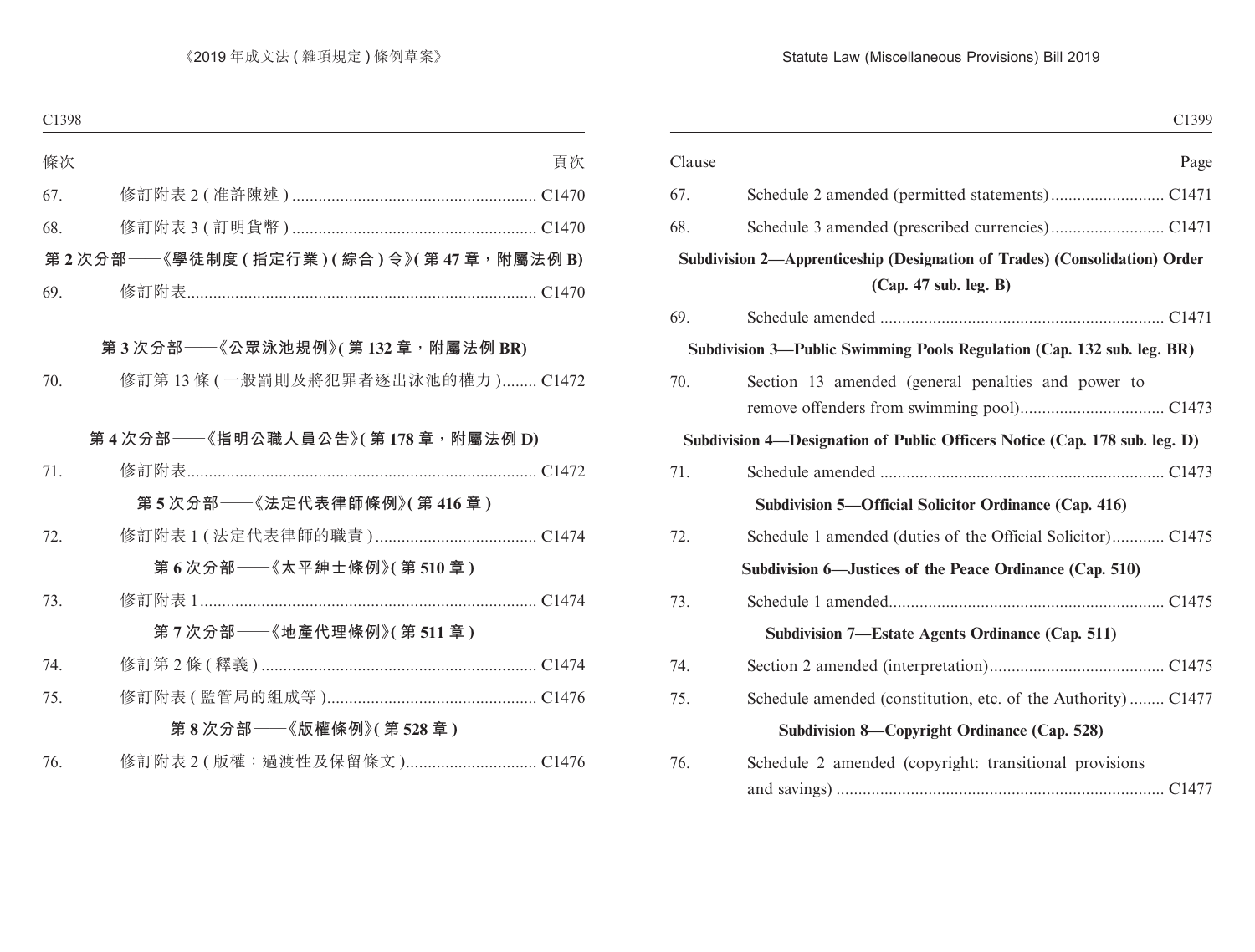| 條次 | | 頁次 |
|---|---|---|
| 67. | 修訂附表 2 ( 准許陳述 ) | C1470 |
| 68. | 修訂附表 3 ( 訂明貨幣 ) | C1470 |

**第 2 次分部——《學徒制度 ( 指定行業 ) ( 綜合 ) 令》( 第 47 章，附屬法例 B)**

| | | |
|---|---|---|
| 69. | 修訂附表 | C1470 |

**第 3 次分部——《公眾泳池規例》( 第 132 章，附屬法例 BR)**

| | | |
|---|---|---|
| 70. | 修訂第 13 條 ( 一般罰則及將犯罪者逐出泳池的權力 ) | C1472 |

**第 4 次分部——《指明公職人員公告》( 第 178 章，附屬法例 D)**

| | | |
|---|---|---|
| 71. | 修訂附表 | C1472 |

**第 5 次分部——《法定代表律師條例》( 第 416 章 )**

| | | |
|---|---|---|
| 72. | 修訂附表 1 ( 法定代表律師的職責 ) | C1474 |

**第 6 次分部——《太平紳士條例》( 第 510 章 )**

| | | |
|---|---|---|
| 73. | 修訂附表 1 | C1474 |

**第 7 次分部——《地產代理條例》( 第 511 章 )**

| | | |
|---|---|---|
| 74. | 修訂第 2 條 ( 釋義 ) | C1474 |
| 75. | 修訂附表 ( 監管局的組成等 ) | C1476 |

**第 8 次分部——《版權條例》( 第 528 章 )**

| | | |
|---|---|---|
| 76. | 修訂附表 2 ( 版權：過渡性及保留條文 ) | C1476 |

| Clause | | Page |
|---|---|---|
| 67. | Schedule 2 amended (permitted statements) | C1471 |
| 68. | Schedule 3 amended (prescribed currencies) | C1471 |

**Subdivision 2—Apprenticeship (Designation of Trades) (Consolidation) Order (Cap. 47 sub. leg. B)**

| | | |
|---|---|---|
| 69. | Schedule amended | C1471 |

**Subdivision 3—Public Swimming Pools Regulation (Cap. 132 sub. leg. BR)**

| | | |
|---|---|---|
| 70. | Section 13 amended (general penalties and power to remove offenders from swimming pool) | C1473 |

**Subdivision 4—Designation of Public Officers Notice (Cap. 178 sub. leg. D)**

| | | |
|---|---|---|
| 71. | Schedule amended | C1473 |

**Subdivision 5—Official Solicitor Ordinance (Cap. 416)**

| | | |
|---|---|---|
| 72. | Schedule 1 amended (duties of the Official Solicitor) | C1475 |

**Subdivision 6—Justices of the Peace Ordinance (Cap. 510)**

| | | |
|---|---|---|
| 73. | Schedule 1 amended | C1475 |

**Subdivision 7—Estate Agents Ordinance (Cap. 511)**

| | | |
|---|---|---|
| 74. | Section 2 amended (interpretation) | C1475 |
| 75. | Schedule amended (constitution, etc. of the Authority) | C1477 |

**Subdivision 8—Copyright Ordinance (Cap. 528)**

| | | |
|---|---|---|
| 76. | Schedule 2 amended (copyright: transitional provisions and savings) | C1477 |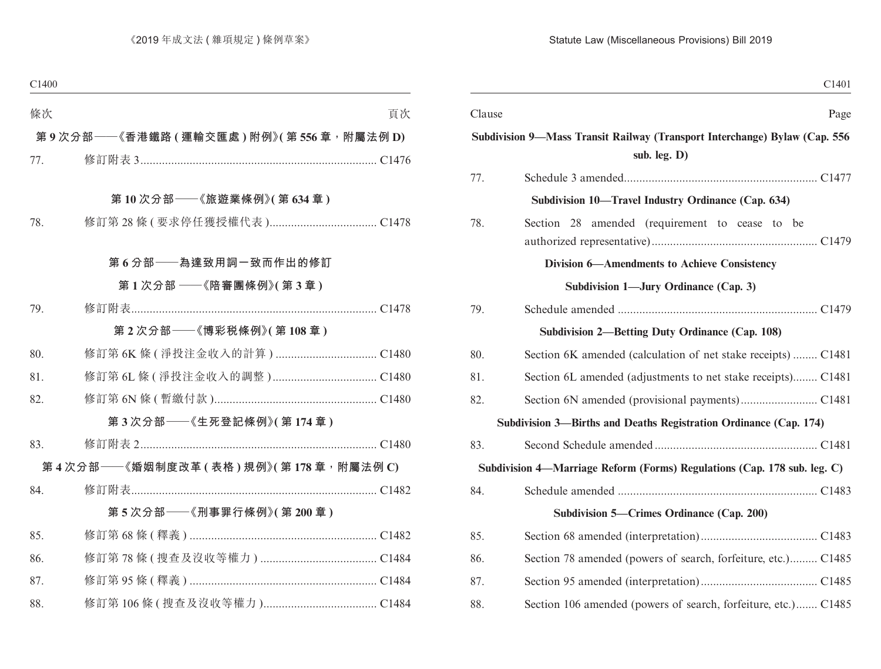| 條次 | | 頁次 |
|---|---|---|

**第 9 次分部——《香港鐵路 (運輸交匯處) 附例》(第 556 章，附屬法例 D)**

| | | |
|---|---|---|
| 77. | 修訂附表 3 | C1476 |

**第 10 次分部——《旅遊業條例》(第 634 章)**

| | | |
|---|---|---|
| 78. | 修訂第 28 條 (要求停任獲授權代表) | C1478 |

**第 6 分部——為達致用詞一致而作出的修訂**

**第 1 次分部 ——《陪審團條例》(第 3 章)**

| | | |
|---|---|---|
| 79. | 修訂附表 | C1478 |

**第 2 次分部——《博彩稅條例》(第 108 章)**

| | | |
|---|---|---|
| 80. | 修訂第 6K 條 (淨投注金收入的計算) | C1480 |
| 81. | 修訂第 6L 條 (淨投注金收入的調整) | C1480 |
| 82. | 修訂第 6N 條 (暫繳付款) | C1480 |

**第 3 次分部——《生死登記條例》(第 174 章)**

| | | |
|---|---|---|
| 83. | 修訂附表 2 | C1480 |

**第 4 次分部——《婚姻制度改革 (表格) 規例》(第 178 章，附屬法例 C)**

| | | |
|---|---|---|
| 84. | 修訂附表 | C1482 |

**第 5 次分部——《刑事罪行條例》(第 200 章)**

| | | |
|---|---|---|
| 85. | 修訂第 68 條 (釋義) | C1482 |
| 86. | 修訂第 78 條 (搜查及沒收等權力) | C1484 |
| 87. | 修訂第 95 條 (釋義) | C1484 |
| 88. | 修訂第 106 條 (搜查及沒收等權力) | C1484 |

| Clause | | Page |
|---|---|---|

**Subdivision 9—Mass Transit Railway (Transport Interchange) Bylaw (Cap. 556 sub. leg. D)**

| | | |
|---|---|---|
| 77. | Schedule 3 amended | C1477 |

**Subdivision 10—Travel Industry Ordinance (Cap. 634)**

| | | |
|---|---|---|
| 78. | Section 28 amended (requirement to cease to be authorized representative) | C1479 |

**Division 6—Amendments to Achieve Consistency**

**Subdivision 1—Jury Ordinance (Cap. 3)**

| | | |
|---|---|---|
| 79. | Schedule amended | C1479 |

**Subdivision 2—Betting Duty Ordinance (Cap. 108)**

| | | |
|---|---|---|
| 80. | Section 6K amended (calculation of net stake receipts) | C1481 |
| 81. | Section 6L amended (adjustments to net stake receipts) | C1481 |
| 82. | Section 6N amended (provisional payments) | C1481 |

**Subdivision 3—Births and Deaths Registration Ordinance (Cap. 174)**

| | | |
|---|---|---|
| 83. | Second Schedule amended | C1481 |

**Subdivision 4—Marriage Reform (Forms) Regulations (Cap. 178 sub. leg. C)**

| | | |
|---|---|---|
| 84. | Schedule amended | C1483 |

**Subdivision 5—Crimes Ordinance (Cap. 200)**

| | | |
|---|---|---|
| 85. | Section 68 amended (interpretation) | C1483 |
| 86. | Section 78 amended (powers of search, forfeiture, etc.) | C1485 |
| 87. | Section 95 amended (interpretation) | C1485 |
| 88. | Section 106 amended (powers of search, forfeiture, etc.) | C1485 |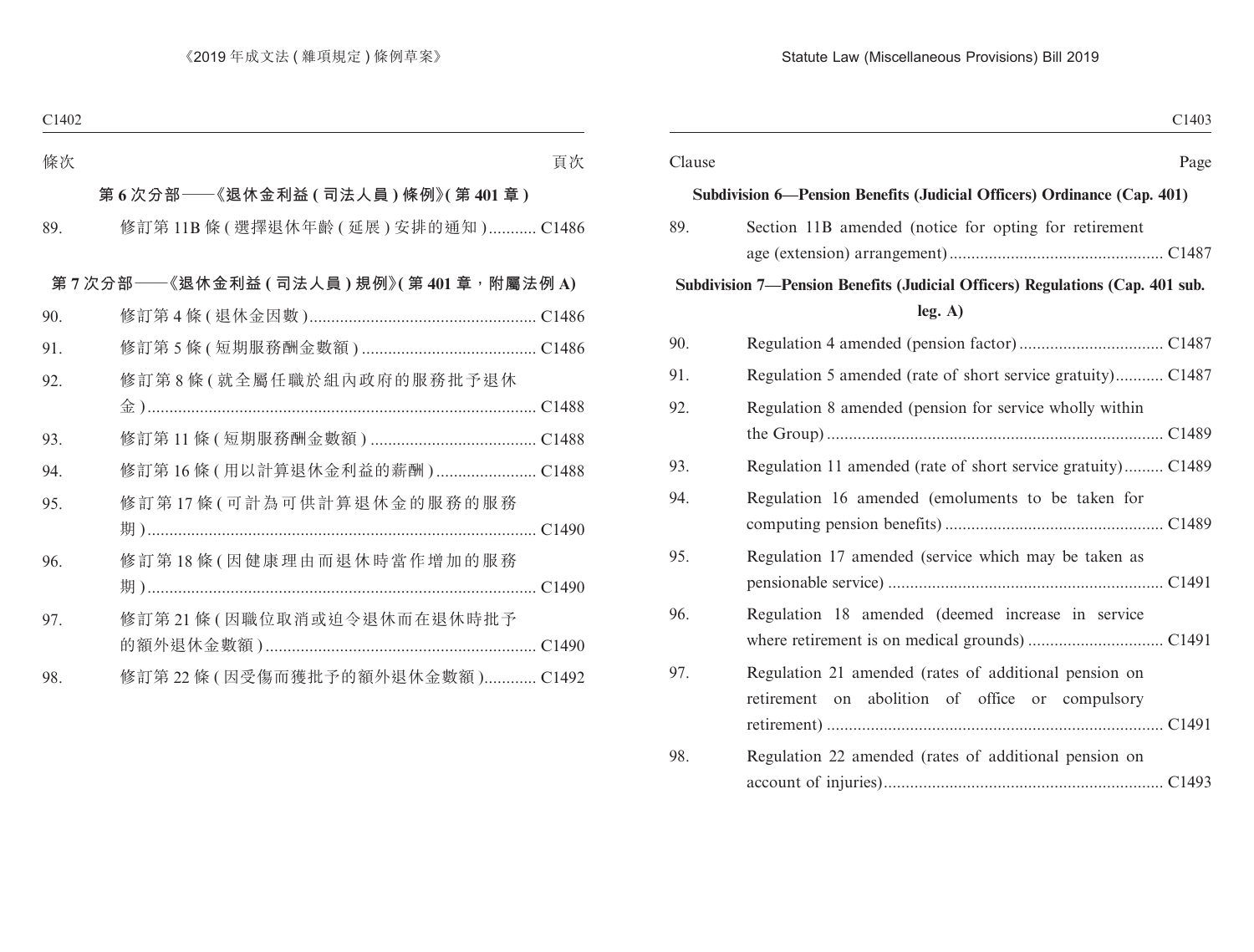| 條次 | | 頁次 |
|---|---|---|
| **第 6 次分部——《退休金利益 ( 司法人員 ) 條例》( 第 401 章 )** | | |
| 89. | 修訂第 11B 條 ( 選擇退休年齡 ( 延展 ) 安排的通知 ) | C1486 |
| **第 7 次分部——《退休金利益 ( 司法人員 ) 規例》( 第 401 章，附屬法例 A)** | | |
| 90. | 修訂第 4 條 ( 退休金因數 ) | C1486 |
| 91. | 修訂第 5 條 ( 短期服務酬金數額 ) | C1486 |
| 92. | 修訂第 8 條 ( 就全屬任職於組內政府的服務批予退休金 ) | C1488 |
| 93. | 修訂第 11 條 ( 短期服務酬金數額 ) | C1488 |
| 94. | 修訂第 16 條 ( 用以計算退休金利益的薪酬 ) | C1488 |
| 95. | 修訂第 17 條 ( 可計為可供計算退休金的服務的服務期 ) | C1490 |
| 96. | 修訂第 18 條 ( 因健康理由而退休時當作增加的服務期 ) | C1490 |
| 97. | 修訂第 21 條 ( 因職位取消或迫令退休而在退休時批予的額外退休金數額 ) | C1490 |
| 98. | 修訂第 22 條 ( 因受傷而獲批予的額外退休金數額 ) | C1492 |

| Clause | | Page |
|---|---|---|
| **Subdivision 6—Pension Benefits (Judicial Officers) Ordinance (Cap. 401)** | | |
| 89. | Section 11B amended (notice for opting for retirement age (extension) arrangement) | C1487 |
| **Subdivision 7—Pension Benefits (Judicial Officers) Regulations (Cap. 401 sub. leg. A)** | | |
| 90. | Regulation 4 amended (pension factor) | C1487 |
| 91. | Regulation 5 amended (rate of short service gratuity) | C1487 |
| 92. | Regulation 8 amended (pension for service wholly within the Group) | C1489 |
| 93. | Regulation 11 amended (rate of short service gratuity) | C1489 |
| 94. | Regulation 16 amended (emoluments to be taken for computing pension benefits) | C1489 |
| 95. | Regulation 17 amended (service which may be taken as pensionable service) | C1491 |
| 96. | Regulation 18 amended (deemed increase in service where retirement is on medical grounds) | C1491 |
| 97. | Regulation 21 amended (rates of additional pension on retirement on abolition of office or compulsory retirement) | C1491 |
| 98. | Regulation 22 amended (rates of additional pension on account of injuries) | C1493 |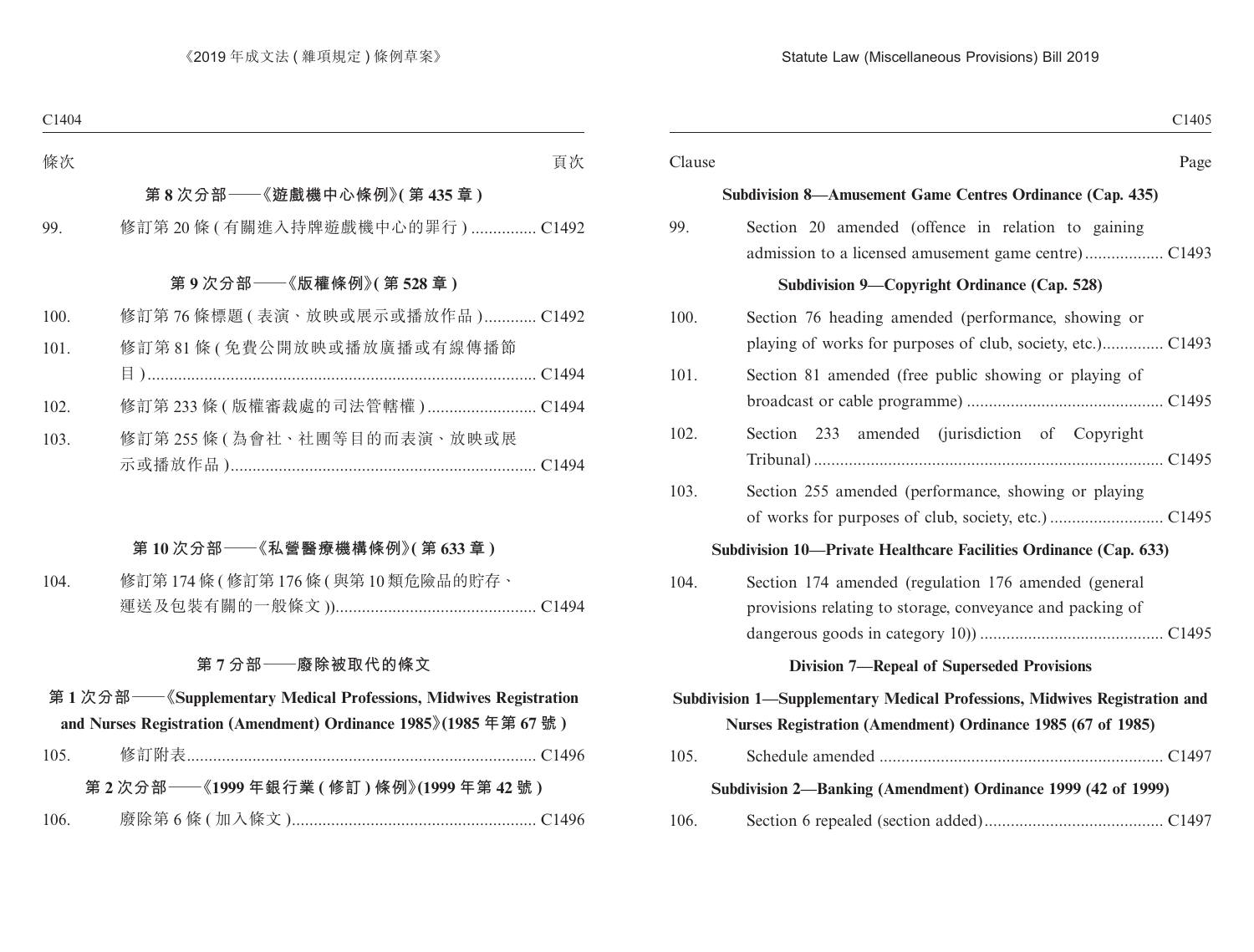| 條次 | | 頁次 |
|---|---|---|
| | **第 8 次分部——《遊戲機中心條例》(第 435 章)** | |
| 99. | 修訂第 20 條 (有關進入持牌遊戲機中心的罪行) | C1492 |
| | **第 9 次分部——《版權條例》(第 528 章)** | |
| 100. | 修訂第 76 條標題 (表演、放映或展示或播放作品) | C1492 |
| 101. | 修訂第 81 條 (免費公開放映或播放廣播或有線傳播節目) | C1494 |
| 102. | 修訂第 233 條 (版權審裁處的司法管轄權) | C1494 |
| 103. | 修訂第 255 條 (為會社、社團等目的而表演、放映或展示或播放作品) | C1494 |
| | **第 10 次分部——《私營醫療機構條例》(第 633 章)** | |
| 104. | 修訂第 174 條 (修訂第 176 條 (與第 10 類危險品的貯存、運送及包裝有關的一般條文)) | C1494 |
| | **第 7 分部——廢除被取代的條文** | |
| | **第 1 次分部——《Supplementary Medical Professions, Midwives Registration and Nurses Registration (Amendment) Ordinance 1985》(1985 年第 67 號)** | |
| 105. | 修訂附表 | C1496 |
| | **第 2 次分部——《1999 年銀行業 (修訂) 條例》(1999 年第 42 號)** | |
| 106. | 廢除第 6 條 (加入條文) | C1496 |

| Clause | | Page |
|---|---|---|
| | **Subdivision 8—Amusement Game Centres Ordinance (Cap. 435)** | |
| 99. | Section 20 amended (offence in relation to gaining admission to a licensed amusement game centre) | C1493 |
| | **Subdivision 9—Copyright Ordinance (Cap. 528)** | |
| 100. | Section 76 heading amended (performance, showing or playing of works for purposes of club, society, etc.) | C1493 |
| 101. | Section 81 amended (free public showing or playing of broadcast or cable programme) | C1495 |
| 102. | Section 233 amended (jurisdiction of Copyright Tribunal) | C1495 |
| 103. | Section 255 amended (performance, showing or playing of works for purposes of club, society, etc.) | C1495 |
| | **Subdivision 10—Private Healthcare Facilities Ordinance (Cap. 633)** | |
| 104. | Section 174 amended (regulation 176 amended (general provisions relating to storage, conveyance and packing of dangerous goods in category 10)) | C1495 |
| | **Division 7—Repeal of Superseded Provisions** | |
| | **Subdivision 1—Supplementary Medical Professions, Midwives Registration and Nurses Registration (Amendment) Ordinance 1985 (67 of 1985)** | |
| 105. | Schedule amended | C1497 |
| | **Subdivision 2—Banking (Amendment) Ordinance 1999 (42 of 1999)** | |
| 106. | Section 6 repealed (section added) | C1497 |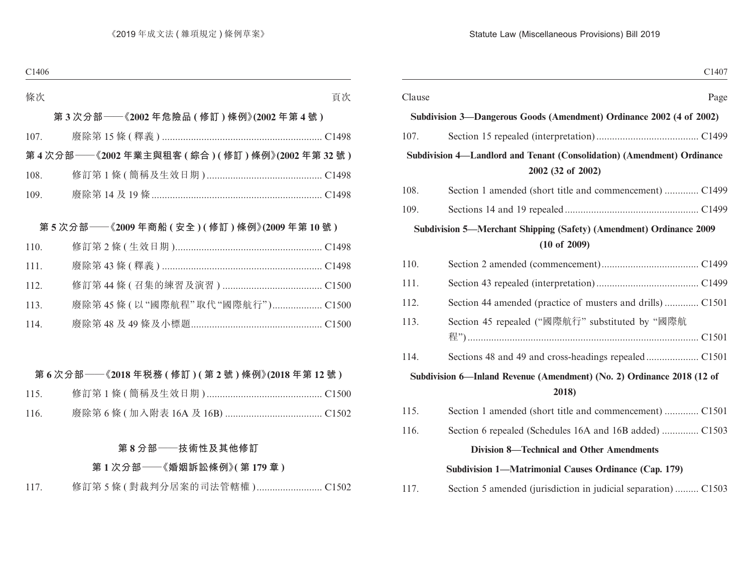條次 頁次

**第 3 次分部——《2002 年危險品 ( 修訂 ) 條例》(2002 年第 4 號 )**

107. 廢除第 15 條 ( 釋義 ) ............................................................. C1498

**第 4 次分部——《2002 年業主與租客 ( 綜合 ) ( 修訂 ) 條例》(2002 年第 32 號 )**

108. 修訂第 1 條 ( 簡稱及生效日期 ) ............................................ C1498

109. 廢除第 14 及 19 條 ................................................................. C1498

**第 5 次分部——《2009 年商船 ( 安全 ) ( 修訂 ) 條例》(2009 年第 10 號 )**

110. 修訂第 2 條 ( 生效日期 )........................................................ C1498

111. 廢除第 43 條 ( 釋義 ) ............................................................. C1498

112. 修訂第 44 條 ( 召集的練習及演習 ) ...................................... C1500

113. 廢除第 45 條 ( 以“國際航程”取代“國際航行”)................... C1500

114. 廢除第 48 及 49 條及小標題.................................................. C1500

**第 6 次分部——《2018 年稅務 ( 修訂 ) ( 第 2 號 ) 條例》(2018 年第 12 號 )**

115. 修訂第 1 條 ( 簡稱及生效日期 ) ............................................ C1500

116. 廢除第 6 條 ( 加入附表 16A 及 16B) ..................................... C1502

**第 8 分部——技術性及其他修訂**

**第 1 次分部——《婚姻訴訟條例》( 第 179 章 )**

117. 修訂第 5 條 ( 對裁判分居案的司法管轄權 )......................... C1502

Clause Page

**Subdivision 3—Dangerous Goods (Amendment) Ordinance 2002 (4 of 2002)**

107. Section 15 repealed (interpretation) ....................................... C1499

**Subdivision 4—Landlord and Tenant (Consolidation) (Amendment) Ordinance 2002 (32 of 2002)**

108. Section 1 amended (short title and commencement) ............. C1499

109. Sections 14 and 19 repealed ................................................... C1499

**Subdivision 5—Merchant Shipping (Safety) (Amendment) Ordinance 2009 (10 of 2009)**

110. Section 2 amended (commencement) ..................................... C1499

111. Section 43 repealed (interpretation) ....................................... C1499

112. Section 44 amended (practice of musters and drills) ............. C1501

113. Section 45 repealed (“國際航行” substituted by “國際航程”) ........................................................................................ C1501

114. Sections 48 and 49 and cross-headings repealed .................... C1501

**Subdivision 6—Inland Revenue (Amendment) (No. 2) Ordinance 2018 (12 of 2018)**

115. Section 1 amended (short title and commencement) ............. C1501

116. Section 6 repealed (Schedules 16A and 16B added) .............. C1503

**Division 8—Technical and Other Amendments**

**Subdivision 1—Matrimonial Causes Ordinance (Cap. 179)**

117. Section 5 amended (jurisdiction in judicial separation) ......... C1503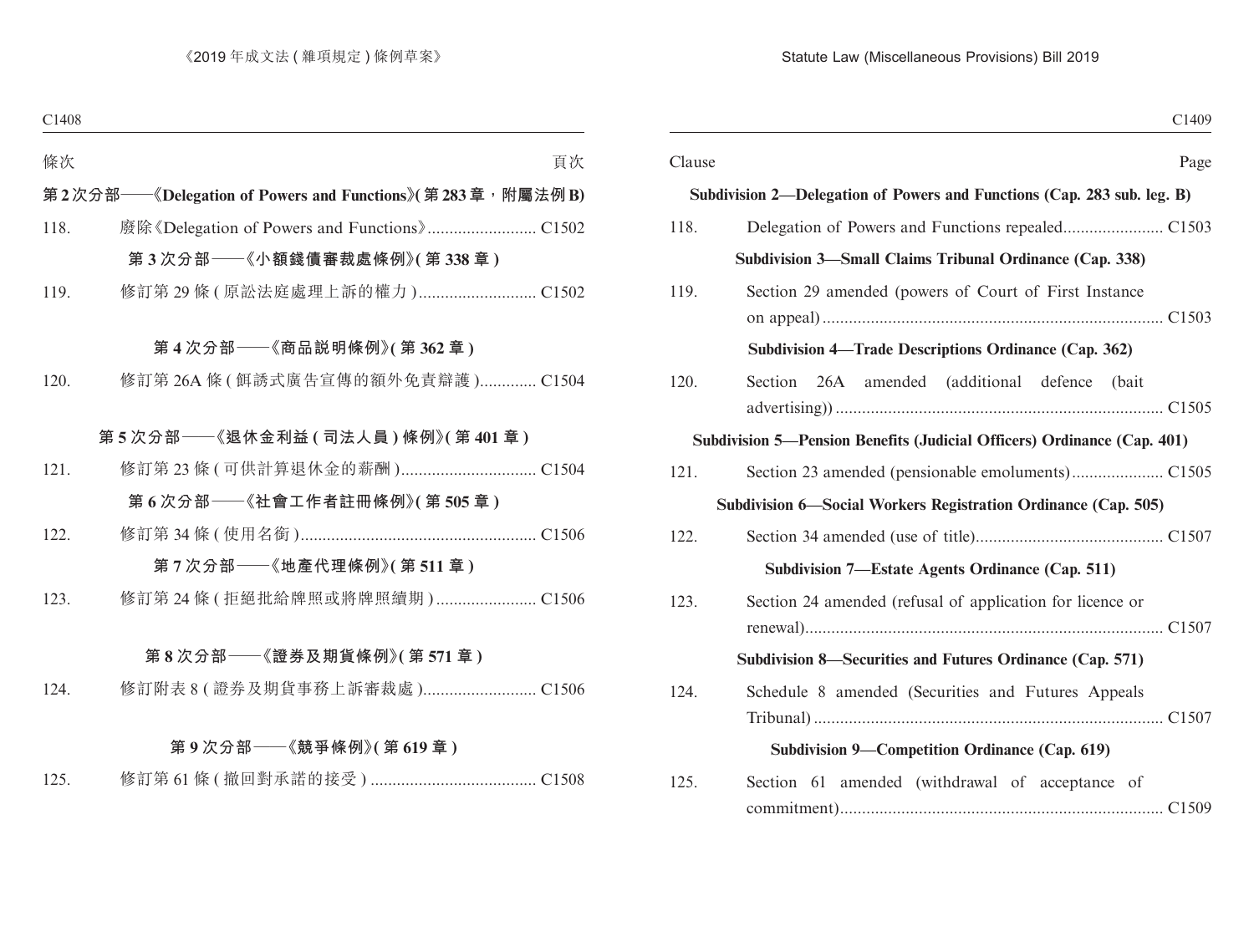| 條次 | | 頁次 |
|---|---|---|
| **第 2 次分部——《Delegation of Powers and Functions》(第 283 章，附屬法例 B)** | | |
| 118. | 廢除《Delegation of Powers and Functions》 | C1502 |
| **第 3 次分部——《小額錢債審裁處條例》(第 338 章)** | | |
| 119. | 修訂第 29 條 (原訟法庭處理上訴的權力) | C1502 |
| **第 4 次分部——《商品説明條例》(第 362 章)** | | |
| 120. | 修訂第 26A 條 (餌誘式廣告宣傳的額外免責辯護) | C1504 |
| **第 5 次分部——《退休金利益 (司法人員) 條例》(第 401 章)** | | |
| 121. | 修訂第 23 條 (可供計算退休金的薪酬) | C1504 |
| **第 6 次分部——《社會工作者註冊條例》(第 505 章)** | | |
| 122. | 修訂第 34 條 (使用名銜) | C1506 |
| **第 7 次分部——《地產代理條例》(第 511 章)** | | |
| 123. | 修訂第 24 條 (拒絕批給牌照或將牌照續期) | C1506 |
| **第 8 次分部——《證券及期貨條例》(第 571 章)** | | |
| 124. | 修訂附表 8 (證券及期貨事務上訴審裁處) | C1506 |
| **第 9 次分部——《競爭條例》(第 619 章)** | | |
| 125. | 修訂第 61 條 (撤回對承諾的接受) | C1508 |

| Clause | | Page |
|---|---|---|
| **Subdivision 2—Delegation of Powers and Functions (Cap. 283 sub. leg. B)** | | |
| 118. | Delegation of Powers and Functions repealed | C1503 |
| **Subdivision 3—Small Claims Tribunal Ordinance (Cap. 338)** | | |
| 119. | Section 29 amended (powers of Court of First Instance on appeal) | C1503 |
| **Subdivision 4—Trade Descriptions Ordinance (Cap. 362)** | | |
| 120. | Section 26A amended (additional defence (bait advertising)) | C1505 |
| **Subdivision 5—Pension Benefits (Judicial Officers) Ordinance (Cap. 401)** | | |
| 121. | Section 23 amended (pensionable emoluments) | C1505 |
| **Subdivision 6—Social Workers Registration Ordinance (Cap. 505)** | | |
| 122. | Section 34 amended (use of title) | C1507 |
| **Subdivision 7—Estate Agents Ordinance (Cap. 511)** | | |
| 123. | Section 24 amended (refusal of application for licence or renewal) | C1507 |
| **Subdivision 8—Securities and Futures Ordinance (Cap. 571)** | | |
| 124. | Schedule 8 amended (Securities and Futures Appeals Tribunal) | C1507 |
| **Subdivision 9—Competition Ordinance (Cap. 619)** | | |
| 125. | Section 61 amended (withdrawal of acceptance of commitment) | C1509 |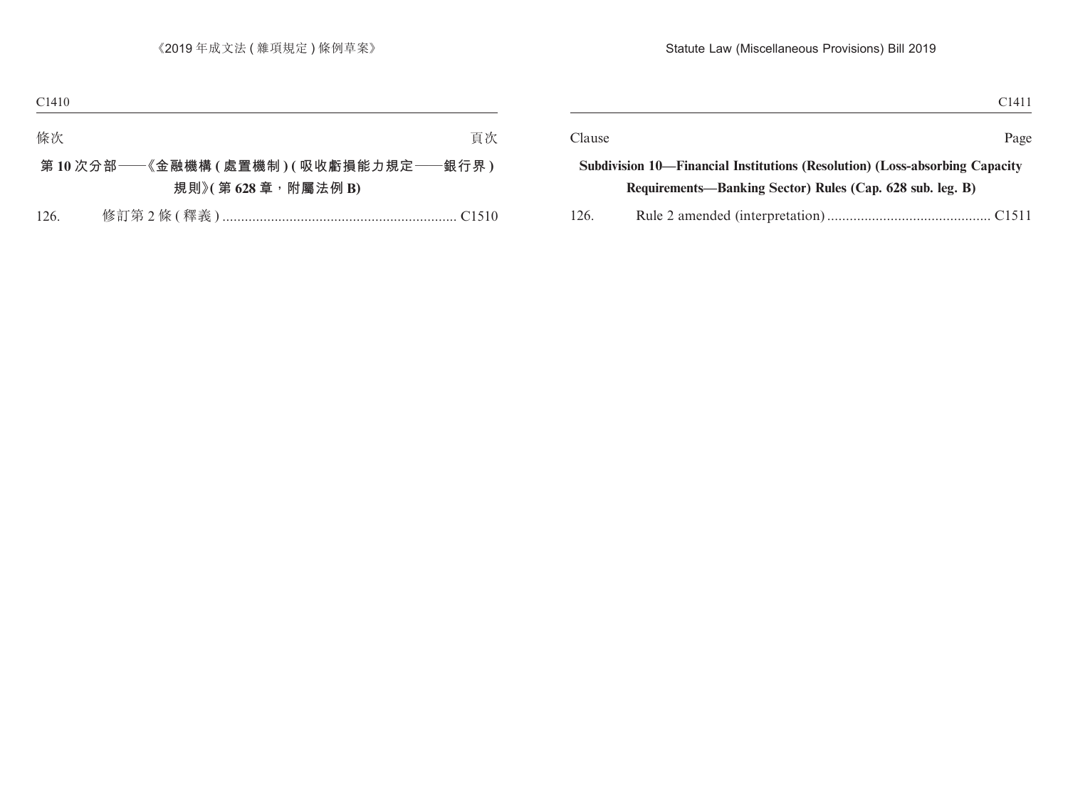條次 頁次

**第 10 次分部——《金融機構 ( 處置機制 ) ( 吸收虧損能力規定——銀行界 ) 規則》( 第 628 章，附屬法例 B)**

126. 修訂第 2 條 ( 釋義 ) ............................................................... C1510

Clause Page

**Subdivision 10—Financial Institutions (Resolution) (Loss-absorbing Capacity Requirements—Banking Sector) Rules (Cap. 628 sub. leg. B)**

126. Rule 2 amended (interpretation) ........................................... C1511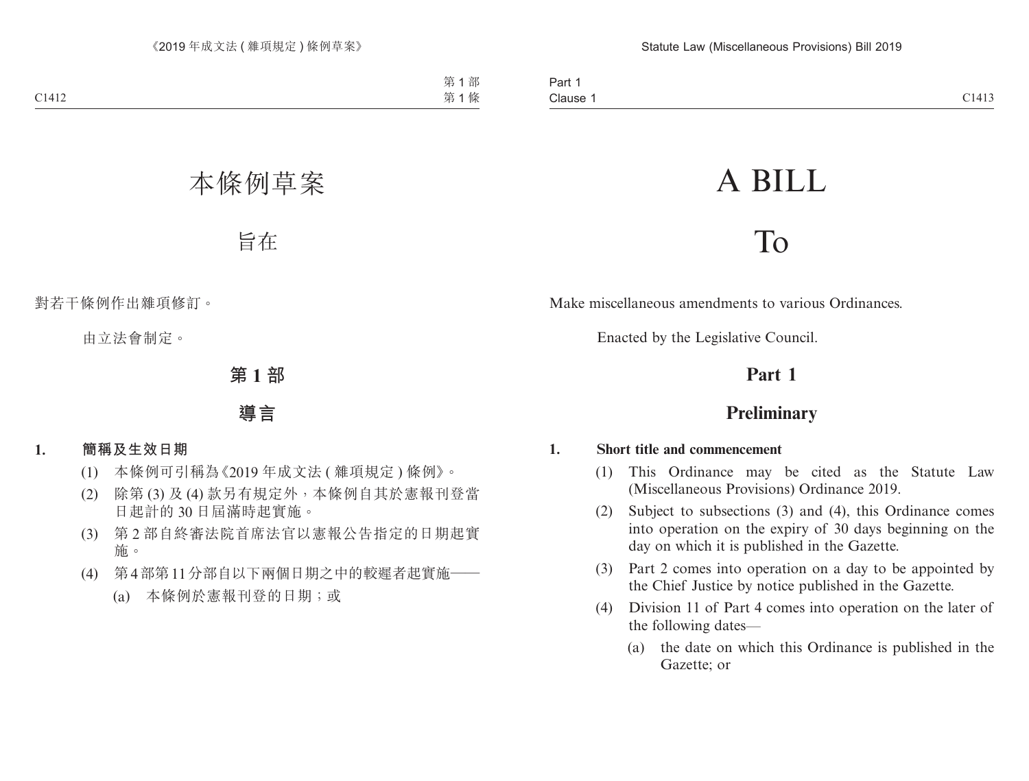# 本條例草案

## 旨在

對若干條例作出雜項修訂。

由立法會制定。

## 第 1 部

## 導言

**1. 簡稱及生效日期**

(1) 本條例可引稱為《2019 年成文法 ( 雜項規定 ) 條例》。

(2) 除第 (3) 及 (4) 款另有規定外，本條例自其於憲報刊登當日起計的 30 日屆滿時起實施。

(3) 第 2 部自終審法院首席法官以憲報公告指定的日期起實施。

(4) 第 4 部第 11 分部自以下兩個日期之中的較遲者起實施——

(a) 本條例於憲報刊登的日期；或

# A BILL

## To

Make miscellaneous amendments to various Ordinances.

Enacted by the Legislative Council.

## Part 1

## Preliminary

**1. Short title and commencement**

(1) This Ordinance may be cited as the Statute Law (Miscellaneous Provisions) Ordinance 2019.

(2) Subject to subsections (3) and (4), this Ordinance comes into operation on the expiry of 30 days beginning on the day on which it is published in the Gazette.

(3) Part 2 comes into operation on a day to be appointed by the Chief Justice by notice published in the Gazette.

(4) Division 11 of Part 4 comes into operation on the later of the following dates—

(a) the date on which this Ordinance is published in the Gazette; or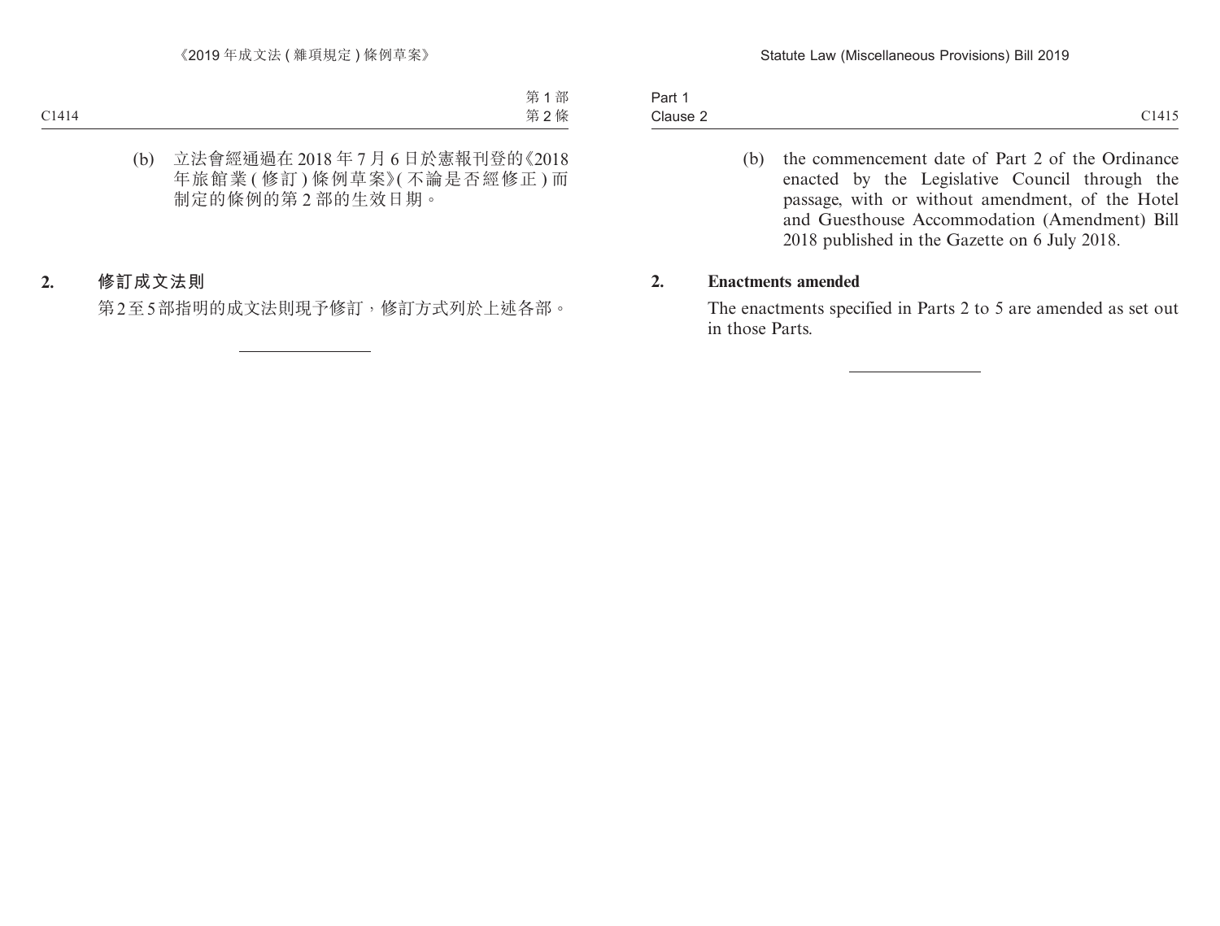(b) 立法會經通過在 2018 年 7 月 6 日於憲報刊登的《2018 年旅館業 ( 修訂 ) 條例草案》( 不論是否經修正 ) 而制定的條例的第 2 部的生效日期。

**2. 修訂成文法則**

第2至5部指明的成文法則現予修訂，修訂方式列於上述各部。

---

(b) the commencement date of Part 2 of the Ordinance enacted by the Legislative Council through the passage, with or without amendment, of the Hotel and Guesthouse Accommodation (Amendment) Bill 2018 published in the Gazette on 6 July 2018.

**2. Enactments amended**

The enactments specified in Parts 2 to 5 are amended as set out in those Parts.

---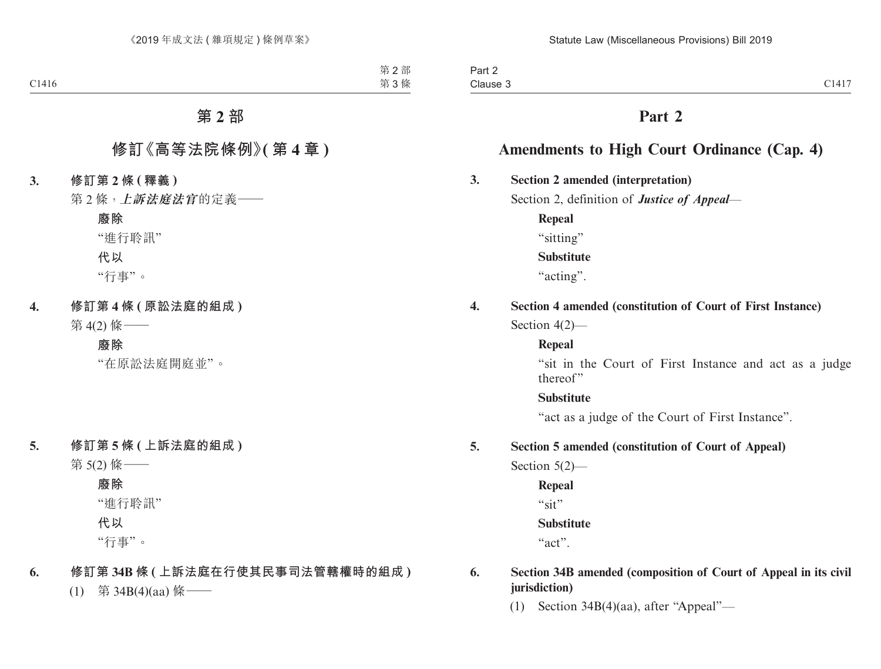# 第 2 部

## 修訂《高等法院條例》(第 4 章)

**3. 修訂第 2 條 (釋義)**

第 2 條，***上訴法庭法官***的定義——

**廢除**

“進行聆訊”

**代以**

“行事”。

**4. 修訂第 4 條 (原訟法庭的組成)**

第 4(2) 條——

**廢除**

“在原訟法庭開庭並”。

**5. 修訂第 5 條 (上訴法庭的組成)**

第 5(2) 條——

**廢除**

“進行聆訊”

**代以**

“行事”。

**6. 修訂第 34B 條 (上訴法庭在行使其民事司法管轄權時的組成)**

(1) 第 34B(4)(aa) 條——

# Part 2

## Amendments to High Court Ordinance (Cap. 4)

**3. Section 2 amended (interpretation)**

Section 2, definition of ***Justice of Appeal***—

**Repeal**

“sitting”

**Substitute**

“acting”.

**4. Section 4 amended (constitution of Court of First Instance)**

Section 4(2)—

**Repeal**

“sit in the Court of First Instance and act as a judge thereof”

**Substitute**

“act as a judge of the Court of First Instance”.

**5. Section 5 amended (constitution of Court of Appeal)**

Section 5(2)—

**Repeal**

“sit”

**Substitute**

“act”.

**6. Section 34B amended (composition of Court of Appeal in its civil jurisdiction)**

(1) Section 34B(4)(aa), after “Appeal”—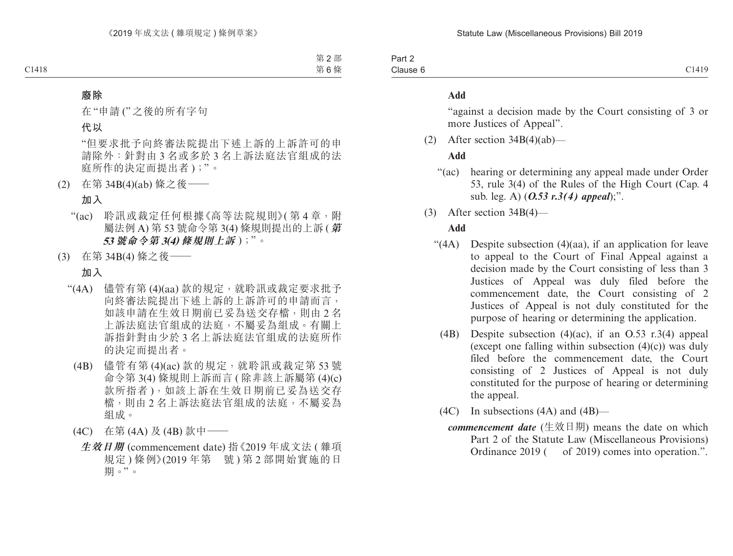**廢除**

在 “申請 (” 之後的所有字句

**代以**

“但要求批予向終審法院提出下述上訴的上訴許可的申請除外：針對由 3 名或多於 3 名上訴法庭法官組成的法庭所作的決定而提出者 ) ;”。

(2) 在第 34B(4)(ab) 條之後——

**加入**

“(ac) 聆訊或裁定任何根據《高等法院規則》( 第 4 章，附屬法例 A) 第 53 號命令第 3(4) 條規則提出的上訴 (***第 53 號命令第 3(4) 條規則上訴*** ) ;”。

(3) 在第 34B(4) 條之後——

**加入**

“(4A) 儘管有第 (4)(aa) 款的規定，就聆訊或裁定要求批予向終審法院提出下述上訴的上訴許可的申請而言，如該申請在生效日期前已妥為送交存檔，則由 2 名上訴法庭法官組成的法庭，不屬妥為組成。有關上訴指針對由少於 3 名上訴法庭法官組成的法庭所作的決定而提出者。

(4B) 儘管有第 (4)(ac) 款的規定，就聆訊或裁定第 53 號命令第 3(4) 條規則上訴而言 ( 除非該上訴屬第 (4)(c) 款所指者 )，如該上訴在生效日期前已妥為送交存檔，則由 2 名上訴法庭法官組成的法庭，不屬妥為組成。

(4C) 在第 (4A) 及 (4B) 款中——

***生效日期*** (commencement date) 指《2019 年成文法 ( 雜項規定 ) 條例》(2019 年第　號 ) 第 2 部開始實施的日期。”。

**Add**

“against a decision made by the Court consisting of 3 or more Justices of Appeal”.

(2) After section 34B(4)(ab)—

**Add**

“(ac) hearing or determining any appeal made under Order 53, rule 3(4) of the Rules of the High Court (Cap. 4 sub. leg. A) (***O.53 r.3(4) appeal***);”.

(3) After section 34B(4)—

**Add**

“(4A) Despite subsection (4)(aa), if an application for leave to appeal to the Court of Final Appeal against a decision made by the Court consisting of less than 3 Justices of Appeal was duly filed before the commencement date, the Court consisting of 2 Justices of Appeal is not duly constituted for the purpose of hearing or determining the application.

(4B) Despite subsection (4)(ac), if an O.53 r.3(4) appeal (except one falling within subsection (4)(c)) was duly filed before the commencement date, the Court consisting of 2 Justices of Appeal is not duly constituted for the purpose of hearing or determining the appeal.

(4C) In subsections (4A) and (4B)—

***commencement date*** (生效日期) means the date on which Part 2 of the Statute Law (Miscellaneous Provisions) Ordinance 2019 (　of 2019) comes into operation.”.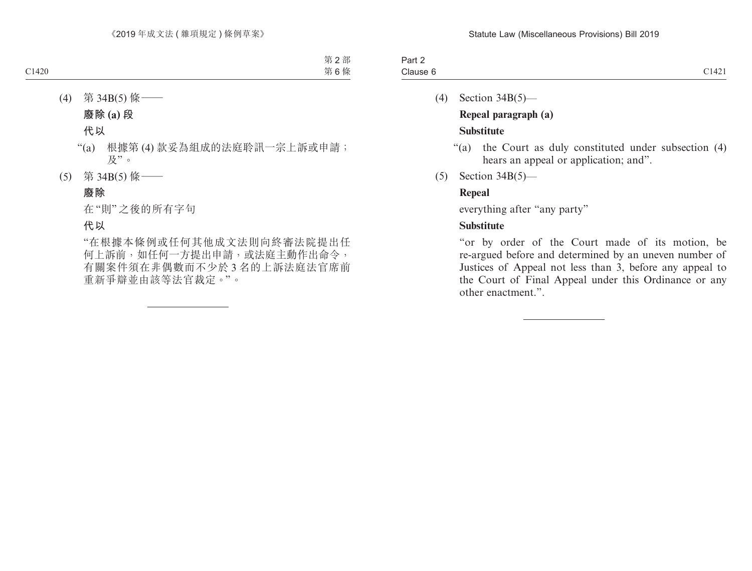(4) 第 34B(5) 條——

**廢除 (a) 段**

**代以**

“(a) 根據第 (4) 款妥為組成的法庭聆訊一宗上訴或申請；及”。

(5) 第 34B(5) 條——

**廢除**

在“則”之後的所有字句

**代以**

“在根據本條例或任何其他成文法則向終審法院提出任何上訴前，如任何一方提出申請，或法庭主動作出命令，有關案件須在非偶數而不少於 3 名的上訴法庭法官席前重新爭辯並由該等法官裁定。”。

---

(4) Section 34B(5)—

**Repeal paragraph (a)**

**Substitute**

“(a) the Court as duly constituted under subsection (4) hears an appeal or application; and”.

(5) Section 34B(5)—

**Repeal**

everything after “any party”

**Substitute**

“or by order of the Court made of its motion, be re-argued before and determined by an uneven number of Justices of Appeal not less than 3, before any appeal to the Court of Final Appeal under this Ordinance or any other enactment.”.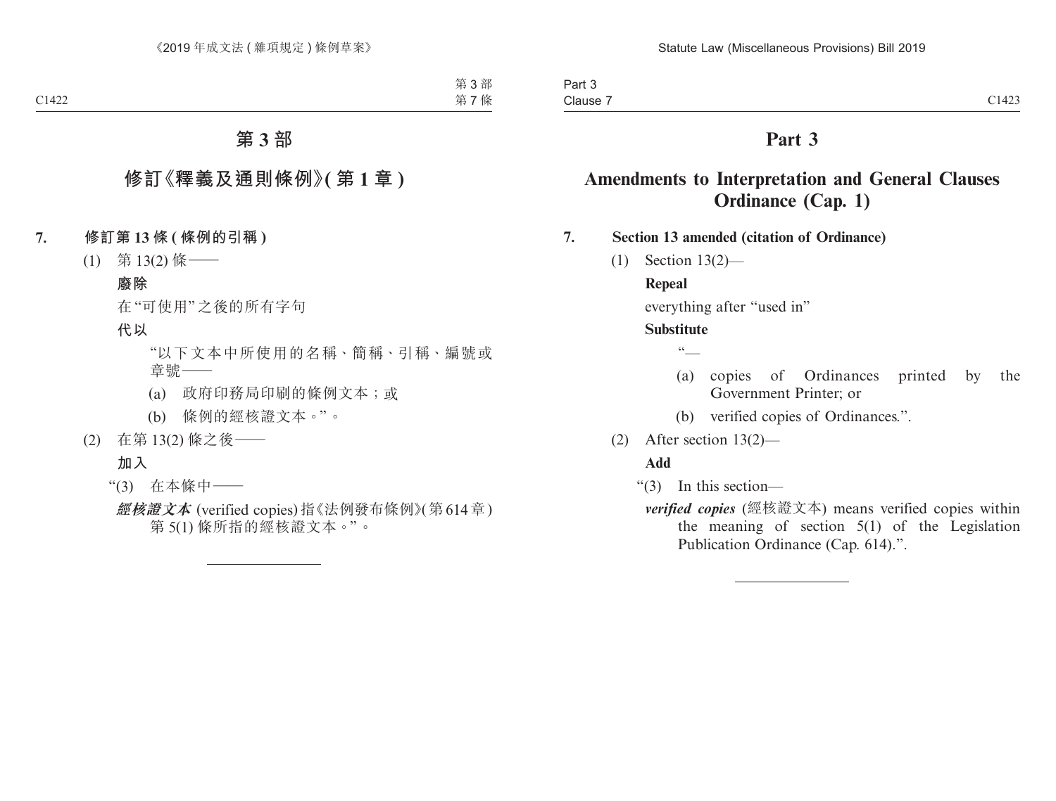# 第 3 部

## 修訂《釋義及通則條例》(第 1 章)

**7. 修訂第 13 條 (條例的引稱)**

(1) 第 13(2) 條——

**廢除**

在“可使用”之後的所有字句

**代以**

“以下文本中所使用的名稱、簡稱、引稱、編號或章號——

(a) 政府印務局印刷的條例文本；或

(b) 條例的經核證文本。”。

(2) 在第 13(2) 條之後——

**加入**

“(3) 在本條中——

***經核證文本*** (verified copies) 指《法例發布條例》(第 614 章) 第 5(1) 條所指的經核證文本。”。

# Part 3

## Amendments to Interpretation and General Clauses Ordinance (Cap. 1)

**7. Section 13 amended (citation of Ordinance)**

(1) Section 13(2)—

**Repeal**

everything after “used in”

**Substitute**

“—

(a) copies of Ordinances printed by the Government Printer; or

(b) verified copies of Ordinances.”.

(2) After section 13(2)—

**Add**

“(3) In this section—

***verified copies*** (經核證文本) means verified copies within the meaning of section 5(1) of the Legislation Publication Ordinance (Cap. 614).”.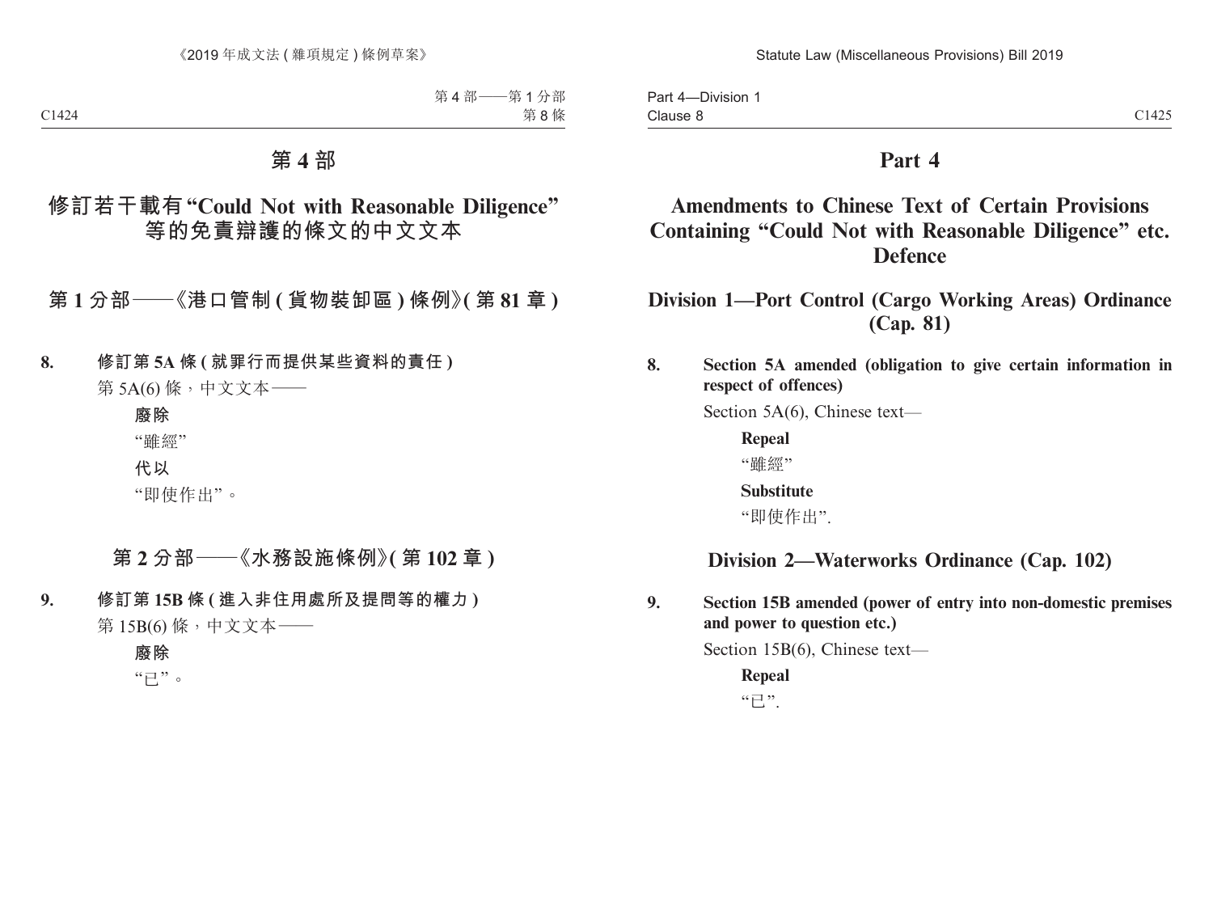# 第 4 部

## 修訂若干載有 "Could Not with Reasonable Diligence" 等的免責辯護的條文的中文文本

### 第 1 分部——《港口管制 (貨物裝卸區) 條例》(第 81 章)

**8. 修訂第 5A 條 (就罪行而提供某些資料的責任)**

第 5A(6) 條,中文文本——

**廢除**

"雖經"

**代以**

"即使作出"。

### 第 2 分部——《水務設施條例》(第 102 章)

**9. 修訂第 15B 條 (進入非住用處所及提問等的權力)**

第 15B(6) 條,中文文本——

**廢除**

"已"。

# Part 4

## Amendments to Chinese Text of Certain Provisions Containing "Could Not with Reasonable Diligence" etc. Defence

### Division 1—Port Control (Cargo Working Areas) Ordinance (Cap. 81)

**8. Section 5A amended (obligation to give certain information in respect of offences)**

Section 5A(6), Chinese text—

**Repeal**

"雖經"

**Substitute**

"即使作出".

### Division 2—Waterworks Ordinance (Cap. 102)

**9. Section 15B amended (power of entry into non-domestic premises and power to question etc.)**

Section 15B(6), Chinese text—

**Repeal**

"已".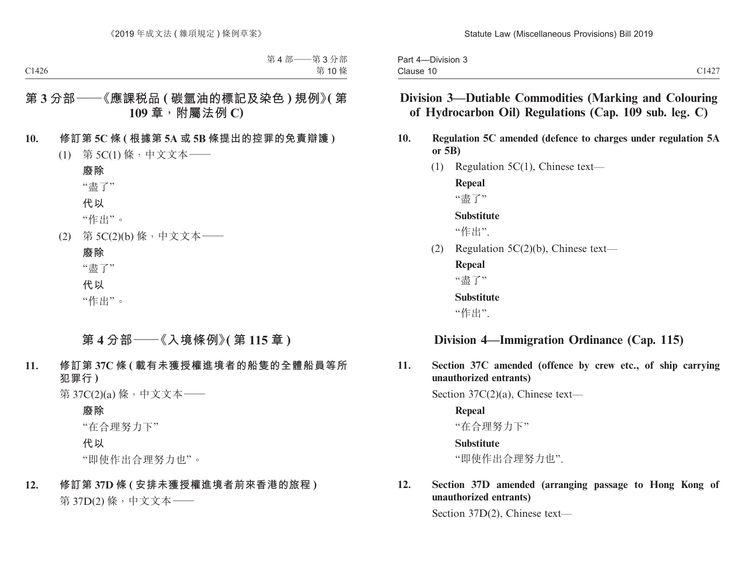## 第 3 分部——《應課稅品 ( 碳氫油的標記及染色 ) 規例》( 第 109 章，附屬法例 C)

**10. 修訂第 5C 條 ( 根據第 5A 或 5B 條提出的控罪的免責辯護 )**

(1) 第 5C(1) 條，中文文本——

**廢除**

“盡了”

**代以**

“作出”。

(2) 第 5C(2)(b) 條，中文文本——

**廢除**

“盡了”

**代以**

“作出”。

## 第 4 分部——《入境條例》( 第 115 章 )

**11. 修訂第 37C 條 ( 載有未獲授權進境者的船隻的全體船員等所犯罪行 )**

第 37C(2)(a) 條，中文文本——

**廢除**

“在合理努力下”

**代以**

“即使作出合理努力也”。

**12. 修訂第 37D 條 ( 安排未獲授權進境者前來香港的旅程 )**

第 37D(2) 條，中文文本——

## Division 3—Dutiable Commodities (Marking and Colouring of Hydrocarbon Oil) Regulations (Cap. 109 sub. leg. C)

**10. Regulation 5C amended (defence to charges under regulation 5A or 5B)**

(1) Regulation 5C(1), Chinese text—

**Repeal**

“盡了”

**Substitute**

“作出”.

(2) Regulation 5C(2)(b), Chinese text—

**Repeal**

“盡了”

**Substitute**

“作出”.

## Division 4—Immigration Ordinance (Cap. 115)

**11. Section 37C amended (offence by crew etc., of ship carrying unauthorized entrants)**

Section 37C(2)(a), Chinese text—

**Repeal**

“在合理努力下”

**Substitute**

“即使作出合理努力也”.

**12. Section 37D amended (arranging passage to Hong Kong of unauthorized entrants)**

Section 37D(2), Chinese text—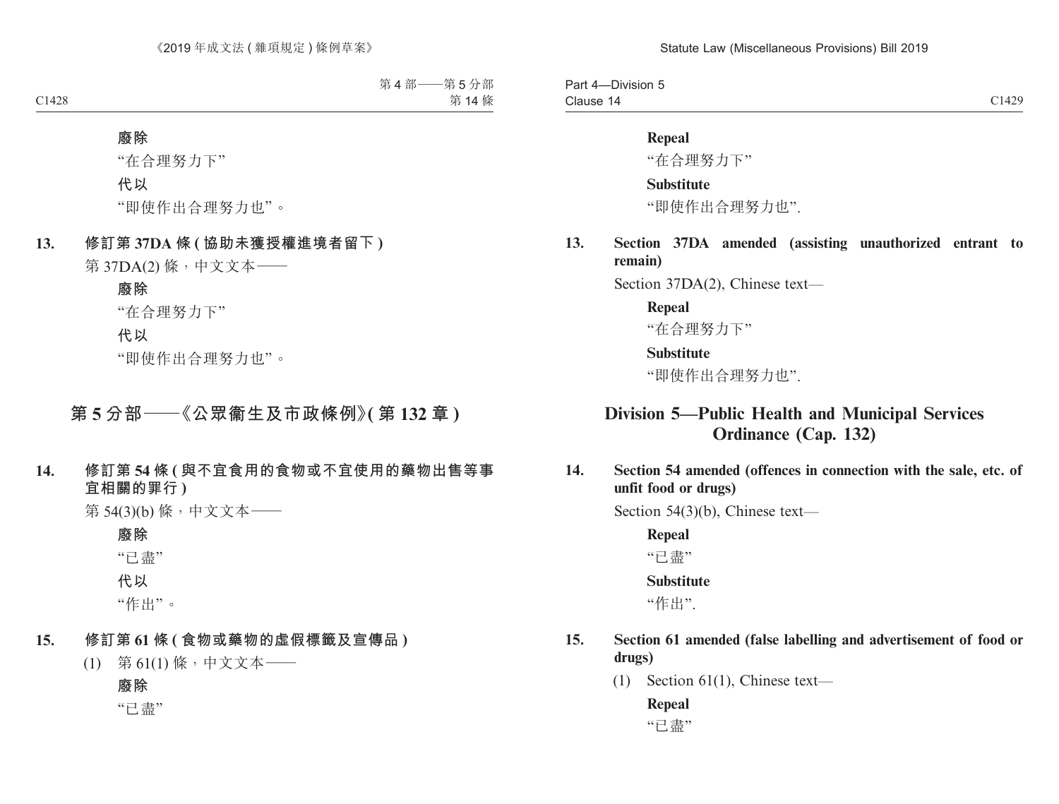廢除

"在合理努力下"

代以

"即使作出合理努力也"。

**13. 修訂第 37DA 條 (協助未獲授權進境者留下)**

第 37DA(2) 條，中文文本——

廢除

"在合理努力下"

代以

"即使作出合理努力也"。

## 第 5 分部——《公眾衞生及市政條例》(第 132 章)

**14. 修訂第 54 條 (與不宜食用的食物或不宜使用的藥物出售等事宜相關的罪行)**

第 54(3)(b) 條，中文文本——

廢除

"已盡"

代以

"作出"。

**15. 修訂第 61 條 (食物或藥物的虛假標籤及宣傳品)**

(1) 第 61(1) 條，中文文本——

廢除

"已盡"

**Repeal**

"在合理努力下"

**Substitute**

"即使作出合理努力也".

**13. Section 37DA amended (assisting unauthorized entrant to remain)**

Section 37DA(2), Chinese text—

**Repeal**

"在合理努力下"

**Substitute**

"即使作出合理努力也".

## Division 5—Public Health and Municipal Services Ordinance (Cap. 132)

**14. Section 54 amended (offences in connection with the sale, etc. of unfit food or drugs)**

Section 54(3)(b), Chinese text—

**Repeal**

"已盡"

**Substitute**

"作出".

**15. Section 61 amended (false labelling and advertisement of food or drugs)**

(1) Section 61(1), Chinese text—

**Repeal**

"已盡"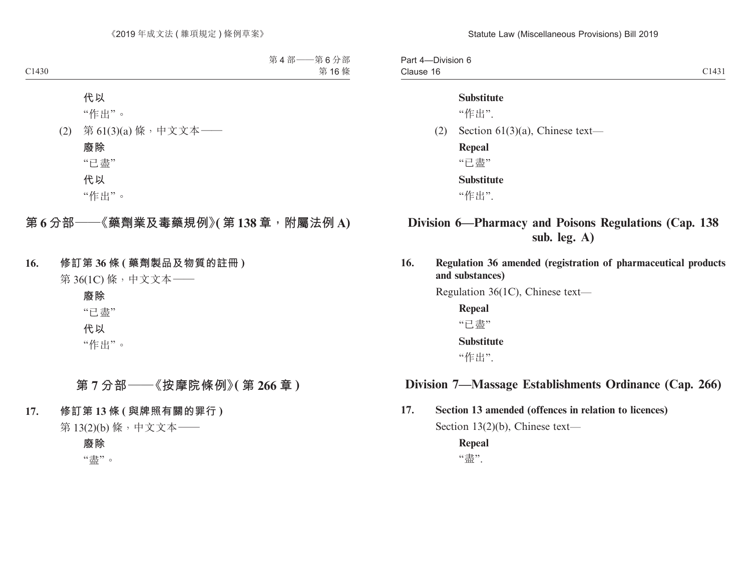代以

"作出"。

(2) 第 61(3)(a) 條，中文文本——

**廢除**

"已盡"

**代以**

"作出"。

## 第 6 分部——《藥劑業及毒藥規例》(第 138 章，附屬法例 A)

**16. 修訂第 36 條 (藥劑製品及物質的註冊)**

第 36(1C) 條，中文文本——

**廢除**

"已盡"

**代以**

"作出"。

## 第 7 分部——《按摩院條例》(第 266 章)

**17. 修訂第 13 條 (與牌照有關的罪行)**

第 13(2)(b) 條，中文文本——

**廢除**

"盡"。

**Substitute**

"作出".

(2) Section 61(3)(a), Chinese text—

**Repeal**

"已盡"

**Substitute**

"作出".

## Division 6—Pharmacy and Poisons Regulations (Cap. 138 sub. leg. A)

**16. Regulation 36 amended (registration of pharmaceutical products and substances)**

Regulation 36(1C), Chinese text—

**Repeal**

"已盡"

**Substitute**

"作出".

## Division 7—Massage Establishments Ordinance (Cap. 266)

**17. Section 13 amended (offences in relation to licences)**

Section 13(2)(b), Chinese text—

**Repeal**

"盡".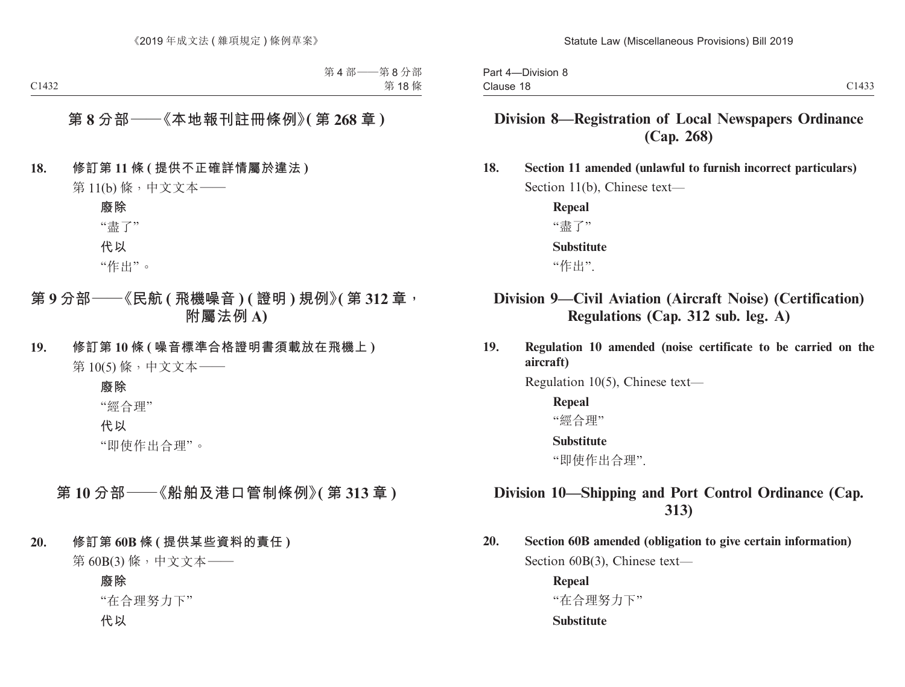## 第 8 分部——《本地報刊註冊條例》(第 268 章)

**18. 修訂第 11 條 (提供不正確詳情屬於違法)**

第 11(b) 條，中文文本——

**廢除**

“盡了”

**代以**

“作出”。

## 第 9 分部——《民航 (飛機噪音) (證明) 規例》(第 312 章，附屬法例 A)

**19. 修訂第 10 條 (噪音標準合格證明書須載放在飛機上)**

第 10(5) 條，中文文本——

**廢除**

“經合理”

**代以**

“即使作出合理”。

## 第 10 分部——《船舶及港口管制條例》(第 313 章)

**20. 修訂第 60B 條 (提供某些資料的責任)**

第 60B(3) 條，中文文本——

**廢除**

“在合理努力下”

**代以**

## Division 8—Registration of Local Newspapers Ordinance (Cap. 268)

**18. Section 11 amended (unlawful to furnish incorrect particulars)**

Section 11(b), Chinese text—

**Repeal**

“盡了”

**Substitute**

“作出”.

## Division 9—Civil Aviation (Aircraft Noise) (Certification) Regulations (Cap. 312 sub. leg. A)

**19. Regulation 10 amended (noise certificate to be carried on the aircraft)**

Regulation 10(5), Chinese text—

**Repeal**

“經合理”

**Substitute**

“即使作出合理”.

## Division 10—Shipping and Port Control Ordinance (Cap. 313)

**20. Section 60B amended (obligation to give certain information)**

Section 60B(3), Chinese text—

**Repeal**

“在合理努力下”

**Substitute**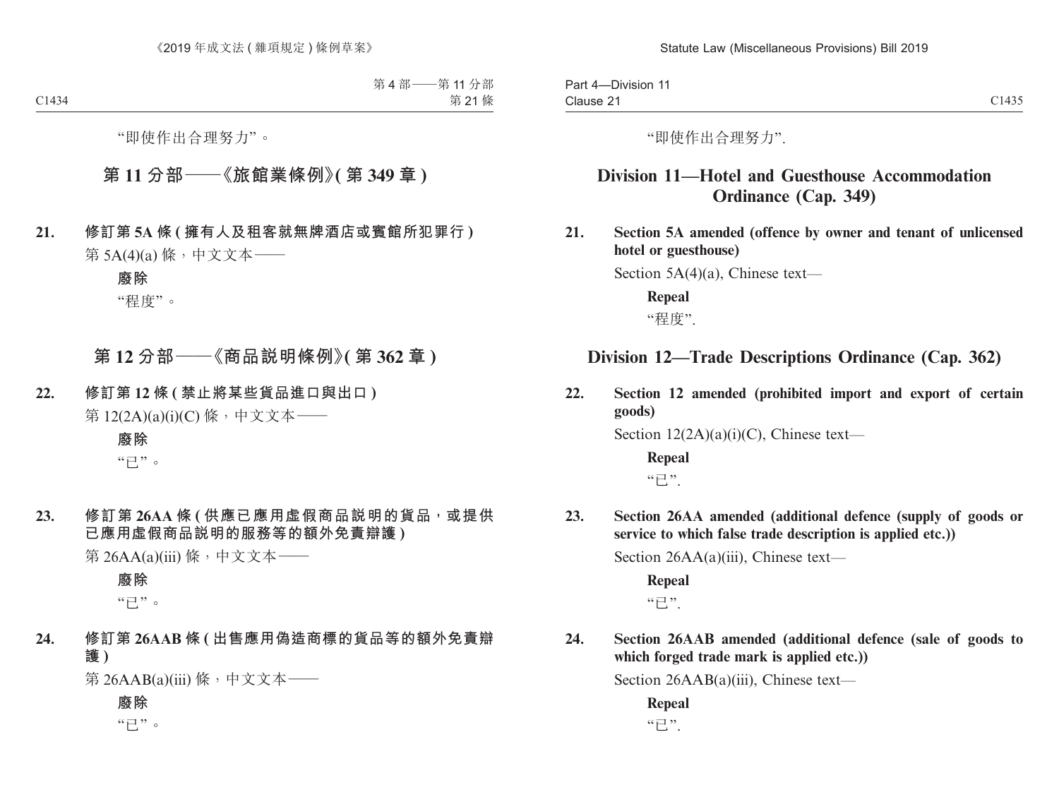“即使作出合理努力”。

## 第 11 分部——《旅館業條例》(第 349 章)

**21. 修訂第 5A 條 (擁有人及租客就無牌酒店或賓館所犯罪行)**

第 5A(4)(a) 條，中文文本——

**廢除**

“程度”。

## 第 12 分部——《商品說明條例》(第 362 章)

**22. 修訂第 12 條 (禁止將某些貨品進口與出口)**

第 12(2A)(a)(i)(C) 條，中文文本——

**廢除**

“已”。

**23. 修訂第 26AA 條 (供應已應用虛假商品說明的貨品，或提供已應用虛假商品說明的服務等的額外免責辯護)**

第 26AA(a)(iii) 條，中文文本——

**廢除**

“已”。

**24. 修訂第 26AAB 條 (出售應用偽造商標的貨品等的額外免責辯護)**

第 26AAB(a)(iii) 條，中文文本——

**廢除**

“已”。

“即使作出合理努力”.

## Division 11—Hotel and Guesthouse Accommodation Ordinance (Cap. 349)

**21. Section 5A amended (offence by owner and tenant of unlicensed hotel or guesthouse)**

Section 5A(4)(a), Chinese text—

**Repeal**

“程度”.

## Division 12—Trade Descriptions Ordinance (Cap. 362)

**22. Section 12 amended (prohibited import and export of certain goods)**

Section 12(2A)(a)(i)(C), Chinese text—

**Repeal**

“已”.

**23. Section 26AA amended (additional defence (supply of goods or service to which false trade description is applied etc.))**

Section 26AA(a)(iii), Chinese text—

**Repeal**

“已”.

**24. Section 26AAB amended (additional defence (sale of goods to which forged trade mark is applied etc.))**

Section 26AAB(a)(iii), Chinese text—

**Repeal**

“已”.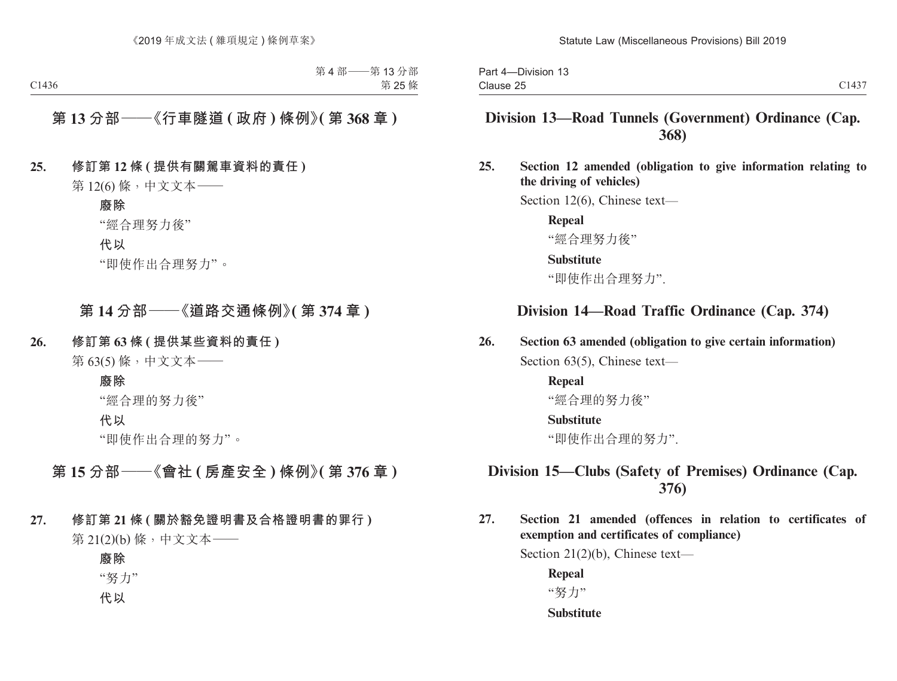## 第 13 分部——《行車隧道 (政府) 條例》(第 368 章)

**25. 修訂第 12 條 (提供有關駕車資料的責任)**

第 12(6) 條，中文文本——

**廢除**

“經合理努力後”

**代以**

“即使作出合理努力”。

## 第 14 分部——《道路交通條例》(第 374 章)

**26. 修訂第 63 條 (提供某些資料的責任)**

第 63(5) 條，中文文本——

**廢除**

“經合理的努力後”

**代以**

“即使作出合理的努力”。

## 第 15 分部——《會社 (房產安全) 條例》(第 376 章)

**27. 修訂第 21 條 (關於豁免證明書及合格證明書的罪行)**

第 21(2)(b) 條，中文文本——

**廢除**

“努力”

**代以**

## Division 13—Road Tunnels (Government) Ordinance (Cap. 368)

**25. Section 12 amended (obligation to give information relating to the driving of vehicles)**

Section 12(6), Chinese text—

**Repeal**

“經合理努力後”

**Substitute**

“即使作出合理努力”.

## Division 14—Road Traffic Ordinance (Cap. 374)

**26. Section 63 amended (obligation to give certain information)**

Section 63(5), Chinese text—

**Repeal**

“經合理的努力後”

**Substitute**

“即使作出合理的努力”.

## Division 15—Clubs (Safety of Premises) Ordinance (Cap. 376)

**27. Section 21 amended (offences in relation to certificates of exemption and certificates of compliance)**

Section 21(2)(b), Chinese text—

**Repeal**

“努力”

**Substitute**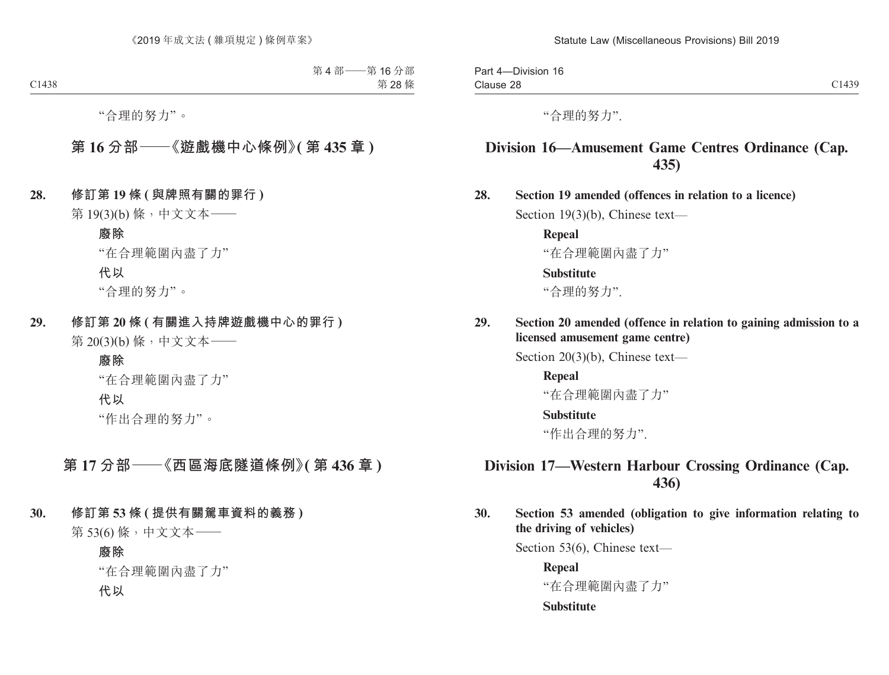“合理的努力”。

## 第 16 分部——《遊戲機中心條例》(第 435 章)

**28. 修訂第 19 條 (與牌照有關的罪行)**

第 19(3)(b) 條，中文文本——

**廢除**

“在合理範圍內盡了力”

**代以**

“合理的努力”。

**29. 修訂第 20 條 (有關進入持牌遊戲機中心的罪行)**

第 20(3)(b) 條，中文文本——

**廢除**

“在合理範圍內盡了力”

**代以**

“作出合理的努力”。

## 第 17 分部——《西區海底隧道條例》(第 436 章)

**30. 修訂第 53 條 (提供有關駕車資料的義務)**

第 53(6) 條，中文文本——

**廢除**

“在合理範圍內盡了力”

**代以**

“合理的努力”.

## Division 16—Amusement Game Centres Ordinance (Cap. 435)

**28. Section 19 amended (offences in relation to a licence)**

Section 19(3)(b), Chinese text—

**Repeal**

“在合理範圍內盡了力”

**Substitute**

“合理的努力”.

**29. Section 20 amended (offence in relation to gaining admission to a licensed amusement game centre)**

Section 20(3)(b), Chinese text—

**Repeal**

“在合理範圍內盡了力”

**Substitute**

“作出合理的努力”.

## Division 17—Western Harbour Crossing Ordinance (Cap. 436)

**30. Section 53 amended (obligation to give information relating to the driving of vehicles)**

Section 53(6), Chinese text—

**Repeal**

“在合理範圍內盡了力”

**Substitute**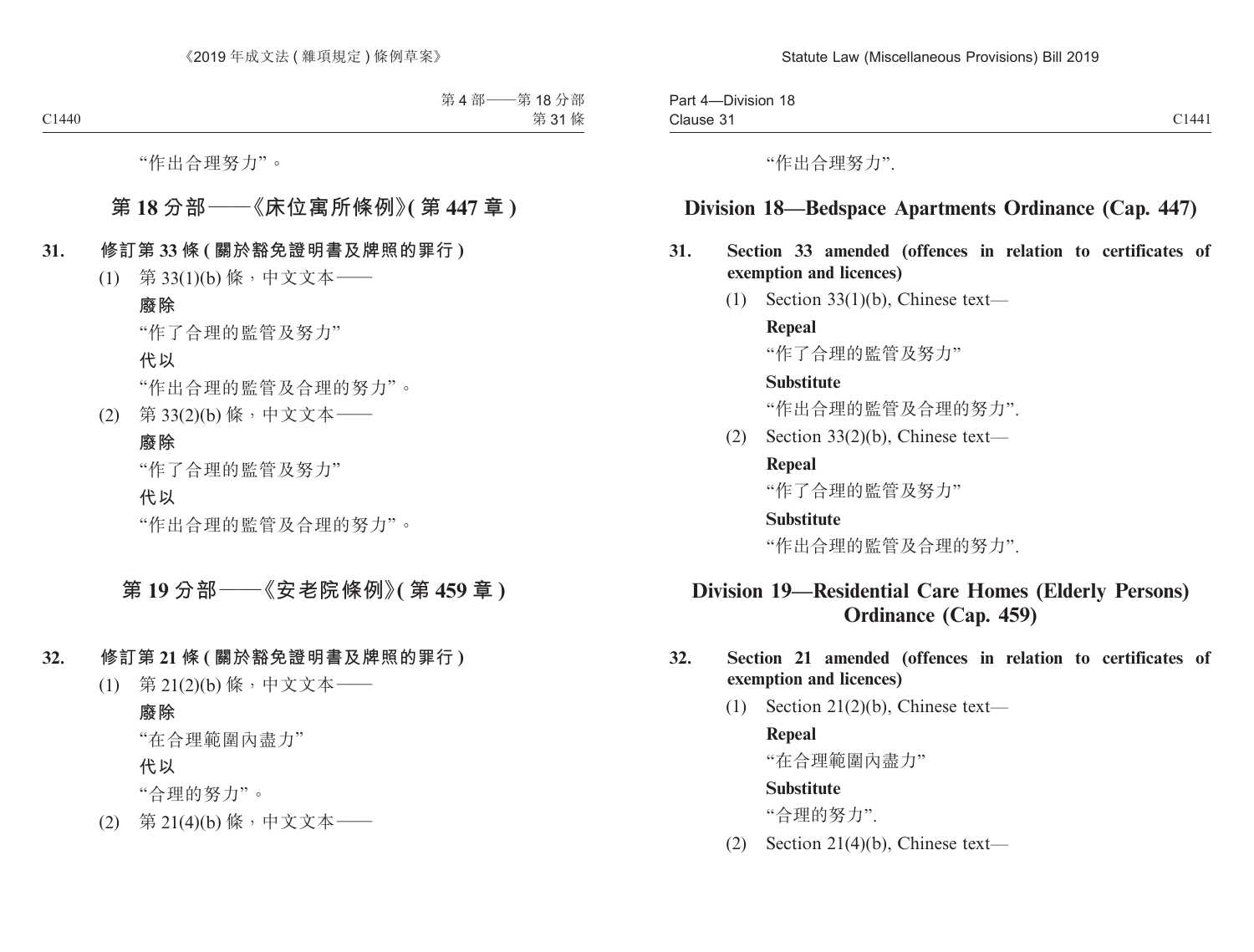"作出合理努力"。

## 第 18 分部——《床位寓所條例》(第 447 章)

**31. 修訂第 33 條 (關於豁免證明書及牌照的罪行)**

(1) 第 33(1)(b) 條，中文文本——

**廢除**

"作了合理的監管及努力"

**代以**

"作出合理的監管及合理的努力"。

(2) 第 33(2)(b) 條，中文文本——

**廢除**

"作了合理的監管及努力"

**代以**

"作出合理的監管及合理的努力"。

## 第 19 分部——《安老院條例》(第 459 章)

**32. 修訂第 21 條 (關於豁免證明書及牌照的罪行)**

(1) 第 21(2)(b) 條，中文文本——

**廢除**

"在合理範圍內盡力"

**代以**

"合理的努力"。

(2) 第 21(4)(b) 條，中文文本——

"作出合理努力".

## Division 18—Bedspace Apartments Ordinance (Cap. 447)

**31. Section 33 amended (offences in relation to certificates of exemption and licences)**

(1) Section 33(1)(b), Chinese text—

**Repeal**

"作了合理的監管及努力"

**Substitute**

"作出合理的監管及合理的努力".

(2) Section 33(2)(b), Chinese text—

**Repeal**

"作了合理的監管及努力"

**Substitute**

"作出合理的監管及合理的努力".

## Division 19—Residential Care Homes (Elderly Persons) Ordinance (Cap. 459)

**32. Section 21 amended (offences in relation to certificates of exemption and licences)**

(1) Section 21(2)(b), Chinese text—

**Repeal**

"在合理範圍內盡力"

**Substitute**

"合理的努力".

(2) Section 21(4)(b), Chinese text—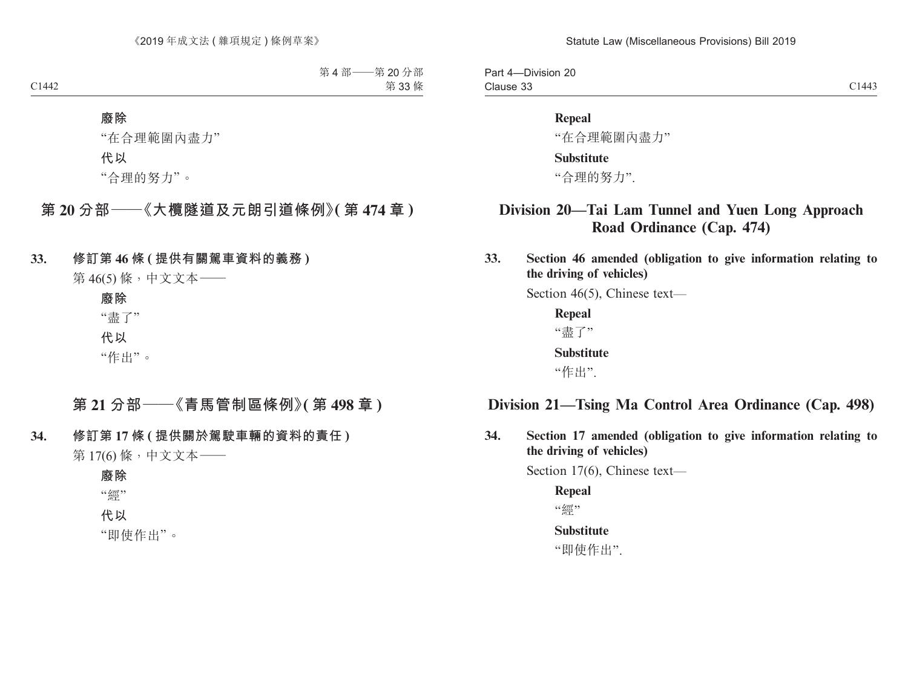**廢除**

“在合理範圍內盡力”

**代以**

“合理的努力”。

## 第 20 分部——《大欖隧道及元朗引道條例》(第 474 章)

**33. 修訂第 46 條 (提供有關駕車資料的義務)**

第 46(5) 條，中文文本——

**廢除**

“盡了”

**代以**

“作出”。

## 第 21 分部——《青馬管制區條例》(第 498 章)

**34. 修訂第 17 條 (提供關於駕駛車輛的資料的責任)**

第 17(6) 條，中文文本——

**廢除**

“經”

**代以**

“即使作出”。

**Repeal**

“在合理範圍內盡力”

**Substitute**

“合理的努力”.

## Division 20—Tai Lam Tunnel and Yuen Long Approach Road Ordinance (Cap. 474)

**33. Section 46 amended (obligation to give information relating to the driving of vehicles)**

Section 46(5), Chinese text—

**Repeal**

“盡了”

**Substitute**

“作出”.

## Division 21—Tsing Ma Control Area Ordinance (Cap. 498)

**34. Section 17 amended (obligation to give information relating to the driving of vehicles)**

Section 17(6), Chinese text—

**Repeal**

“經”

**Substitute**

“即使作出”.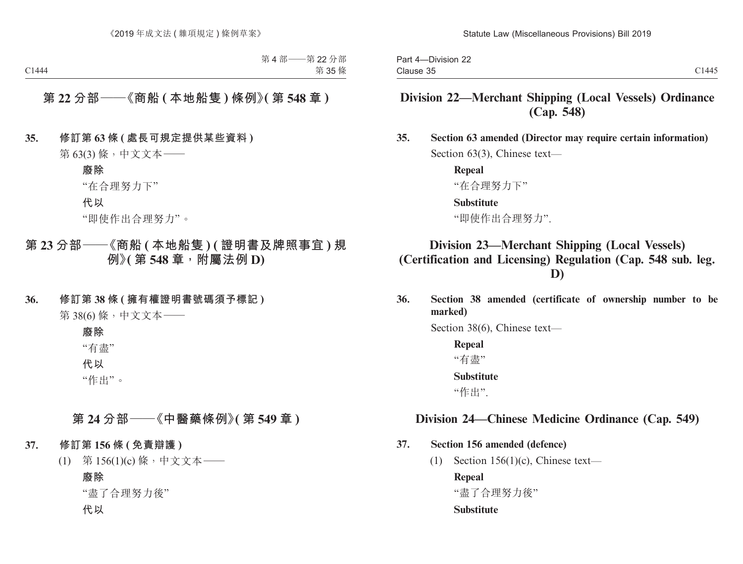## 第22分部——《商船(本地船隻)條例》(第548章)

**35. 修訂第63條(處長可規定提供某些資料)**

第63(3)條,中文文本——

**廢除**

"在合理努力下"

**代以**

"即使作出合理努力"。

## 第23分部——《商船(本地船隻)(證明書及牌照事宜)規例》(第548章,附屬法例D)

**36. 修訂第38條(擁有權證明書號碼須予標記)**

第38(6)條,中文文本——

**廢除**

"有盡"

**代以**

"作出"。

## 第24分部——《中醫藥條例》(第549章)

**37. 修訂第156條(免責辯護)**

(1) 第156(1)(c)條,中文文本——

**廢除**

"盡了合理努力後"

**代以**

## Division 22—Merchant Shipping (Local Vessels) Ordinance (Cap. 548)

**35. Section 63 amended (Director may require certain information)**

Section 63(3), Chinese text—

**Repeal**

"在合理努力下"

**Substitute**

"即使作出合理努力".

## Division 23—Merchant Shipping (Local Vessels) (Certification and Licensing) Regulation (Cap. 548 sub. leg. D)

**36. Section 38 amended (certificate of ownership number to be marked)**

Section 38(6), Chinese text—

**Repeal**

"有盡"

**Substitute**

"作出".

## Division 24—Chinese Medicine Ordinance (Cap. 549)

**37. Section 156 amended (defence)**

(1) Section 156(1)(c), Chinese text—

**Repeal**

"盡了合理努力後"

**Substitute**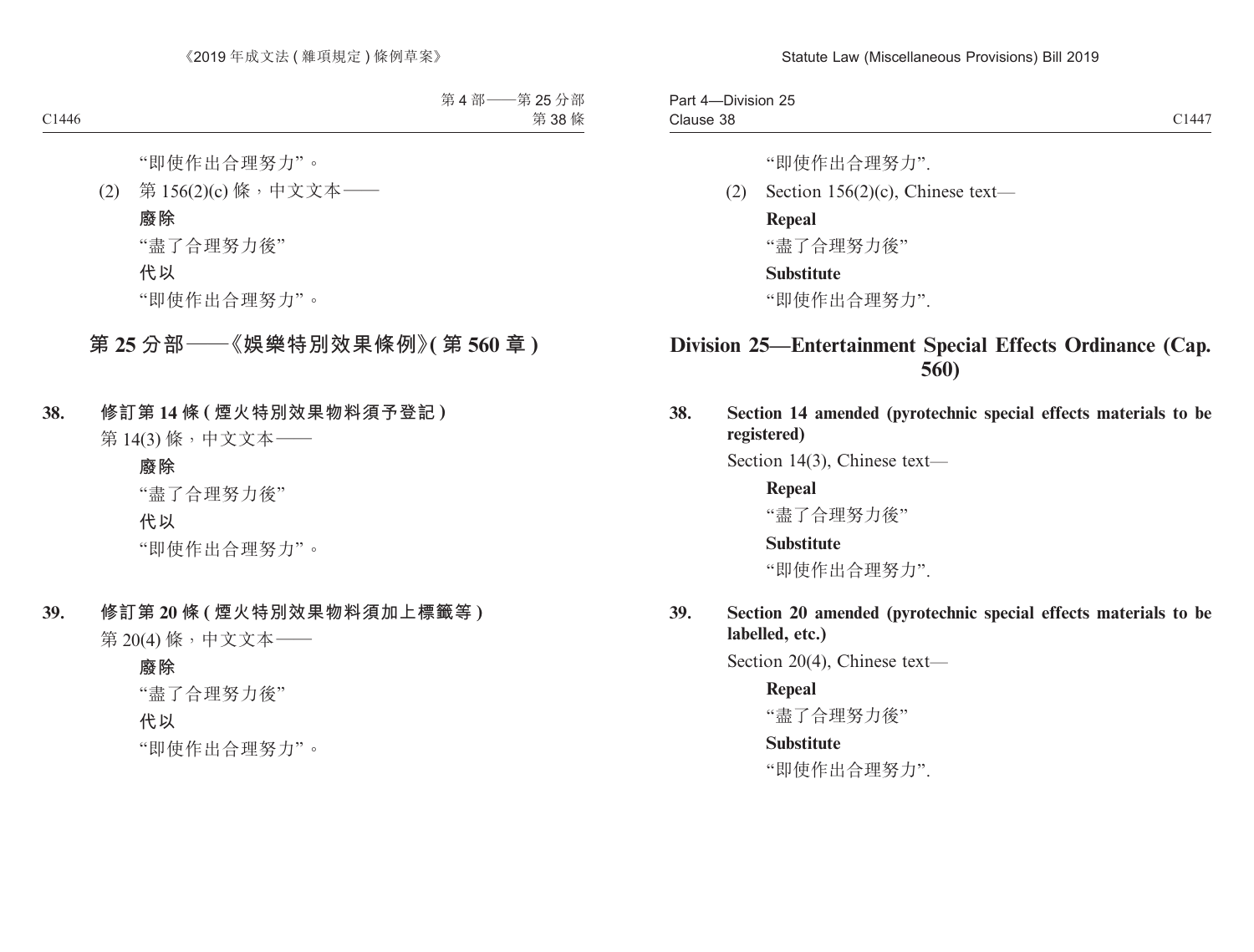“即使作出合理努力”。

(2) 第 156(2)(c) 條，中文文本——

**廢除**

“盡了合理努力後”

**代以**

“即使作出合理努力”。

## 第 25 分部——《娛樂特別效果條例》(第 560 章)

**38. 修訂第 14 條 (煙火特別效果物料須予登記)**

第 14(3) 條，中文文本——

**廢除**

“盡了合理努力後”

**代以**

“即使作出合理努力”。

**39. 修訂第 20 條 (煙火特別效果物料須加上標籤等)**

第 20(4) 條，中文文本——

**廢除**

“盡了合理努力後”

**代以**

“即使作出合理努力”。

“即使作出合理努力”.

(2) Section 156(2)(c), Chinese text—

**Repeal**

“盡了合理努力後”

**Substitute**

“即使作出合理努力”.

## Division 25—Entertainment Special Effects Ordinance (Cap. 560)

**38. Section 14 amended (pyrotechnic special effects materials to be registered)**

Section 14(3), Chinese text—

**Repeal**

“盡了合理努力後”

**Substitute**

“即使作出合理努力”.

**39. Section 20 amended (pyrotechnic special effects materials to be labelled, etc.)**

Section 20(4), Chinese text—

**Repeal**

“盡了合理努力後”

**Substitute**

“即使作出合理努力”.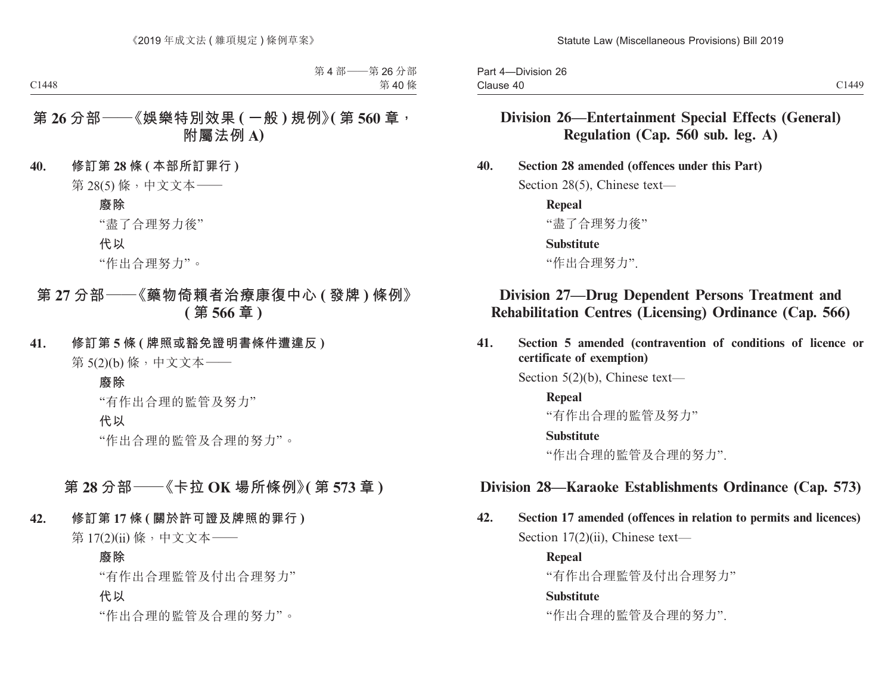## 第 26 分部——《娛樂特別效果 (一般) 規例》(第 560 章，附屬法例 A)

**40. 修訂第 28 條 (本部所訂罪行)**

第 28(5) 條，中文文本——

**廢除**

“盡了合理努力後”

**代以**

“作出合理努力”。

## 第 27 分部——《藥物倚賴者治療康復中心 (發牌) 條例》(第 566 章)

**41. 修訂第 5 條 (牌照或豁免證明書條件遭違反)**

第 5(2)(b) 條，中文文本——

**廢除**

“有作出合理的監管及努力”

**代以**

“作出合理的監管及合理的努力”。

## 第 28 分部——《卡拉 OK 場所條例》(第 573 章)

**42. 修訂第 17 條 (關於許可證及牌照的罪行)**

第 17(2)(ii) 條，中文文本——

**廢除**

“有作出合理監管及付出合理努力”

**代以**

“作出合理的監管及合理的努力”。

## Division 26—Entertainment Special Effects (General) Regulation (Cap. 560 sub. leg. A)

**40. Section 28 amended (offences under this Part)**

Section 28(5), Chinese text—

**Repeal**

“盡了合理努力後”

**Substitute**

“作出合理努力”.

## Division 27—Drug Dependent Persons Treatment and Rehabilitation Centres (Licensing) Ordinance (Cap. 566)

**41. Section 5 amended (contravention of conditions of licence or certificate of exemption)**

Section 5(2)(b), Chinese text—

**Repeal**

“有作出合理的監管及努力”

**Substitute**

“作出合理的監管及合理的努力”.

## Division 28—Karaoke Establishments Ordinance (Cap. 573)

**42. Section 17 amended (offences in relation to permits and licences)**

Section 17(2)(ii), Chinese text—

**Repeal**

“有作出合理監管及付出合理努力”

**Substitute**

“作出合理的監管及合理的努力”.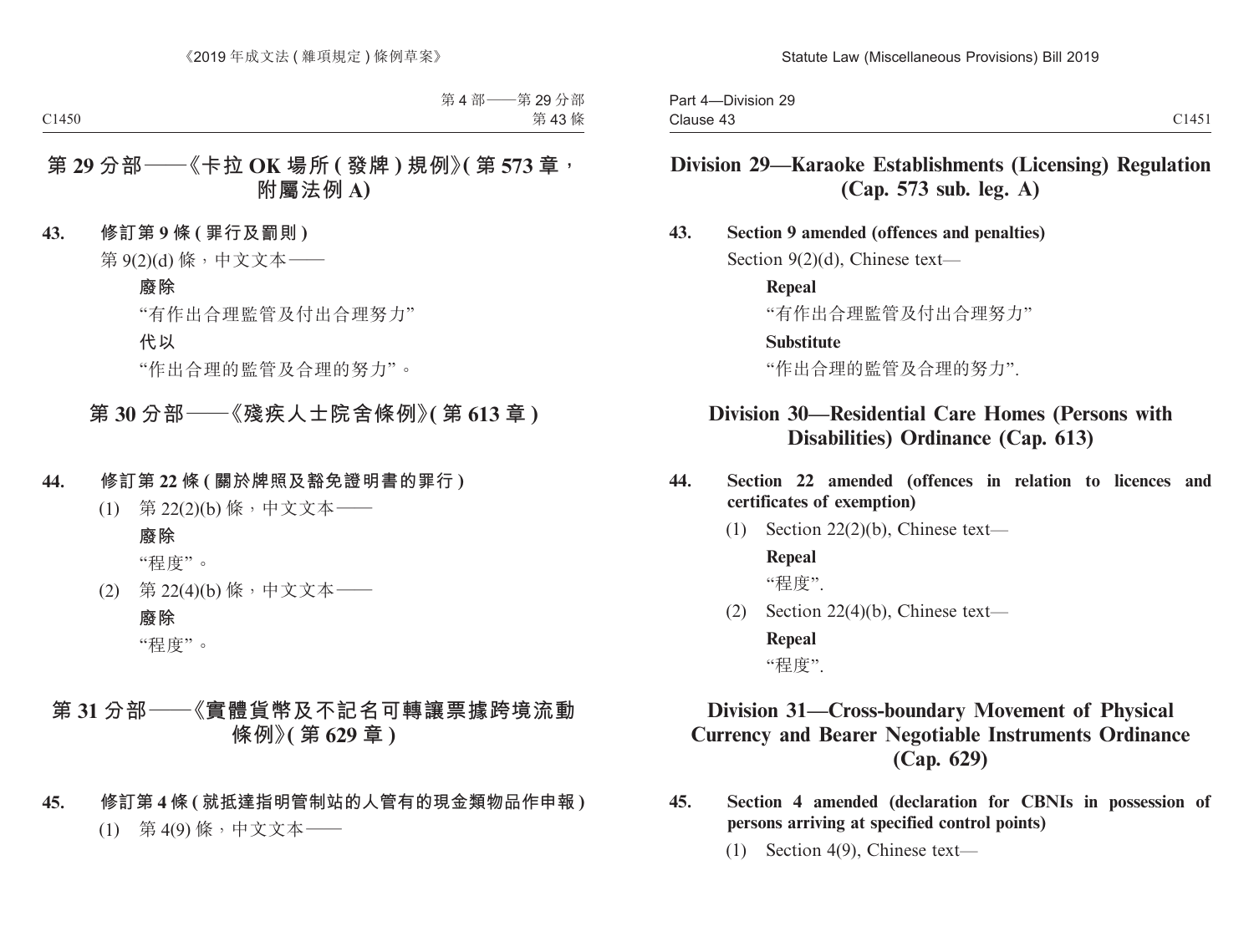## 第 29 分部——《卡拉 OK 場所 (發牌) 規例》(第 573 章，附屬法例 A)

**43. 修訂第 9 條 (罪行及罰則)**

第 9(2)(d) 條，中文文本——

**廢除**

“有作出合理監管及付出合理努力”

**代以**

“作出合理的監管及合理的努力”。

## 第 30 分部——《殘疾人士院舍條例》(第 613 章)

**44. 修訂第 22 條 (關於牌照及豁免證明書的罪行)**

(1) 第 22(2)(b) 條，中文文本——

**廢除**

“程度”。

(2) 第 22(4)(b) 條，中文文本——

**廢除**

“程度”。

## 第 31 分部——《實體貨幣及不記名可轉讓票據跨境流動條例》(第 629 章)

**45. 修訂第 4 條 (就抵達指明管制站的人管有的現金類物品作申報)**

(1) 第 4(9) 條，中文文本——

## Division 29—Karaoke Establishments (Licensing) Regulation (Cap. 573 sub. leg. A)

**43. Section 9 amended (offences and penalties)**

Section 9(2)(d), Chinese text—

**Repeal**

“有作出合理監管及付出合理努力”

**Substitute**

“作出合理的監管及合理的努力”.

## Division 30—Residential Care Homes (Persons with Disabilities) Ordinance (Cap. 613)

**44. Section 22 amended (offences in relation to licences and certificates of exemption)**

(1) Section 22(2)(b), Chinese text—

**Repeal**

“程度”.

(2) Section 22(4)(b), Chinese text—

**Repeal**

“程度”.

## Division 31—Cross-boundary Movement of Physical Currency and Bearer Negotiable Instruments Ordinance (Cap. 629)

**45. Section 4 amended (declaration for CBNIs in possession of persons arriving at specified control points)**

(1) Section 4(9), Chinese text—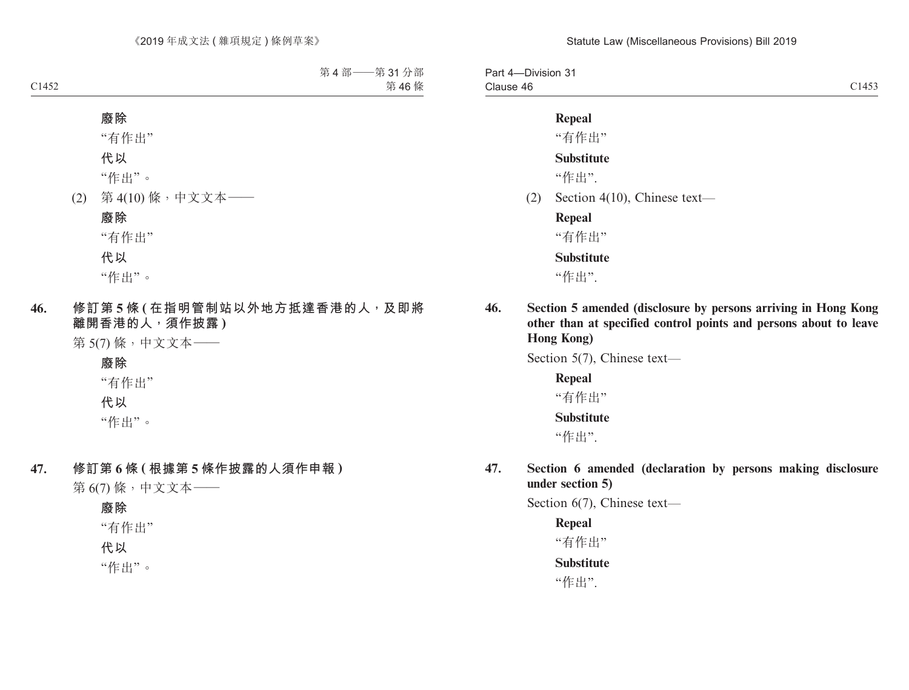**廢除**

"有作出"

**代以**

"作出"。

(2) 第 4(10) 條，中文文本——

**廢除**

"有作出"

**代以**

"作出"。

**46. 修訂第 5 條 (在指明管制站以外地方抵達香港的人，及即將離開香港的人，須作披露)**

第 5(7) 條，中文文本——

**廢除**

"有作出"

**代以**

"作出"。

**47. 修訂第 6 條 (根據第 5 條作披露的人須作申報)**

第 6(7) 條，中文文本——

**廢除**

"有作出"

**代以**

"作出"。

**Repeal**

"有作出"

**Substitute**

"作出".

(2) Section 4(10), Chinese text—

**Repeal**

"有作出"

**Substitute**

"作出".

**46. Section 5 amended (disclosure by persons arriving in Hong Kong other than at specified control points and persons about to leave Hong Kong)**

Section 5(7), Chinese text—

**Repeal**

"有作出"

**Substitute**

"作出".

**47. Section 6 amended (declaration by persons making disclosure under section 5)**

Section 6(7), Chinese text—

**Repeal**

"有作出"

**Substitute**

"作出".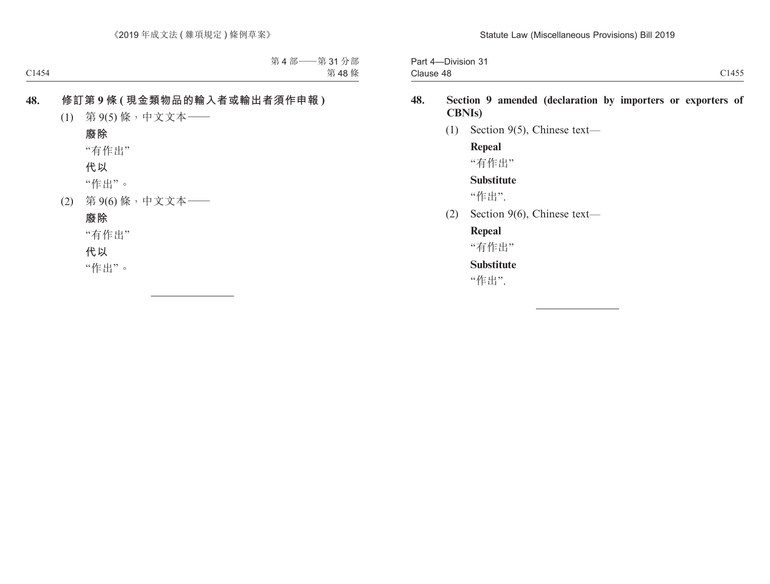## 48. 修訂第 9 條 (現金類物品的輸入者或輸出者須作申報)

(1) 第 9(5) 條，中文文本——

**廢除**

“有作出”

**代以**

“作出”。

(2) 第 9(6) 條，中文文本——

**廢除**

“有作出”

**代以**

“作出”。

---

## 48. Section 9 amended (declaration by importers or exporters of CBNIs)

(1) Section 9(5), Chinese text—

**Repeal**

“有作出”

**Substitute**

“作出”.

(2) Section 9(6), Chinese text—

**Repeal**

“有作出”

**Substitute**

“作出”.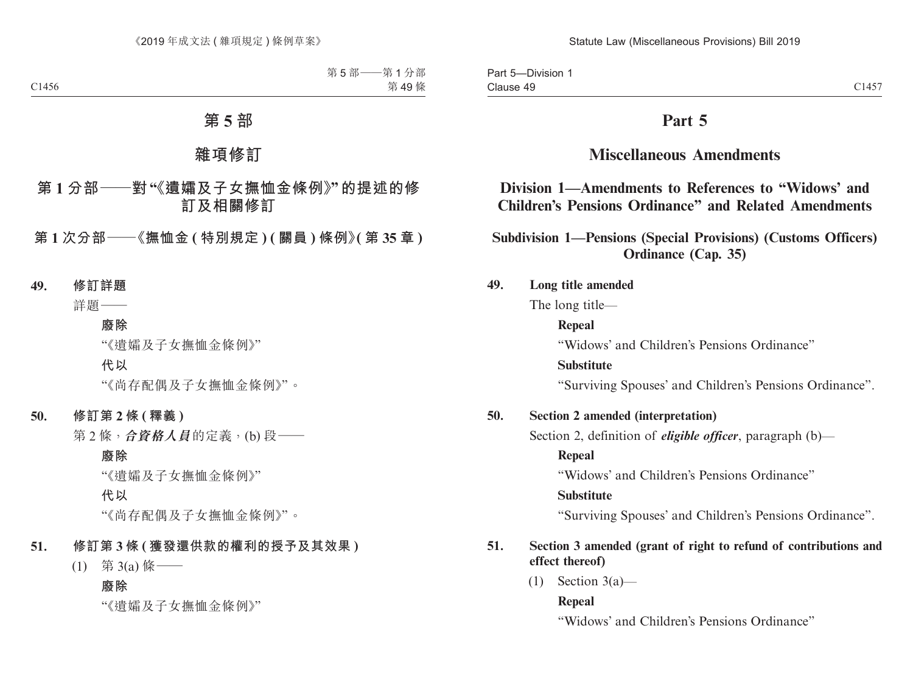# 第 5 部

## 雜項修訂

### 第 1 分部——對“《遺孀及子女撫恤金條例》”的提述的修訂及相關修訂

#### 第 1 次分部——《撫恤金 (特別規定) (關員) 條例》(第 35 章)

**49. 修訂詳題**

詳題——

**廢除**

“《遺孀及子女撫恤金條例》”

**代以**

“《尚存配偶及子女撫恤金條例》”。

**50. 修訂第 2 條 (釋義)**

第 2 條，***合資格人員***的定義，(b) 段——

**廢除**

“《遺孀及子女撫恤金條例》”

**代以**

“《尚存配偶及子女撫恤金條例》”。

**51. 修訂第 3 條 (獲發還供款的權利的授予及其效果)**

(1) 第 3(a) 條——

**廢除**

“《遺孀及子女撫恤金條例》”

# Part 5

## Miscellaneous Amendments

### Division 1—Amendments to References to “Widows’ and Children’s Pensions Ordinance” and Related Amendments

#### Subdivision 1—Pensions (Special Provisions) (Customs Officers) Ordinance (Cap. 35)

**49. Long title amended**

The long title—

**Repeal**

“Widows’ and Children’s Pensions Ordinance”

**Substitute**

“Surviving Spouses’ and Children’s Pensions Ordinance”.

**50. Section 2 amended (interpretation)**

Section 2, definition of ***eligible officer***, paragraph (b)—

**Repeal**

“Widows’ and Children’s Pensions Ordinance”

**Substitute**

“Surviving Spouses’ and Children’s Pensions Ordinance”.

**51. Section 3 amended (grant of right to refund of contributions and effect thereof)**

(1) Section 3(a)—

**Repeal**

“Widows’ and Children’s Pensions Ordinance”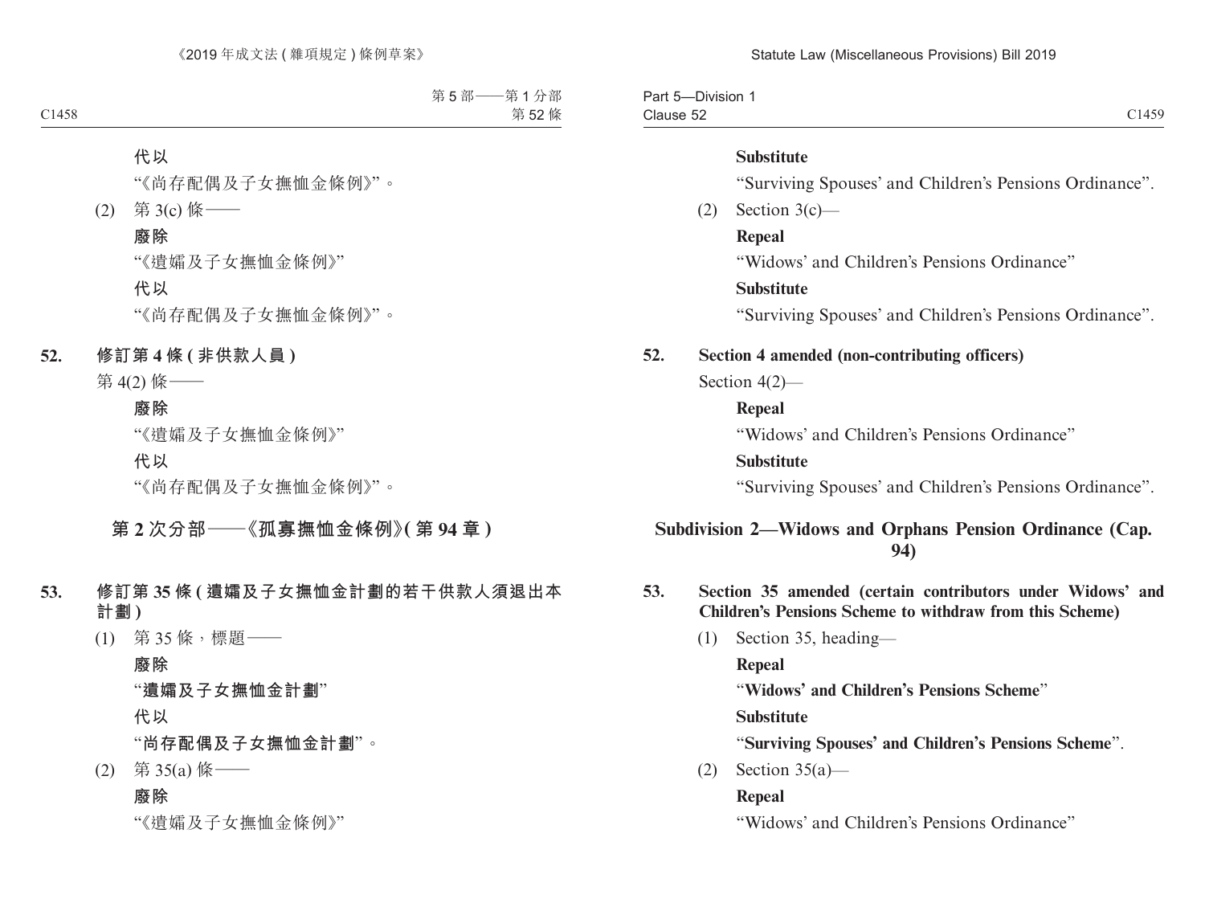代以

"《尚存配偶及子女撫恤金條例》"。

(2) 第 3(c) 條——

廢除

"《遺孀及子女撫恤金條例》"

代以

"《尚存配偶及子女撫恤金條例》"。

**52. 修訂第 4 條 (非供款人員)**

第 4(2) 條——

廢除

"《遺孀及子女撫恤金條例》"

代以

"《尚存配偶及子女撫恤金條例》"。

## 第 2 次分部——《孤寡撫恤金條例》(第 94 章)

**53. 修訂第 35 條 (遺孀及子女撫恤金計劃的若干供款人須退出本計劃)**

(1) 第 35 條，標題——

廢除

"**遺孀及子女撫恤金計劃**"

代以

"**尚存配偶及子女撫恤金計劃**"。

(2) 第 35(a) 條——

廢除

"《遺孀及子女撫恤金條例》"

**Substitute**

"Surviving Spouses' and Children's Pensions Ordinance".

(2) Section 3(c)—

**Repeal**

"Widows' and Children's Pensions Ordinance"

**Substitute**

"Surviving Spouses' and Children's Pensions Ordinance".

**52. Section 4 amended (non-contributing officers)**

Section 4(2)—

**Repeal**

"Widows' and Children's Pensions Ordinance"

**Substitute**

"Surviving Spouses' and Children's Pensions Ordinance".

## Subdivision 2—Widows and Orphans Pension Ordinance (Cap. 94)

**53. Section 35 amended (certain contributors under Widows' and Children's Pensions Scheme to withdraw from this Scheme)**

(1) Section 35, heading—

**Repeal**

"**Widows' and Children's Pensions Scheme**"

**Substitute**

"**Surviving Spouses' and Children's Pensions Scheme**".

(2) Section 35(a)—

**Repeal**

"Widows' and Children's Pensions Ordinance"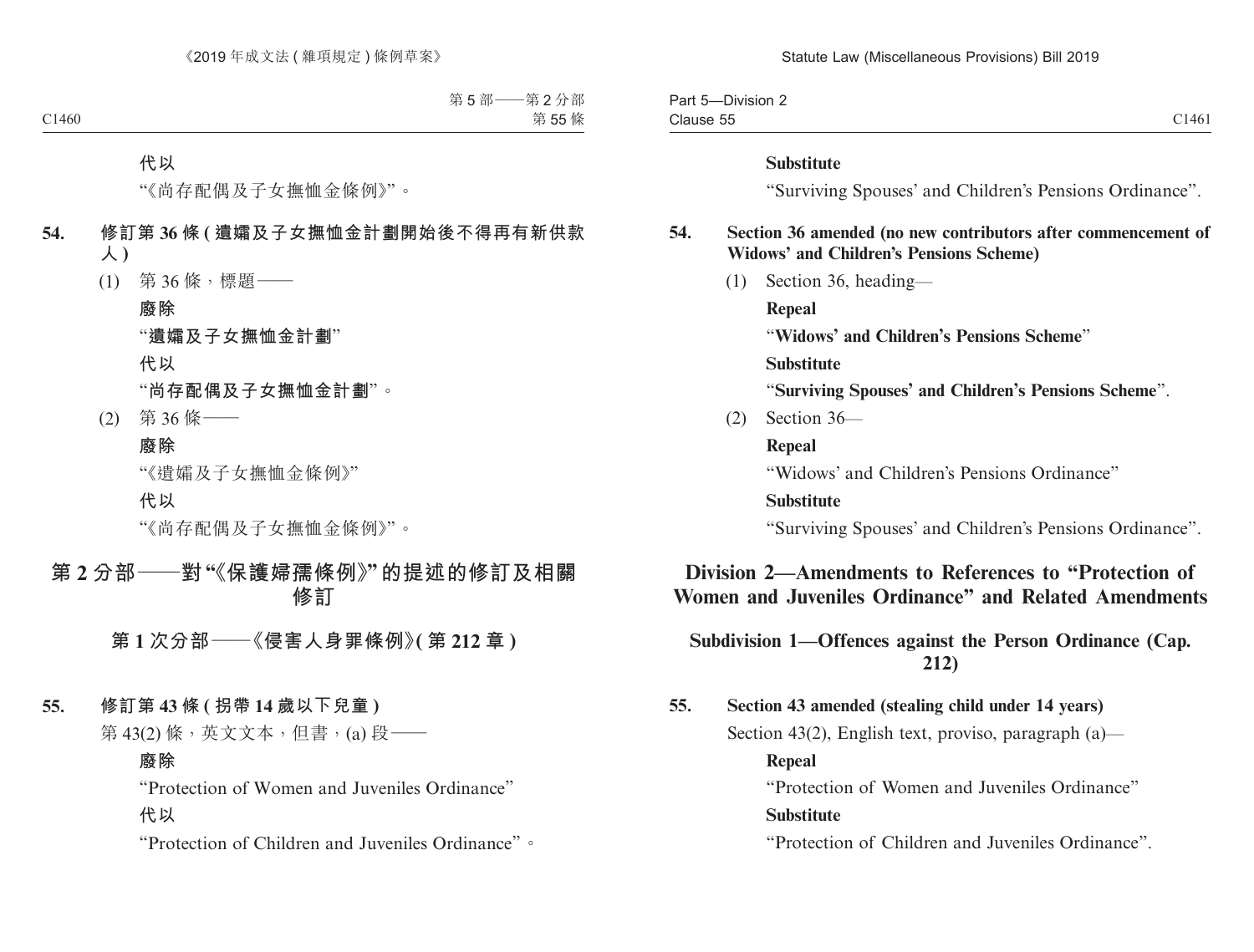**代以**

“《尚存配偶及子女撫恤金條例》”。

**54. 修訂第 36 條 (遺孀及子女撫恤金計劃開始後不得再有新供款人)**

(1) 第 36 條，標題——

**廢除**

“**遺孀及子女撫恤金計劃**”

**代以**

“**尚存配偶及子女撫恤金計劃**”。

(2) 第 36 條——

**廢除**

“《遺孀及子女撫恤金條例》”

**代以**

“《尚存配偶及子女撫恤金條例》”。

## 第 2 分部——對“《保護婦孺條例》”的提述的修訂及相關修訂

### 第 1 次分部——《侵害人身罪條例》(第 212 章)

**55. 修訂第 43 條 (拐帶 14 歲以下兒童)**

第 43(2) 條，英文文本，但書，(a) 段——

**廢除**

“Protection of Women and Juveniles Ordinance”

**代以**

“Protection of Children and Juveniles Ordinance”。

---

**Substitute**

“Surviving Spouses’ and Children’s Pensions Ordinance”.

**54. Section 36 amended (no new contributors after commencement of Widows’ and Children’s Pensions Scheme)**

(1) Section 36, heading—

**Repeal**

“**Widows’ and Children’s Pensions Scheme**”

**Substitute**

“**Surviving Spouses’ and Children’s Pensions Scheme**”.

(2) Section 36—

**Repeal**

“Widows’ and Children’s Pensions Ordinance”

**Substitute**

“Surviving Spouses’ and Children’s Pensions Ordinance”.

## Division 2—Amendments to References to “Protection of Women and Juveniles Ordinance” and Related Amendments

### Subdivision 1—Offences against the Person Ordinance (Cap. 212)

**55. Section 43 amended (stealing child under 14 years)**

Section 43(2), English text, proviso, paragraph (a)—

**Repeal**

“Protection of Women and Juveniles Ordinance”

**Substitute**

“Protection of Children and Juveniles Ordinance”.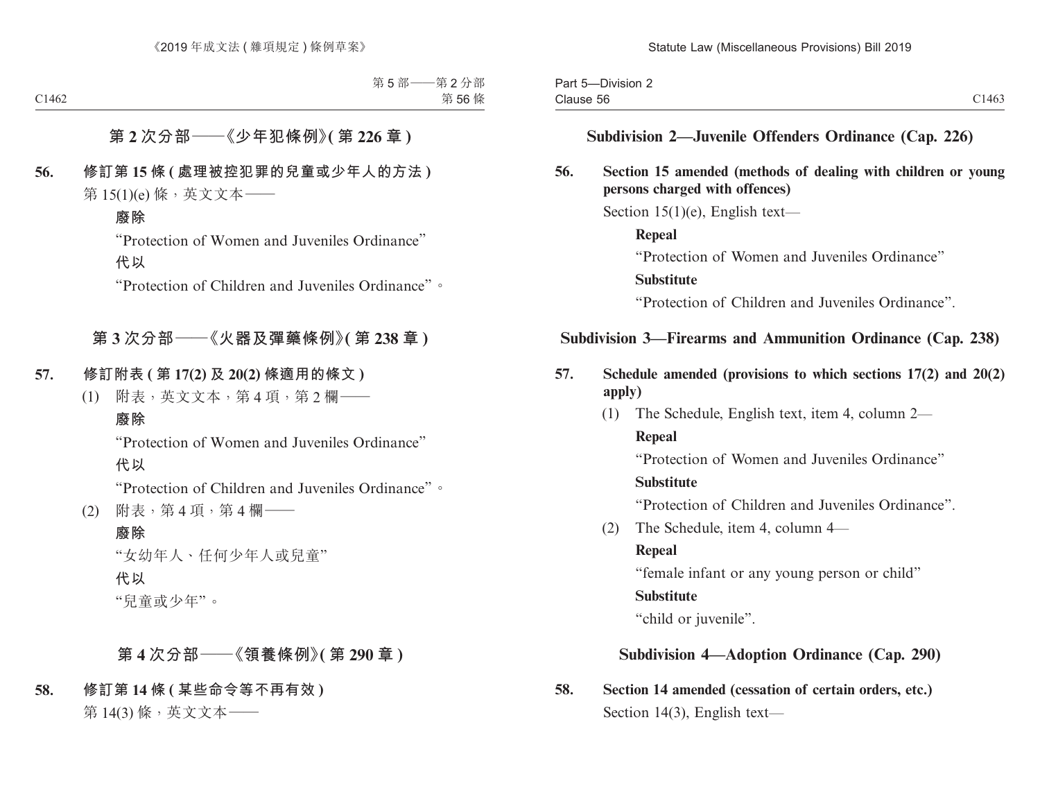## 第 2 次分部——《少年犯條例》( 第 226 章 )

**56. 修訂第 15 條 ( 處理被控犯罪的兒童或少年人的方法 )**

第 15(1)(e) 條，英文文本——

**廢除**

"Protection of Women and Juveniles Ordinance"

**代以**

"Protection of Children and Juveniles Ordinance"。

## 第 3 次分部——《火器及彈藥條例》( 第 238 章 )

**57. 修訂附表 ( 第 17(2) 及 20(2) 條適用的條文 )**

(1) 附表，英文文本，第 4 項，第 2 欄——

**廢除**

"Protection of Women and Juveniles Ordinance"

**代以**

"Protection of Children and Juveniles Ordinance"。

(2) 附表，第 4 項，第 4 欄——

**廢除**

"女幼年人、任何少年人或兒童"

**代以**

"兒童或少年"。

## 第 4 次分部——《領養條例》( 第 290 章 )

**58. 修訂第 14 條 ( 某些命令等不再有效 )**

第 14(3) 條，英文文本——

## Subdivision 2—Juvenile Offenders Ordinance (Cap. 226)

**56. Section 15 amended (methods of dealing with children or young persons charged with offences)**

Section 15(1)(e), English text—

**Repeal**

"Protection of Women and Juveniles Ordinance"

**Substitute**

"Protection of Children and Juveniles Ordinance".

## Subdivision 3—Firearms and Ammunition Ordinance (Cap. 238)

**57. Schedule amended (provisions to which sections 17(2) and 20(2) apply)**

(1) The Schedule, English text, item 4, column 2—

**Repeal**

"Protection of Women and Juveniles Ordinance"

**Substitute**

"Protection of Children and Juveniles Ordinance".

(2) The Schedule, item 4, column 4—

**Repeal**

"female infant or any young person or child"

**Substitute**

"child or juvenile".

## Subdivision 4—Adoption Ordinance (Cap. 290)

**58. Section 14 amended (cessation of certain orders, etc.)**

Section 14(3), English text—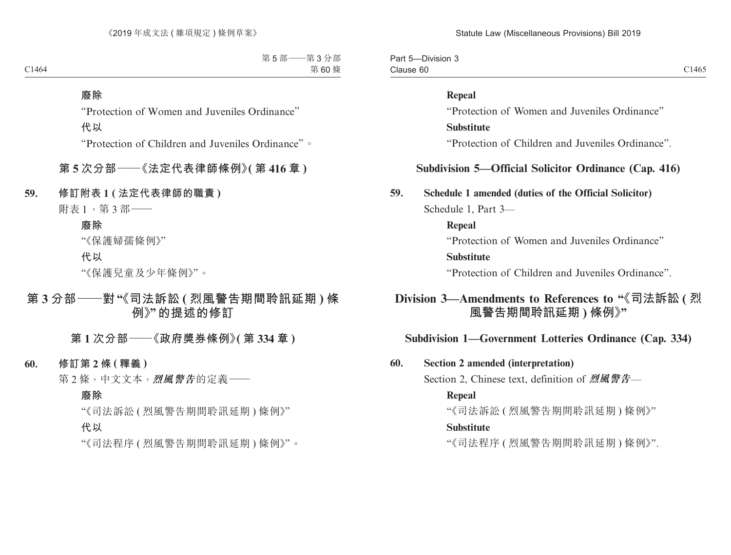**廢除**

"Protection of Women and Juveniles Ordinance"

**代以**

"Protection of Children and Juveniles Ordinance"。

## 第 5 次分部——《法定代表律師條例》(第 416 章)

**59. 修訂附表 1 (法定代表律師的職責)**

附表 1，第 3 部——

**廢除**

"《保護婦孺條例》"

**代以**

"《保護兒童及少年條例》"。

# 第 3 分部——對"《司法訴訟 (烈風警告期間聆訊延期) 條例》"的提述的修訂

## 第 1 次分部——《政府獎券條例》(第 334 章)

**60. 修訂第 2 條 (釋義)**

第 2 條，中文文本，***烈風警告***的定義——

**廢除**

"《司法訴訟 (烈風警告期間聆訊延期) 條例》"

**代以**

"《司法程序 (烈風警告期間聆訊延期) 條例》"。

**Repeal**

"Protection of Women and Juveniles Ordinance"

**Substitute**

"Protection of Children and Juveniles Ordinance".

## Subdivision 5—Official Solicitor Ordinance (Cap. 416)

**59. Schedule 1 amended (duties of the Official Solicitor)**

Schedule 1, Part 3—

**Repeal**

"Protection of Women and Juveniles Ordinance"

**Substitute**

"Protection of Children and Juveniles Ordinance".

# Division 3—Amendments to References to "《司法訴訟 (烈風警告期間聆訊延期) 條例》"

## Subdivision 1—Government Lotteries Ordinance (Cap. 334)

**60. Section 2 amended (interpretation)**

Section 2, Chinese text, definition of ***烈風警告***—

**Repeal**

"《司法訴訟 (烈風警告期間聆訊延期) 條例》"

**Substitute**

"《司法程序 (烈風警告期間聆訊延期) 條例》".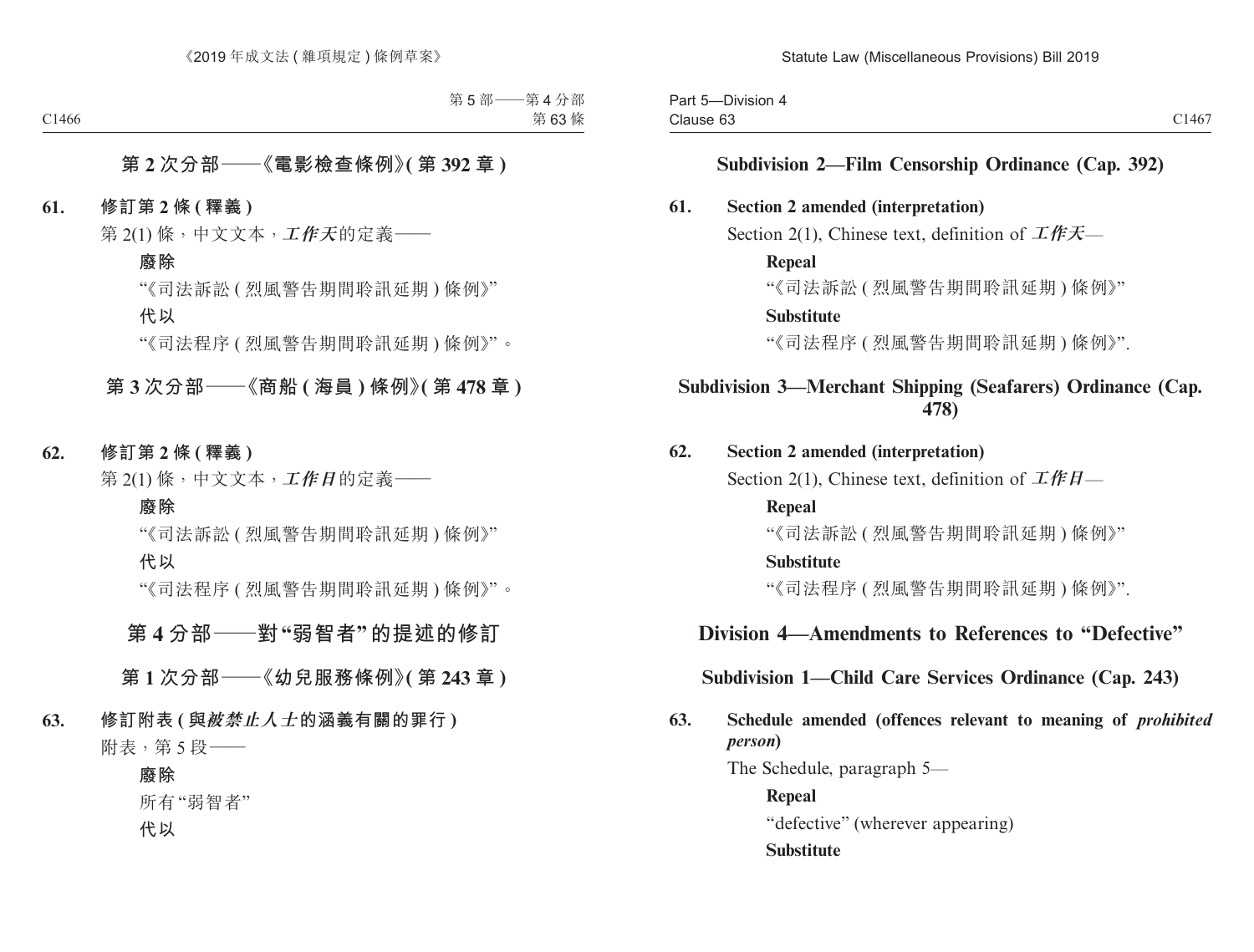## 第 2 次分部——《電影檢查條例》(第 392 章)

**61. 修訂第 2 條 (釋義)**

第 2(1) 條，中文文本，***工作天***的定義——

**廢除**

“《司法訴訟 (烈風警告期間聆訊延期) 條例》”

**代以**

“《司法程序 (烈風警告期間聆訊延期) 條例》”。

## 第 3 次分部——《商船 (海員) 條例》(第 478 章)

**62. 修訂第 2 條 (釋義)**

第 2(1) 條，中文文本，***工作日***的定義——

**廢除**

“《司法訴訟 (烈風警告期間聆訊延期) 條例》”

**代以**

“《司法程序 (烈風警告期間聆訊延期) 條例》”。

# 第 4 分部——對“弱智者”的提述的修訂

## 第 1 次分部——《幼兒服務條例》(第 243 章)

**63. 修訂附表 (與*被禁止人士*的涵義有關的罪行)**

附表，第 5 段——

**廢除**

所有“弱智者”

**代以**

## Subdivision 2—Film Censorship Ordinance (Cap. 392)

**61. Section 2 amended (interpretation)**

Section 2(1), Chinese text, definition of ***工作天***—

**Repeal**

“《司法訴訟 (烈風警告期間聆訊延期) 條例》”

**Substitute**

“《司法程序 (烈風警告期間聆訊延期) 條例》”.

## Subdivision 3—Merchant Shipping (Seafarers) Ordinance (Cap. 478)

**62. Section 2 amended (interpretation)**

Section 2(1), Chinese text, definition of ***工作日***—

**Repeal**

“《司法訴訟 (烈風警告期間聆訊延期) 條例》”

**Substitute**

“《司法程序 (烈風警告期間聆訊延期) 條例》”.

# Division 4—Amendments to References to “Defective”

## Subdivision 1—Child Care Services Ordinance (Cap. 243)

**63. Schedule amended (offences relevant to meaning of *prohibited person*)**

The Schedule, paragraph 5—

**Repeal**

“defective” (wherever appearing)

**Substitute**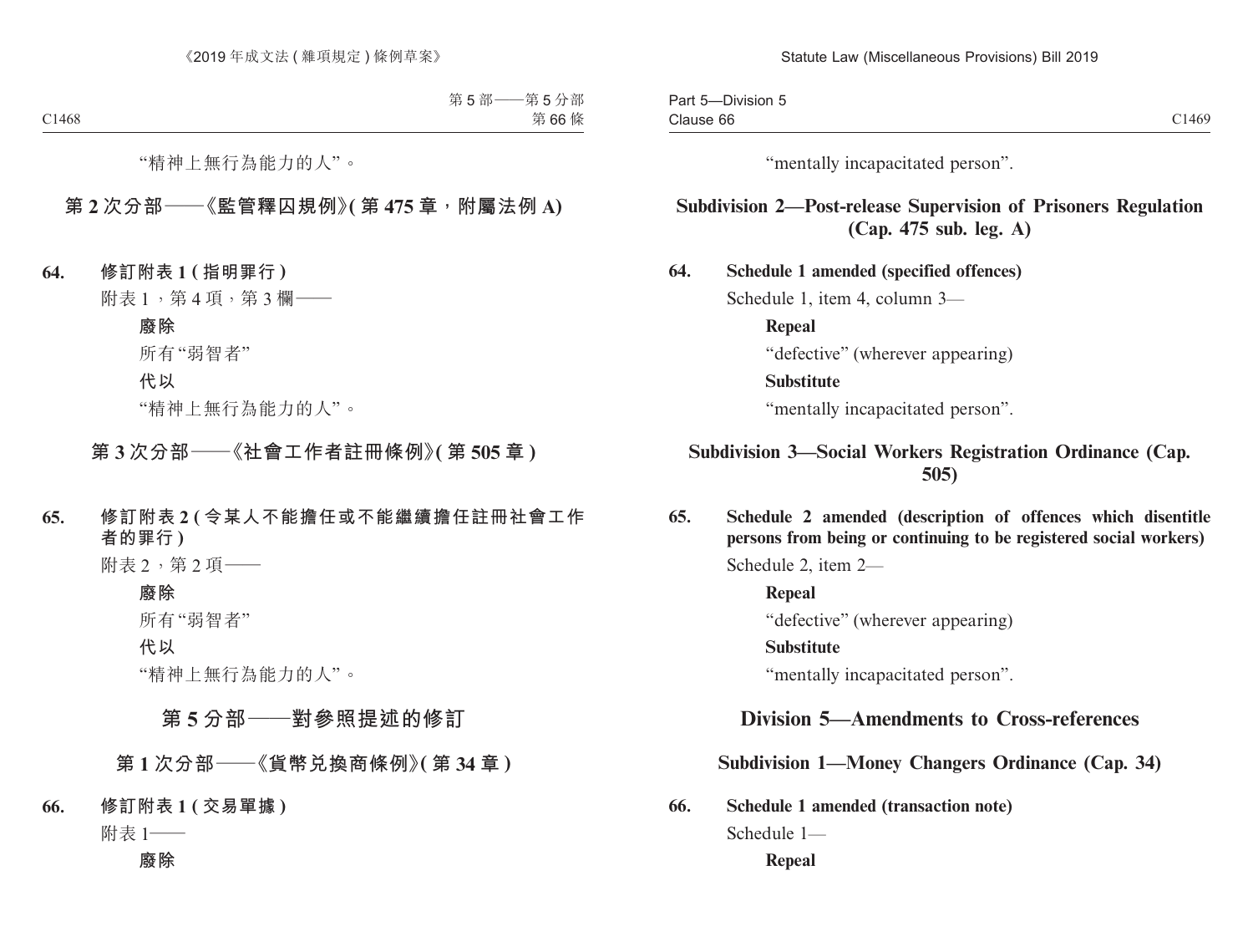“精神上無行為能力的人”。

## 第 2 次分部——《監管釋囚規例》(第 475 章，附屬法例 A)

**64. 修訂附表 1 (指明罪行)**

附表 1，第 4 項，第 3 欄——

**廢除**

所有“弱智者”

**代以**

“精神上無行為能力的人”。

## 第 3 次分部——《社會工作者註冊條例》(第 505 章)

**65. 修訂附表 2 (令某人不能擔任或不能繼續擔任註冊社會工作者的罪行)**

附表 2，第 2 項——

**廢除**

所有“弱智者”

**代以**

“精神上無行為能力的人”。

# 第 5 分部——對參照提述的修訂

## 第 1 次分部——《貨幣兑換商條例》(第 34 章)

**66. 修訂附表 1 (交易單據)**

附表 1——

**廢除**

“mentally incapacitated person”.

## Subdivision 2—Post-release Supervision of Prisoners Regulation (Cap. 475 sub. leg. A)

**64. Schedule 1 amended (specified offences)**

Schedule 1, item 4, column 3—

**Repeal**

“defective” (wherever appearing)

**Substitute**

“mentally incapacitated person”.

## Subdivision 3—Social Workers Registration Ordinance (Cap. 505)

**65. Schedule 2 amended (description of offences which disentitle persons from being or continuing to be registered social workers)**

Schedule 2, item 2—

**Repeal**

“defective” (wherever appearing)

**Substitute**

“mentally incapacitated person”.

# Division 5—Amendments to Cross-references

## Subdivision 1—Money Changers Ordinance (Cap. 34)

**66. Schedule 1 amended (transaction note)**

Schedule 1—

**Repeal**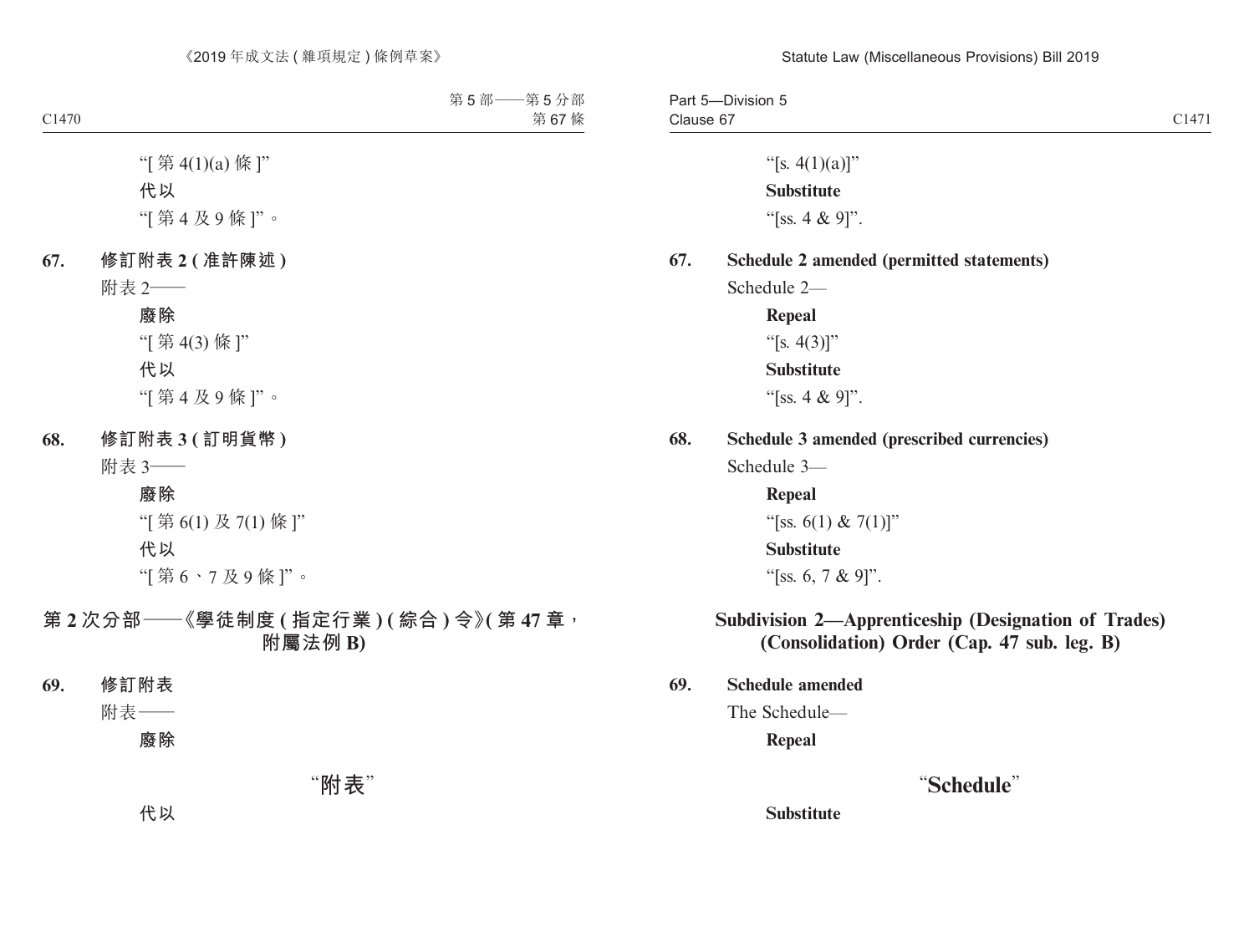“[第 4(1)(a) 條]”

**代以**

“[第 4 及 9 條]”。

**67. 修訂附表 2 (准許陳述)**

附表 2——

**廢除**

“[第 4(3) 條]”

**代以**

“[第 4 及 9 條]”。

**68. 修訂附表 3 (訂明貨幣)**

附表 3——

**廢除**

“[第 6(1) 及 7(1) 條]”

**代以**

“[第 6、7 及 9 條]”。

## 第 2 次分部——《學徒制度 (指定行業) (綜合) 令》(第 47 章，附屬法例 B)

**69. 修訂附表**

附表——

**廢除**

“附表”

**代以**

“[s. 4(1)(a)]”

**Substitute**

“[ss. 4 & 9]”.

**67. Schedule 2 amended (permitted statements)**

Schedule 2—

**Repeal**

“[s. 4(3)]”

**Substitute**

“[ss. 4 & 9]”.

**68. Schedule 3 amended (prescribed currencies)**

Schedule 3—

**Repeal**

“[ss. 6(1) & 7(1)]”

**Substitute**

“[ss. 6, 7 & 9]”.

## Subdivision 2—Apprenticeship (Designation of Trades) (Consolidation) Order (Cap. 47 sub. leg. B)

**69. Schedule amended**

The Schedule—

**Repeal**

“**Schedule**”

**Substitute**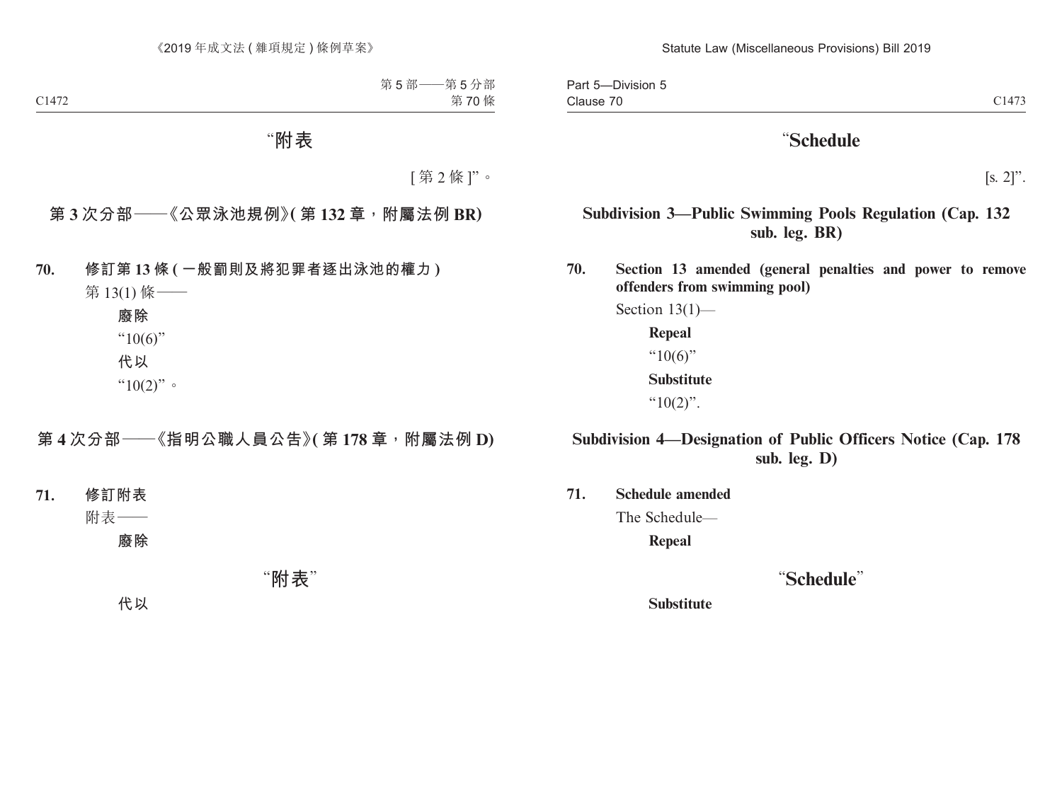“附表

[ 第 2 條 ]”。

## 第 3 次分部——《公眾泳池規例》( 第 132 章，附屬法例 BR)

**70. 修訂第 13 條 ( 一般罰則及將犯罪者逐出泳池的權力 )**

第 13(1) 條——

**廢除**

“10(6)”

**代以**

“10(2)”。

## 第 4 次分部——《指明公職人員公告》( 第 178 章，附屬法例 D)

**71. 修訂附表**

附表——

**廢除**

“附表”

**代以**

“Schedule

[s. 2]”.

## Subdivision 3—Public Swimming Pools Regulation (Cap. 132 sub. leg. BR)

**70. Section 13 amended (general penalties and power to remove offenders from swimming pool)**

Section 13(1)—

**Repeal**

“10(6)”

**Substitute**

“10(2)”.

## Subdivision 4—Designation of Public Officers Notice (Cap. 178 sub. leg. D)

**71. Schedule amended**

The Schedule—

**Repeal**

“Schedule”

**Substitute**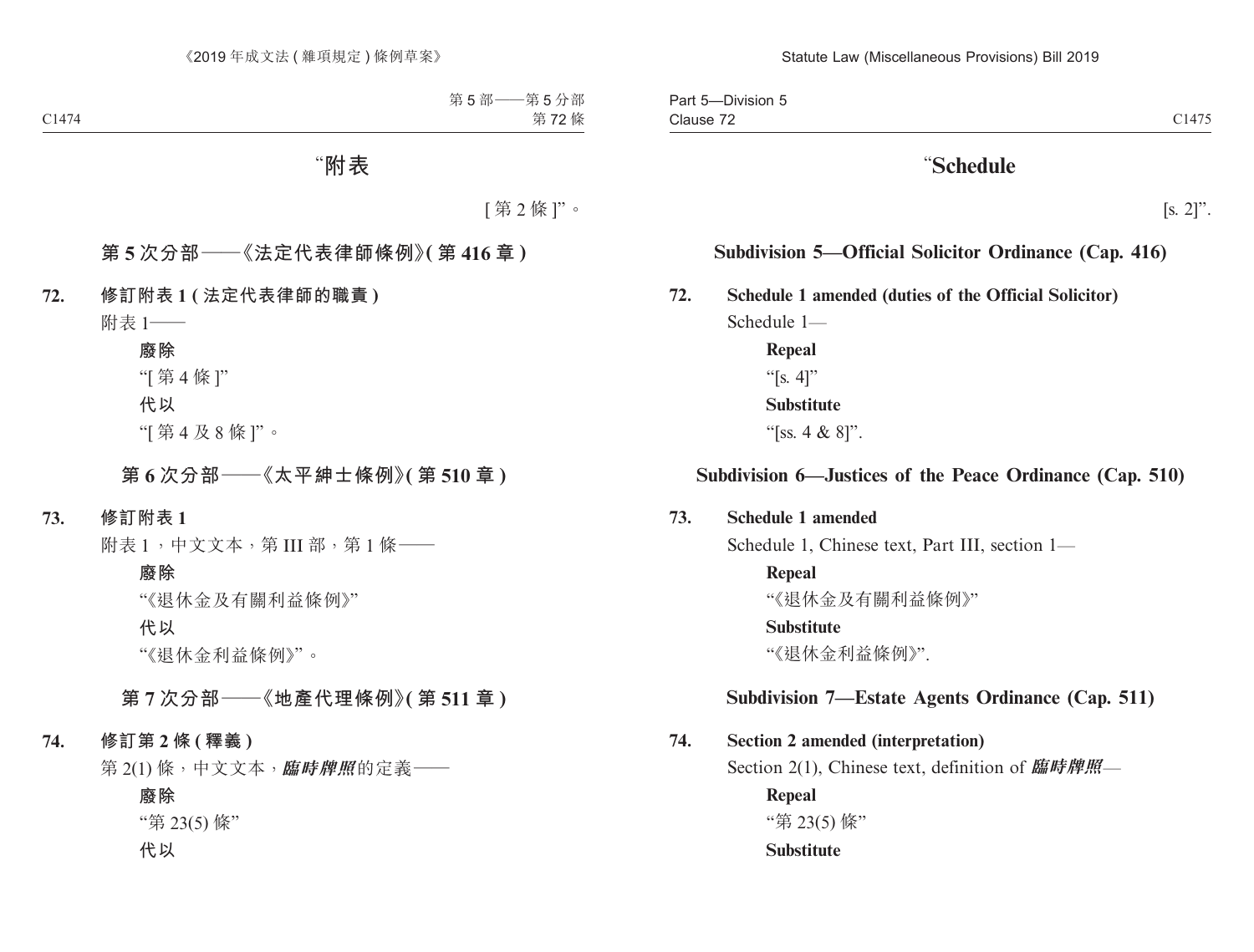“附表

[第 2 條]”。

### 第 5 次分部——《法定代表律師條例》(第 416 章)

**72. 修訂附表 1 (法定代表律師的職責)**

附表 1——

**廢除**

“[第 4 條]”

**代以**

“[第 4 及 8 條]”。

### 第 6 次分部——《太平紳士條例》(第 510 章)

**73. 修訂附表 1**

附表 1，中文文本，第 III 部，第 1 條——

**廢除**

“《退休金及有關利益條例》”

**代以**

“《退休金利益條例》”。

### 第 7 次分部——《地產代理條例》(第 511 章)

**74. 修訂第 2 條 (釋義)**

第 2(1) 條，中文文本，***臨時牌照***的定義——

**廢除**

“第 23(5) 條”

**代以**

“**Schedule**

[s. 2]”.

### Subdivision 5—Official Solicitor Ordinance (Cap. 416)

**72. Schedule 1 amended (duties of the Official Solicitor)**

Schedule 1—

**Repeal**

“[s. 4]”

**Substitute**

“[ss. 4 & 8]”.

### Subdivision 6—Justices of the Peace Ordinance (Cap. 510)

**73. Schedule 1 amended**

Schedule 1, Chinese text, Part III, section 1—

**Repeal**

“《退休金及有關利益條例》”

**Substitute**

“《退休金利益條例》”.

### Subdivision 7—Estate Agents Ordinance (Cap. 511)

**74. Section 2 amended (interpretation)**

Section 2(1), Chinese text, definition of ***臨時牌照***—

**Repeal**

“第 23(5) 條”

**Substitute**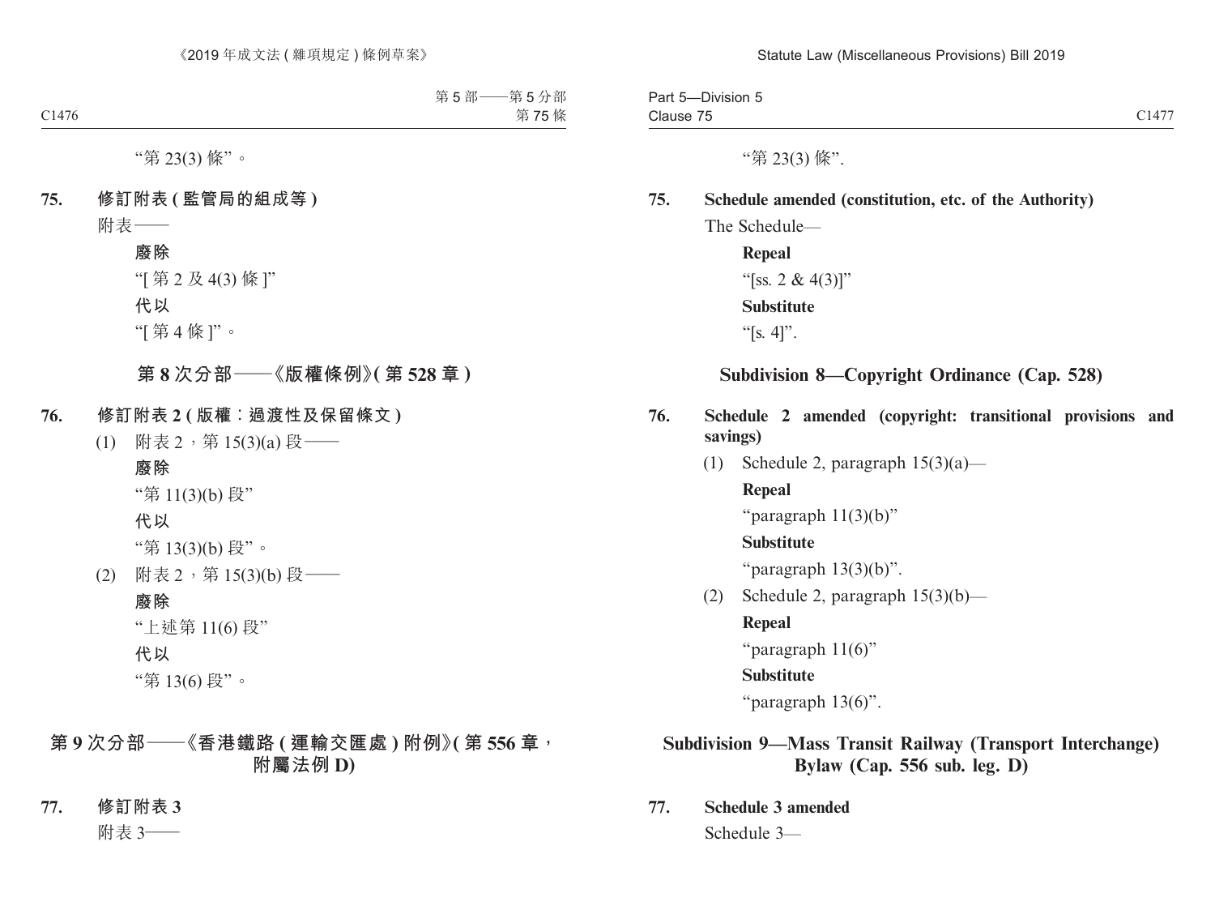“第 23(3) 條”。

**75. 修訂附表 (監管局的組成等)**

附表——

**廢除**

“[ 第 2 及 4(3) 條 ]”

**代以**

“[ 第 4 條 ]”。

## 第 8 次分部——《版權條例》(第 528 章)

**76. 修訂附表 2 (版權：過渡性及保留條文)**

(1) 附表 2，第 15(3)(a) 段——

**廢除**

“第 11(3)(b) 段”

**代以**

“第 13(3)(b) 段”。

(2) 附表 2，第 15(3)(b) 段——

**廢除**

“上述第 11(6) 段”

**代以**

“第 13(6) 段”。

## 第 9 次分部——《香港鐵路 (運輸交匯處) 附例》(第 556 章，附屬法例 D)

**77. 修訂附表 3**

附表 3——

“第 23(3) 條”.

**75. Schedule amended (constitution, etc. of the Authority)**

The Schedule—

**Repeal**

“[ss. 2 & 4(3)]”

**Substitute**

“[s. 4]”.

## Subdivision 8—Copyright Ordinance (Cap. 528)

**76. Schedule 2 amended (copyright: transitional provisions and savings)**

(1) Schedule 2, paragraph 15(3)(a)—

**Repeal**

“paragraph 11(3)(b)”

**Substitute**

“paragraph 13(3)(b)”.

(2) Schedule 2, paragraph 15(3)(b)—

**Repeal**

“paragraph 11(6)”

**Substitute**

“paragraph 13(6)”.

## Subdivision 9—Mass Transit Railway (Transport Interchange) Bylaw (Cap. 556 sub. leg. D)

**77. Schedule 3 amended**

Schedule 3—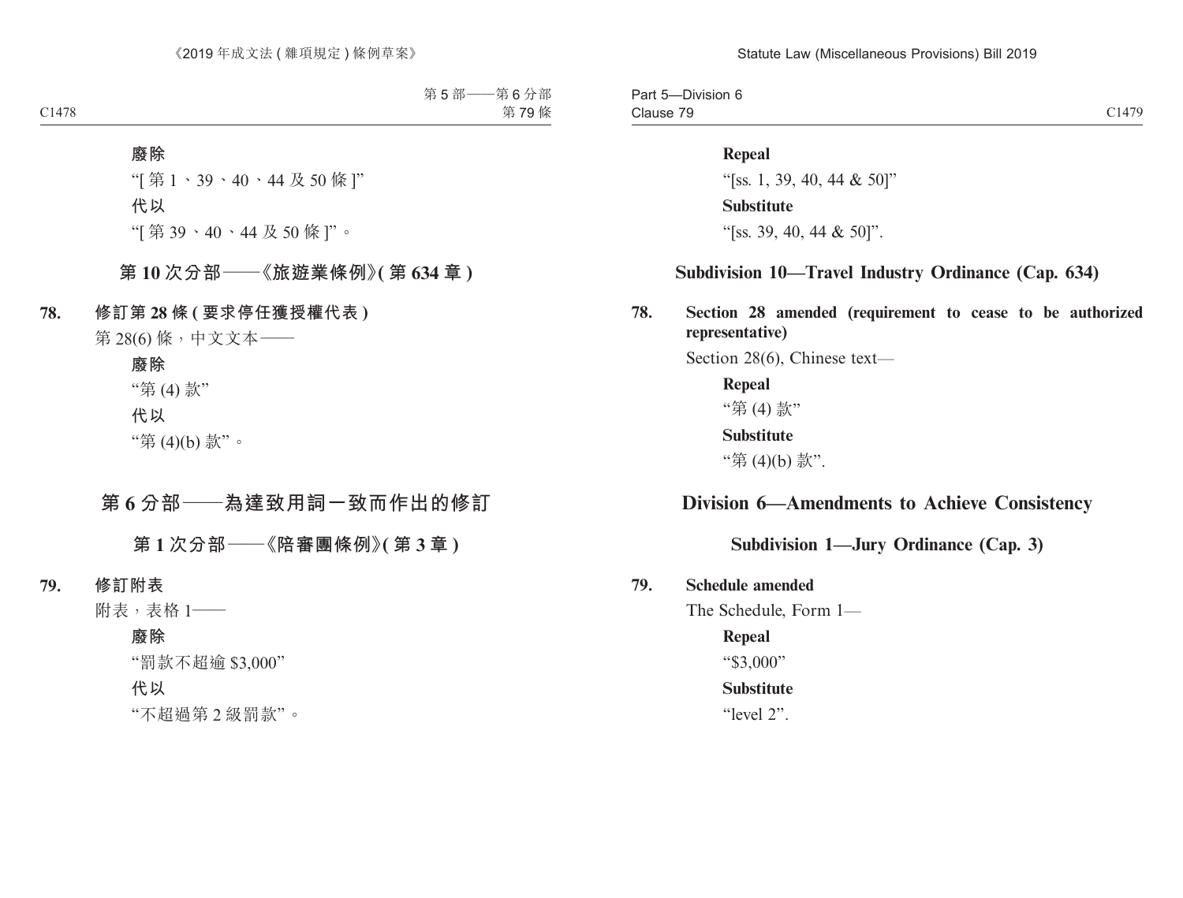廢除

“[ 第 1、39、40、44 及 50 條 ]”

代以

“[ 第 39、40、44 及 50 條 ]”。

## 第 10 次分部——《旅遊業條例》( 第 634 章 )

**78. 修訂第 28 條 ( 要求停任獲授權代表 )**

第 28(6) 條，中文文本——

廢除

“第 (4) 款”

代以

“第 (4)(b) 款”。

# 第 6 分部——為達致用詞一致而作出的修訂

## 第 1 次分部——《陪審團條例》( 第 3 章 )

**79. 修訂附表**

附表，表格 1——

廢除

“罰款不超逾 $3,000”

代以

“不超過第 2 級罰款”。

**Repeal**

“[ss. 1, 39, 40, 44 & 50]”

**Substitute**

“[ss. 39, 40, 44 & 50]”.

## Subdivision 10—Travel Industry Ordinance (Cap. 634)

**78. Section 28 amended (requirement to cease to be authorized representative)**

Section 28(6), Chinese text—

**Repeal**

“第 (4) 款”

**Substitute**

“第 (4)(b) 款”.

# Division 6—Amendments to Achieve Consistency

## Subdivision 1—Jury Ordinance (Cap. 3)

**79. Schedule amended**

The Schedule, Form 1—

**Repeal**

“$3,000”

**Substitute**

“level 2”.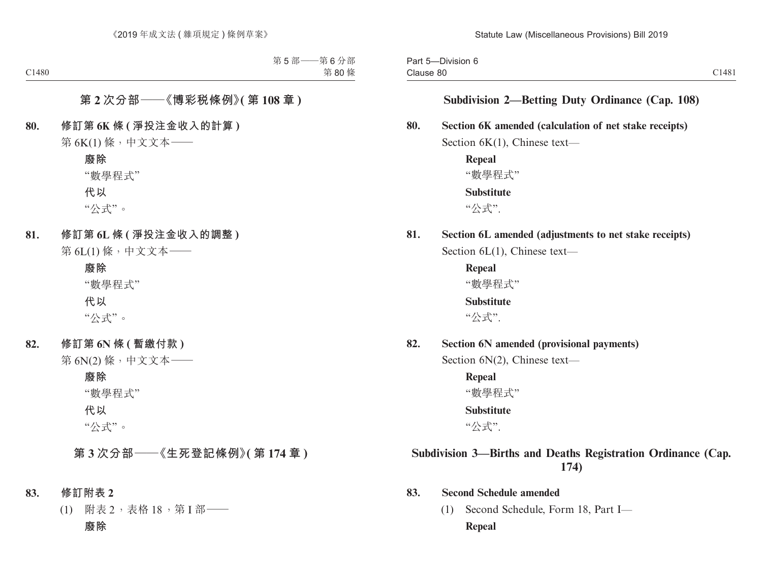## 第 2 次分部——《博彩稅條例》(第 108 章)

**80. 修訂第 6K 條 (淨投注金收入的計算)**

第 6K(1) 條，中文文本——

**廢除**

“數學程式”

**代以**

“公式”。

**81. 修訂第 6L 條 (淨投注金收入的調整)**

第 6L(1) 條，中文文本——

**廢除**

“數學程式”

**代以**

“公式”。

**82. 修訂第 6N 條 (暫繳付款)**

第 6N(2) 條，中文文本——

**廢除**

“數學程式”

**代以**

“公式”。

## 第 3 次分部——《生死登記條例》(第 174 章)

**83. 修訂附表 2**

(1) 附表 2，表格 18，第 I 部——

**廢除**

## Subdivision 2—Betting Duty Ordinance (Cap. 108)

**80. Section 6K amended (calculation of net stake receipts)**

Section 6K(1), Chinese text—

**Repeal**

“數學程式”

**Substitute**

“公式”.

**81. Section 6L amended (adjustments to net stake receipts)**

Section 6L(1), Chinese text—

**Repeal**

“數學程式”

**Substitute**

“公式”.

**82. Section 6N amended (provisional payments)**

Section 6N(2), Chinese text—

**Repeal**

“數學程式”

**Substitute**

“公式”.

## Subdivision 3—Births and Deaths Registration Ordinance (Cap. 174)

**83. Second Schedule amended**

(1) Second Schedule, Form 18, Part I—

**Repeal**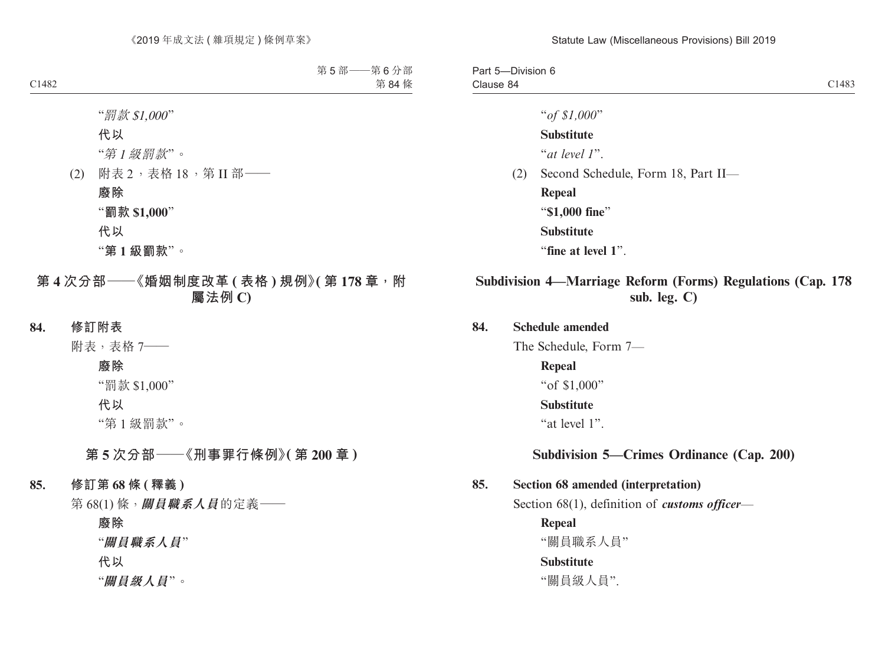"*罰款 $1,000*"

**代以**

"*第 1 級罰款*"。

(2) 附表 2，表格 18，第 II 部——

**廢除**

"**罰款 $1,000**"

**代以**

"**第 1 級罰款**"。

## 第 4 次分部——《婚姻制度改革 ( 表格 ) 規例》( 第 178 章，附屬法例 C)

**84. 修訂附表**

附表，表格 7——

**廢除**

"罰款 $1,000"

**代以**

"第 1 級罰款"。

## 第 5 次分部——《刑事罪行條例》( 第 200 章 )

**85. 修訂第 68 條 ( 釋義 )**

第 68(1) 條，***關員職系人員***的定義——

**廢除**

"***關員職系人員***"

**代以**

"***關員級人員***"。

"*of $1,000*"

**Substitute**

"*at level 1*".

(2) Second Schedule, Form 18, Part II—

**Repeal**

"**$1,000 fine**"

**Substitute**

"**fine at level 1**".

## Subdivision 4—Marriage Reform (Forms) Regulations (Cap. 178 sub. leg. C)

**84. Schedule amended**

The Schedule, Form 7—

**Repeal**

"of $1,000"

**Substitute**

"at level 1".

## Subdivision 5—Crimes Ordinance (Cap. 200)

**85. Section 68 amended (interpretation)**

Section 68(1), definition of ***customs officer***—

**Repeal**

"關員職系人員"

**Substitute**

"關員級人員".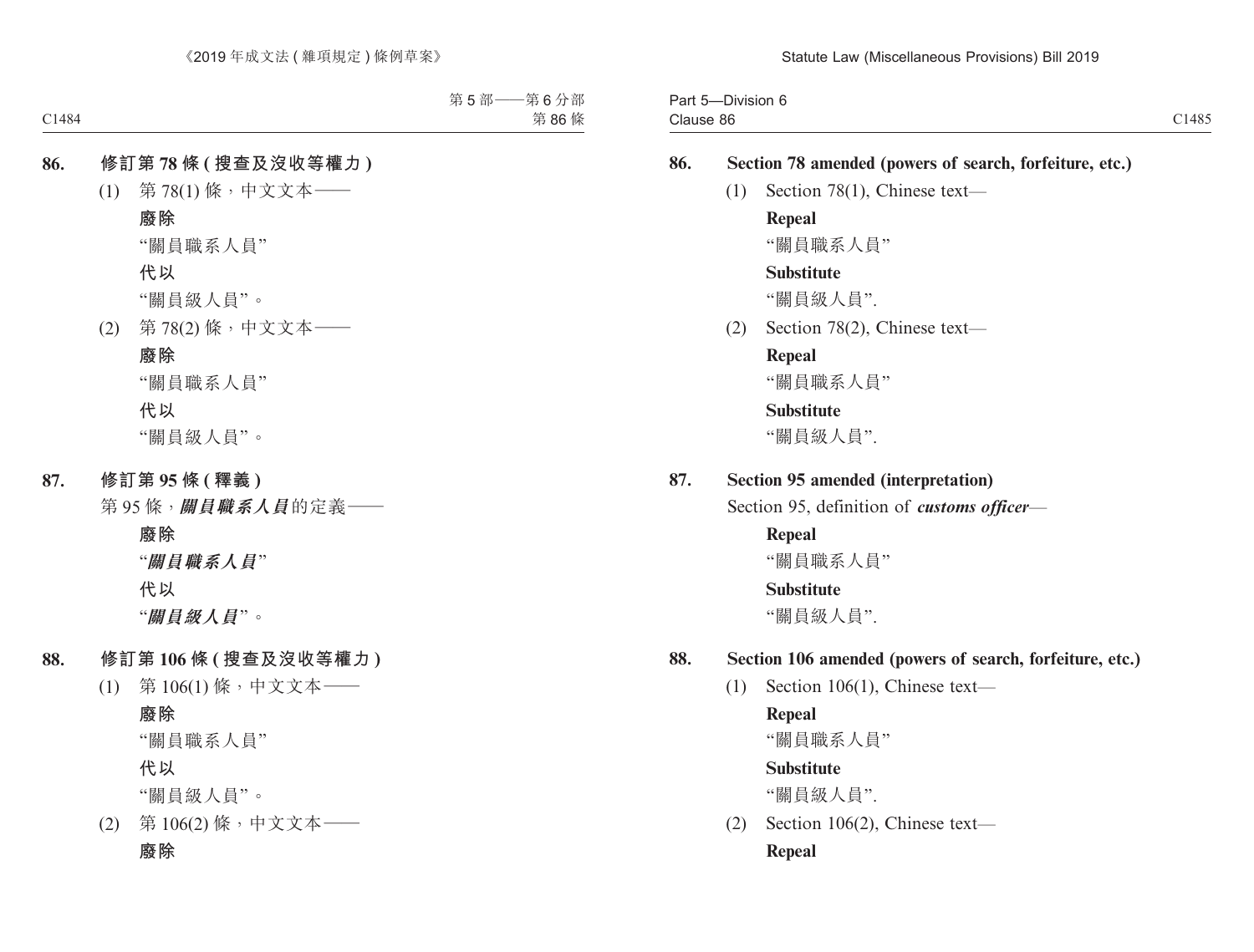**86. 修訂第 78 條 (搜查及沒收等權力)**

(1) 第 78(1) 條，中文文本——

**廢除**

“關員職系人員”

**代以**

“關員級人員”。

(2) 第 78(2) 條，中文文本——

**廢除**

“關員職系人員”

**代以**

“關員級人員”。

**87. 修訂第 95 條 (釋義)**

第 95 條，***關員職系人員***的定義——

**廢除**

“***關員職系人員***”

**代以**

“***關員級人員***”。

**88. 修訂第 106 條 (搜查及沒收等權力)**

(1) 第 106(1) 條，中文文本——

**廢除**

“關員職系人員”

**代以**

“關員級人員”。

(2) 第 106(2) 條，中文文本——

**廢除**

**86. Section 78 amended (powers of search, forfeiture, etc.)**

(1) Section 78(1), Chinese text—

**Repeal**

“關員職系人員”

**Substitute**

“關員級人員”.

(2) Section 78(2), Chinese text—

**Repeal**

“關員職系人員”

**Substitute**

“關員級人員”.

**87. Section 95 amended (interpretation)**

Section 95, definition of ***customs officer***—

**Repeal**

“關員職系人員”

**Substitute**

“關員級人員”.

**88. Section 106 amended (powers of search, forfeiture, etc.)**

(1) Section 106(1), Chinese text—

**Repeal**

“關員職系人員”

**Substitute**

“關員級人員”.

(2) Section 106(2), Chinese text—

**Repeal**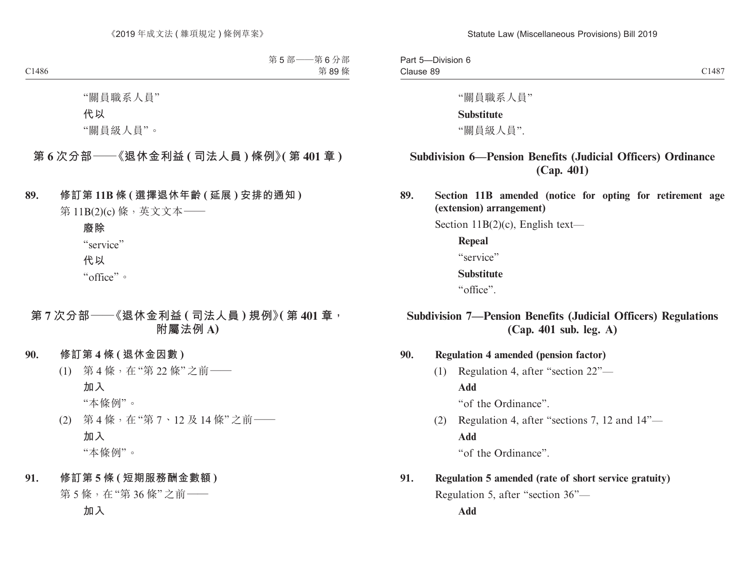"關員職系人員"

**代以**

"關員級人員"。

## 第 6 次分部——《退休金利益 ( 司法人員 ) 條例》( 第 401 章 )

**89. 修訂第 11B 條 ( 選擇退休年齡 ( 延展 ) 安排的通知 )**

第 11B(2)(c) 條，英文文本——

**廢除**

"service"

**代以**

"office"。

## 第 7 次分部——《退休金利益 ( 司法人員 ) 規例》( 第 401 章，附屬法例 A)

**90. 修訂第 4 條 ( 退休金因數 )**

(1) 第 4 條，在 "第 22 條" 之前——

**加入**

"本條例"。

(2) 第 4 條，在 "第 7、12 及 14 條" 之前——

**加入**

"本條例"。

**91. 修訂第 5 條 ( 短期服務酬金數額 )**

第 5 條，在 "第 36 條" 之前——

**加入**

"關員職系人員"

**Substitute**

"關員級人員".

## Subdivision 6—Pension Benefits (Judicial Officers) Ordinance (Cap. 401)

**89. Section 11B amended (notice for opting for retirement age (extension) arrangement)**

Section 11B(2)(c), English text—

**Repeal**

"service"

**Substitute**

"office".

## Subdivision 7—Pension Benefits (Judicial Officers) Regulations (Cap. 401 sub. leg. A)

**90. Regulation 4 amended (pension factor)**

(1) Regulation 4, after "section 22"—

**Add**

"of the Ordinance".

(2) Regulation 4, after "sections 7, 12 and 14"—

**Add**

"of the Ordinance".

**91. Regulation 5 amended (rate of short service gratuity)**

Regulation 5, after "section 36"—

**Add**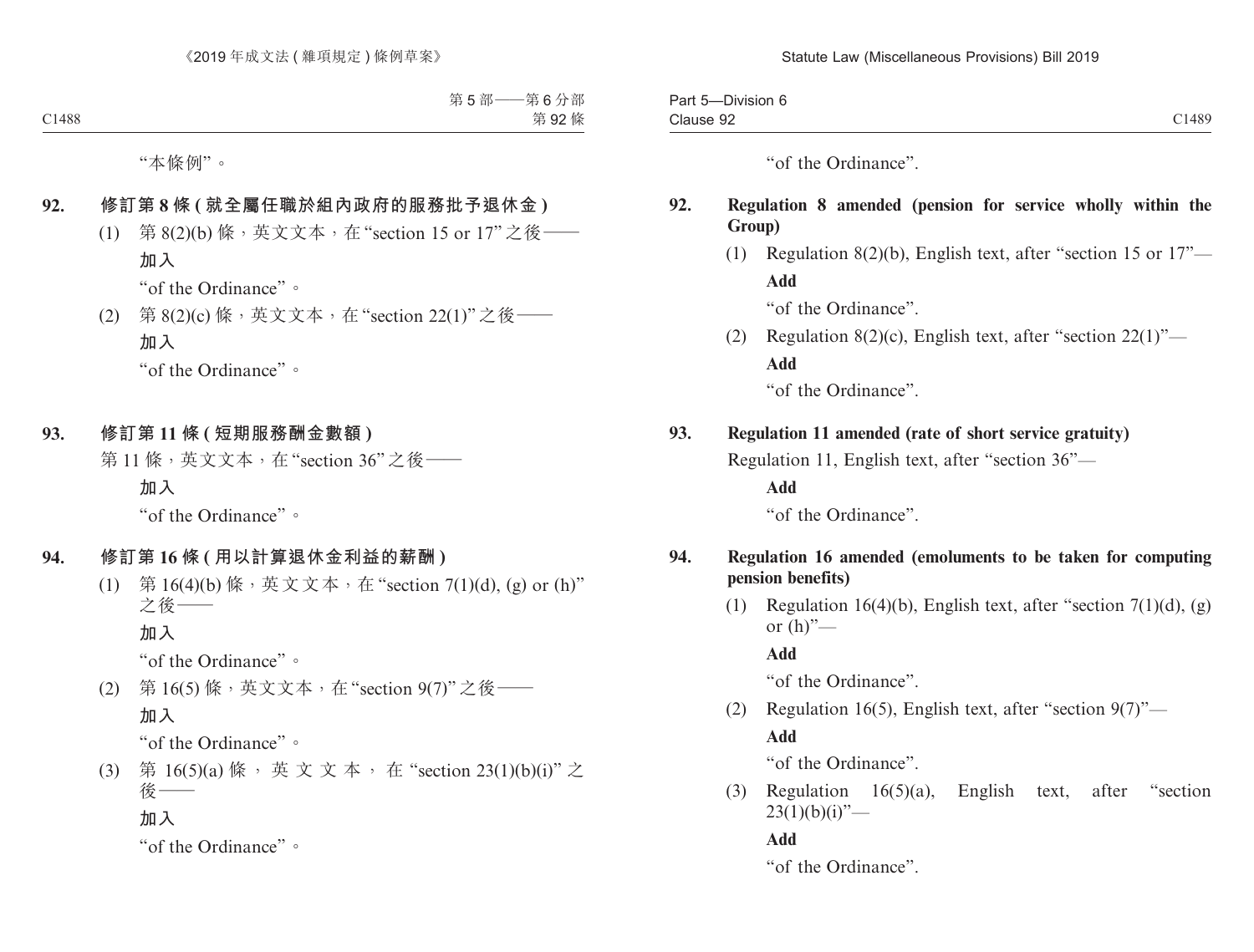"本條例"。

**92. 修訂第 8 條 (就全屬任職於組內政府的服務批予退休金)**

(1) 第 8(2)(b) 條，英文文本，在 "section 15 or 17" 之後——

**加入**

"of the Ordinance"。

(2) 第 8(2)(c) 條，英文文本，在 "section 22(1)" 之後——

**加入**

"of the Ordinance"。

**93. 修訂第 11 條 (短期服務酬金數額)**

第 11 條，英文文本，在 "section 36" 之後——

**加入**

"of the Ordinance"。

**94. 修訂第 16 條 (用以計算退休金利益的薪酬)**

(1) 第 16(4)(b) 條，英文文本，在 "section 7(1)(d), (g) or (h)" 之後——

**加入**

"of the Ordinance"。

(2) 第 16(5) 條，英文文本，在 "section 9(7)" 之後——

**加入**

"of the Ordinance"。

(3) 第 16(5)(a) 條，英文文本，在 "section 23(1)(b)(i)" 之後——

**加入**

"of the Ordinance"。

"of the Ordinance".

**92. Regulation 8 amended (pension for service wholly within the Group)**

(1) Regulation 8(2)(b), English text, after "section 15 or 17"—

**Add**

"of the Ordinance".

(2) Regulation 8(2)(c), English text, after "section 22(1)"—

**Add**

"of the Ordinance".

**93. Regulation 11 amended (rate of short service gratuity)**

Regulation 11, English text, after "section 36"—

**Add**

"of the Ordinance".

**94. Regulation 16 amended (emoluments to be taken for computing pension benefits)**

(1) Regulation 16(4)(b), English text, after "section 7(1)(d), (g) or (h)"—

**Add**

"of the Ordinance".

(2) Regulation 16(5), English text, after "section 9(7)"—

**Add**

"of the Ordinance".

(3) Regulation 16(5)(a), English text, after "section 23(1)(b)(i)"—

**Add**

"of the Ordinance".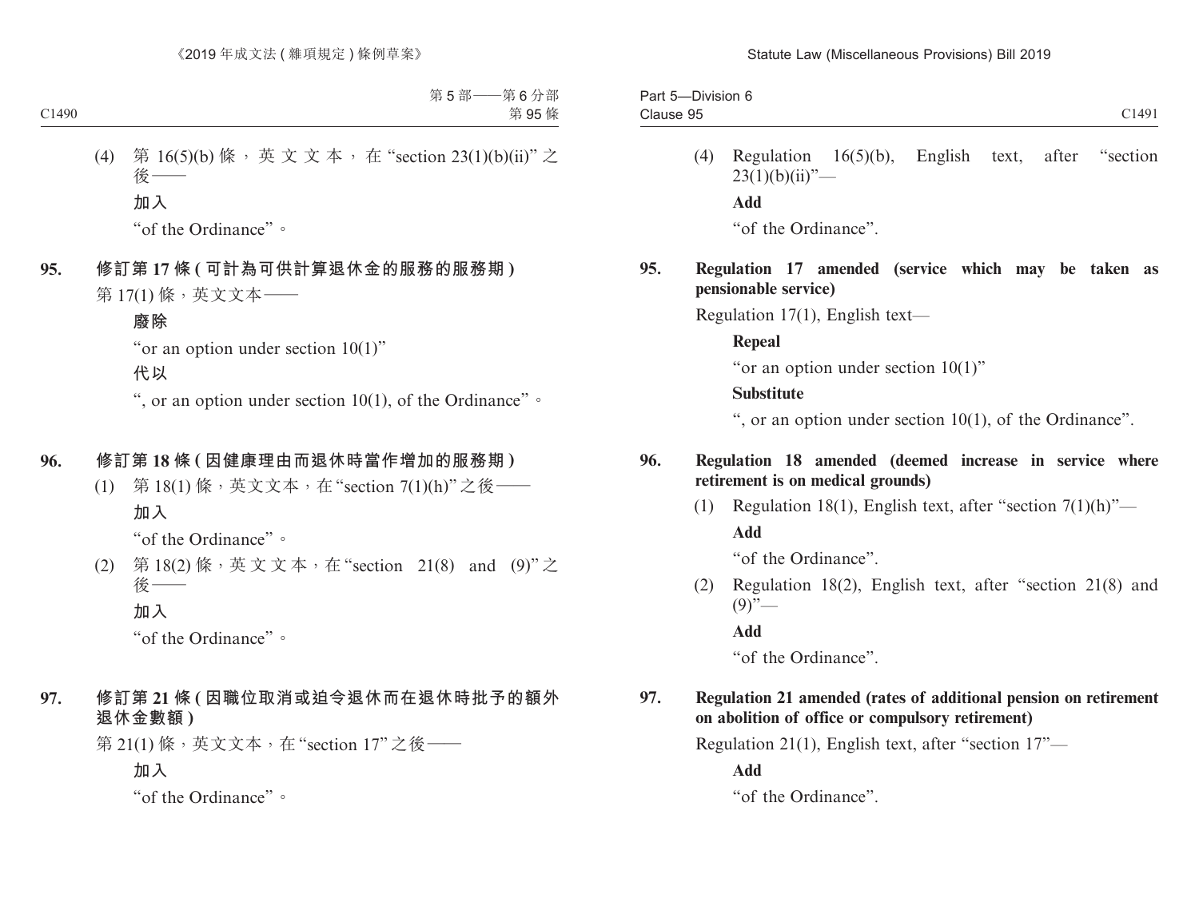(4) 第 16(5)(b) 條，英文文本，在 "section 23(1)(b)(ii)" 之後——

**加入**

"of the Ordinance"。

**95. 修訂第 17 條 (可計為可供計算退休金的服務的服務期)**

第 17(1) 條，英文文本——

**廢除**

"or an option under section 10(1)"

**代以**

", or an option under section 10(1), of the Ordinance"。

**96. 修訂第 18 條 (因健康理由而退休時當作增加的服務期)**

(1) 第 18(1) 條，英文文本，在 "section 7(1)(h)" 之後——

**加入**

"of the Ordinance"。

(2) 第 18(2) 條，英文文本，在 "section 21(8) and (9)" 之後——

**加入**

"of the Ordinance"。

**97. 修訂第 21 條 (因職位取消或迫令退休而在退休時批予的額外退休金數額)**

第 21(1) 條，英文文本，在 "section 17" 之後——

**加入**

"of the Ordinance"。

(4) Regulation 16(5)(b), English text, after "section 23(1)(b)(ii)"—

**Add**

"of the Ordinance".

**95. Regulation 17 amended (service which may be taken as pensionable service)**

Regulation 17(1), English text—

**Repeal**

"or an option under section 10(1)"

**Substitute**

", or an option under section 10(1), of the Ordinance".

**96. Regulation 18 amended (deemed increase in service where retirement is on medical grounds)**

(1) Regulation 18(1), English text, after "section 7(1)(h)"—

**Add**

"of the Ordinance".

(2) Regulation 18(2), English text, after "section 21(8) and (9)"—

**Add**

"of the Ordinance".

**97. Regulation 21 amended (rates of additional pension on retirement on abolition of office or compulsory retirement)**

Regulation 21(1), English text, after "section 17"—

**Add**

"of the Ordinance".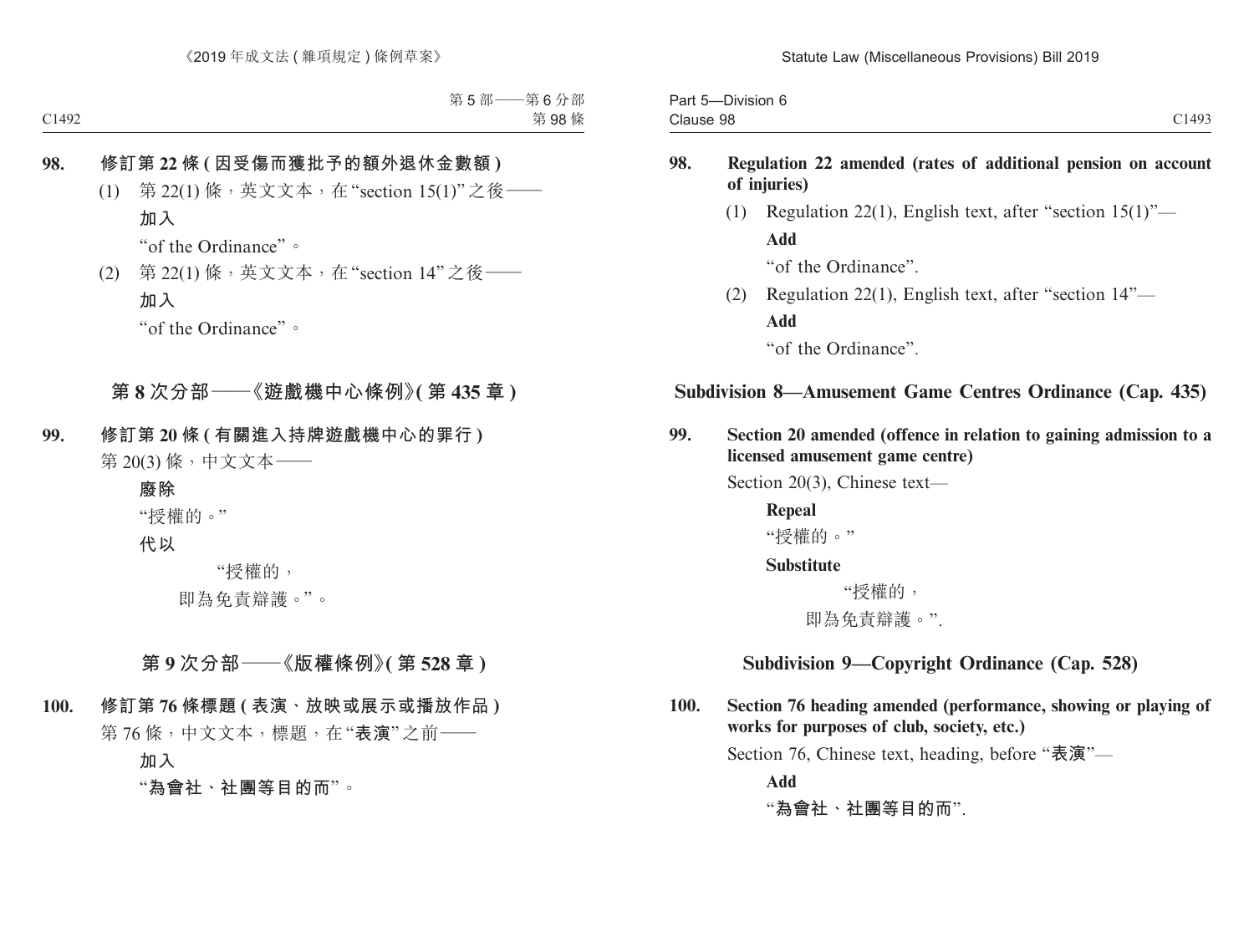**98. 修訂第 22 條 (因受傷而獲批予的額外退休金數額)**

(1) 第 22(1) 條，英文文本，在 “section 15(1)” 之後——

**加入**

“of the Ordinance”。

(2) 第 22(1) 條，英文文本，在 “section 14” 之後——

**加入**

“of the Ordinance”。

## 第 8 次分部——《遊戲機中心條例》(第 435 章)

**99. 修訂第 20 條 (有關進入持牌遊戲機中心的罪行)**

第 20(3) 條，中文文本——

**廢除**

“授權的。”

**代以**

“授權的，

即為免責辯護。”。

## 第 9 次分部——《版權條例》(第 528 章)

**100. 修訂第 76 條標題 (表演、放映或展示或播放作品)**

第 76 條，中文文本，標題，在 “**表演**” 之前——

**加入**

“**為會社、社團等目的而**”。

**98. Regulation 22 amended (rates of additional pension on account of injuries)**

(1) Regulation 22(1), English text, after “section 15(1)”—

**Add**

“of the Ordinance”.

(2) Regulation 22(1), English text, after “section 14”—

**Add**

“of the Ordinance”.

## Subdivision 8—Amusement Game Centres Ordinance (Cap. 435)

**99. Section 20 amended (offence in relation to gaining admission to a licensed amusement game centre)**

Section 20(3), Chinese text—

**Repeal**

“授權的。”

**Substitute**

“授權的，

即為免責辯護。”.

## Subdivision 9—Copyright Ordinance (Cap. 528)

**100. Section 76 heading amended (performance, showing or playing of works for purposes of club, society, etc.)**

Section 76, Chinese text, heading, before “**表演**”—

**Add**

“**為會社、社團等目的而**”.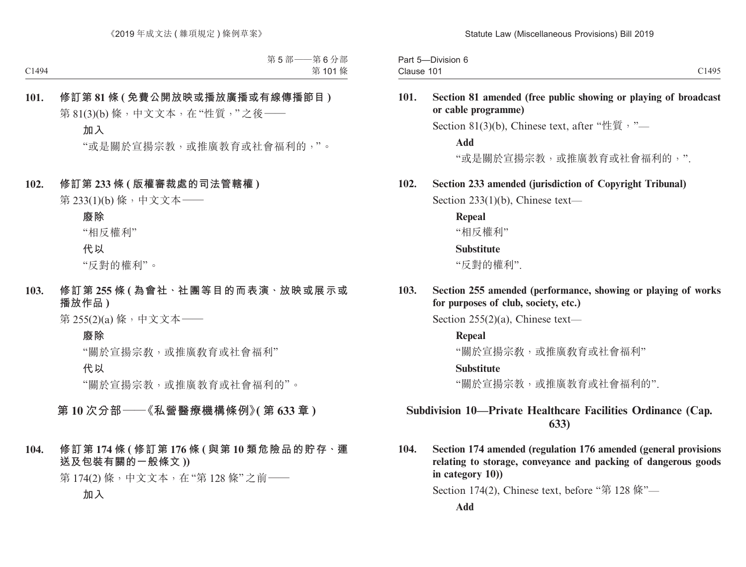**101. 修訂第 81 條 (免費公開放映或播放廣播或有線傳播節目)**

第 81(3)(b) 條，中文文本，在 "性質，" 之後——

**加入**

"或是關於宣揚宗教，或推廣教育或社會福利的，"。

**102. 修訂第 233 條 (版權審裁處的司法管轄權)**

第 233(1)(b) 條，中文文本——

**廢除**

"相反權利"

**代以**

"反對的權利"。

**103. 修訂第 255 條 (為會社、社團等目的而表演、放映或展示或播放作品)**

第 255(2)(a) 條，中文文本——

**廢除**

"關於宣揚宗教，或推廣教育或社會福利"

**代以**

"關於宣揚宗教，或推廣教育或社會福利的"。

## 第 10 次分部——《私營醫療機構條例》(第 633 章)

**104. 修訂第 174 條 (修訂第 176 條 (與第 10 類危險品的貯存、運送及包裝有關的一般條文))**

第 174(2) 條，中文文本，在 "第 128 條" 之前——

**加入**

**101. Section 81 amended (free public showing or playing of broadcast or cable programme)**

Section 81(3)(b), Chinese text, after "性質，"—

**Add**

"或是關於宣揚宗教，或推廣教育或社會福利的，".

**102. Section 233 amended (jurisdiction of Copyright Tribunal)**

Section 233(1)(b), Chinese text—

**Repeal**

"相反權利"

**Substitute**

"反對的權利".

**103. Section 255 amended (performance, showing or playing of works for purposes of club, society, etc.)**

Section 255(2)(a), Chinese text—

**Repeal**

"關於宣揚宗教，或推廣教育或社會福利"

**Substitute**

"關於宣揚宗教，或推廣教育或社會福利的".

## Subdivision 10—Private Healthcare Facilities Ordinance (Cap. 633)

**104. Section 174 amended (regulation 176 amended (general provisions relating to storage, conveyance and packing of dangerous goods in category 10))**

Section 174(2), Chinese text, before "第 128 條"—

**Add**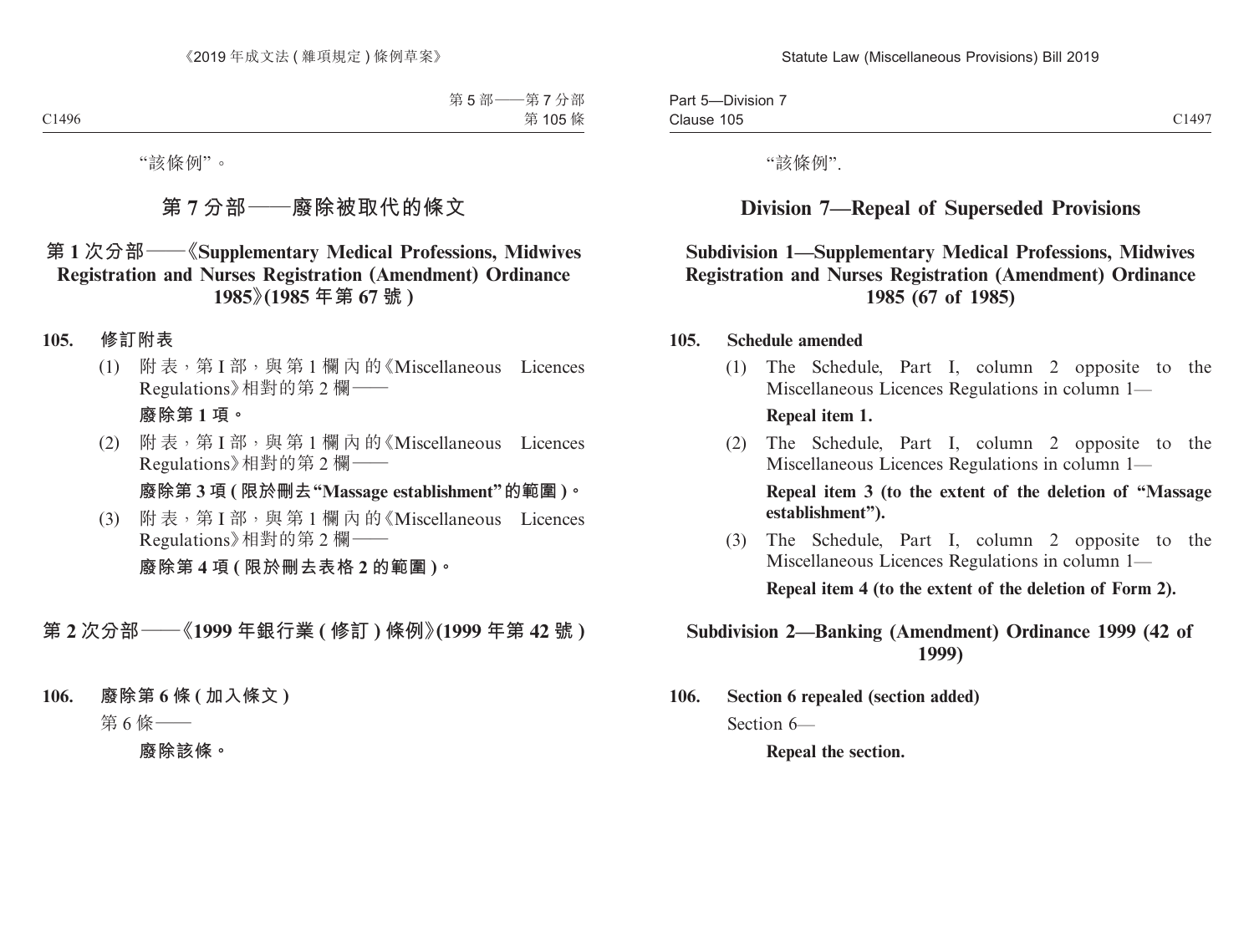“該條例”。

## 第 7 分部——廢除被取代的條文

### 第 1 次分部——《Supplementary Medical Professions, Midwives Registration and Nurses Registration (Amendment) Ordinance 1985》(1985 年第 67 號 )

**105. 修訂附表**

(1) 附表，第 I 部，與第 1 欄內的《Miscellaneous Licences Regulations》相對的第 2 欄——

**廢除第 1 項。**

(2) 附表，第 I 部，與第 1 欄內的《Miscellaneous Licences Regulations》相對的第 2 欄——

**廢除第 3 項 ( 限於刪去 “Massage establishment” 的範圍 )。**

(3) 附表，第 I 部，與第 1 欄內的《Miscellaneous Licences Regulations》相對的第 2 欄——

**廢除第 4 項 ( 限於刪去表格 2 的範圍 )。**

### 第 2 次分部——《1999 年銀行業 ( 修訂 ) 條例》(1999 年第 42 號 )

**106. 廢除第 6 條 ( 加入條文 )**

第 6 條——

**廢除該條。**

“該條例”.

## Division 7—Repeal of Superseded Provisions

### Subdivision 1—Supplementary Medical Professions, Midwives Registration and Nurses Registration (Amendment) Ordinance 1985 (67 of 1985)

**105. Schedule amended**

(1) The Schedule, Part I, column 2 opposite to the Miscellaneous Licences Regulations in column 1—

**Repeal item 1.**

(2) The Schedule, Part I, column 2 opposite to the Miscellaneous Licences Regulations in column 1—

**Repeal item 3 (to the extent of the deletion of “Massage establishment”).**

(3) The Schedule, Part I, column 2 opposite to the Miscellaneous Licences Regulations in column 1—

**Repeal item 4 (to the extent of the deletion of Form 2).**

### Subdivision 2—Banking (Amendment) Ordinance 1999 (42 of 1999)

**106. Section 6 repealed (section added)**

Section 6—

**Repeal the section.**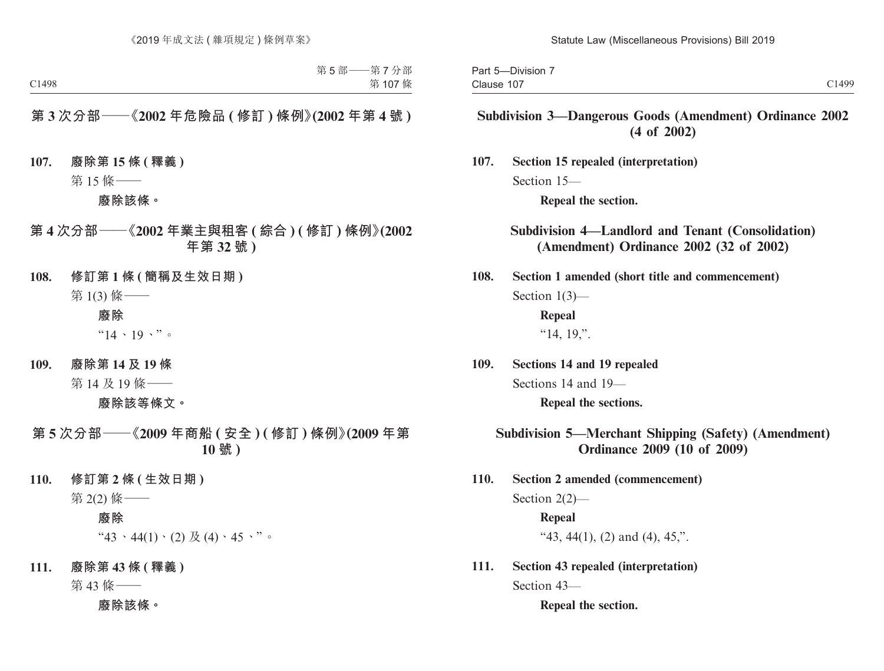## 第 3 次分部——《2002 年危險品 (修訂) 條例》(2002 年第 4 號)

**107. 廢除第 15 條 (釋義)**

第 15 條——

**廢除該條。**

## 第 4 次分部——《2002 年業主與租客 (綜合) (修訂) 條例》(2002 年第 32 號)

**108. 修訂第 1 條 (簡稱及生效日期)**

第 1(3) 條——

**廢除**

"14、19、"。

**109. 廢除第 14 及 19 條**

第 14 及 19 條——

**廢除該等條文。**

## 第 5 次分部——《2009 年商船 (安全) (修訂) 條例》(2009 年第 10 號)

**110. 修訂第 2 條 (生效日期)**

第 2(2) 條——

**廢除**

"43、44(1)、(2) 及 (4)、45、"。

**111. 廢除第 43 條 (釋義)**

第 43 條——

**廢除該條。**

## Subdivision 3—Dangerous Goods (Amendment) Ordinance 2002 (4 of 2002)

**107. Section 15 repealed (interpretation)**

Section 15—

**Repeal the section.**

## Subdivision 4—Landlord and Tenant (Consolidation) (Amendment) Ordinance 2002 (32 of 2002)

**108. Section 1 amended (short title and commencement)**

Section 1(3)—

**Repeal**

"14, 19,".

**109. Sections 14 and 19 repealed**

Sections 14 and 19—

**Repeal the sections.**

## Subdivision 5—Merchant Shipping (Safety) (Amendment) Ordinance 2009 (10 of 2009)

**110. Section 2 amended (commencement)**

Section 2(2)—

**Repeal**

"43, 44(1), (2) and (4), 45,".

**111. Section 43 repealed (interpretation)**

Section 43—

**Repeal the section.**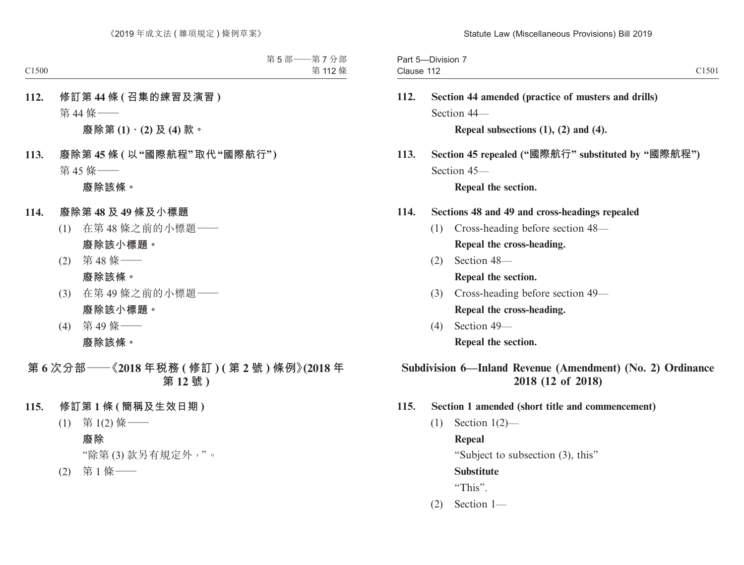**112. 修訂第 44 條 (召集的練習及演習)**

第 44 條——

**廢除第 (1)、(2) 及 (4) 款。**

**113. 廢除第 45 條 (以“國際航程”取代“國際航行”)**

第 45 條——

**廢除該條。**

**114. 廢除第 48 及 49 條及小標題**

(1) 在第 48 條之前的小標題——

**廢除該小標題。**

(2) 第 48 條——

**廢除該條。**

(3) 在第 49 條之前的小標題——

**廢除該小標題。**

(4) 第 49 條——

**廢除該條。**

## 第 6 次分部——《2018 年稅務 (修訂) (第 2 號) 條例》(2018 年第 12 號)

**115. 修訂第 1 條 (簡稱及生效日期)**

(1) 第 1(2) 條——

**廢除**

“除第 (3) 款另有規定外，”。

(2) 第 1 條——

**112. Section 44 amended (practice of musters and drills)**

Section 44—

**Repeal subsections (1), (2) and (4).**

**113. Section 45 repealed (“國際航行” substituted by “國際航程”)**

Section 45—

**Repeal the section.**

**114. Sections 48 and 49 and cross-headings repealed**

(1) Cross-heading before section 48—

**Repeal the cross-heading.**

(2) Section 48—

**Repeal the section.**

(3) Cross-heading before section 49—

**Repeal the cross-heading.**

(4) Section 49—

**Repeal the section.**

## Subdivision 6—Inland Revenue (Amendment) (No. 2) Ordinance 2018 (12 of 2018)

**115. Section 1 amended (short title and commencement)**

(1) Section 1(2)—

**Repeal**

“Subject to subsection (3), this”

**Substitute**

“This”.

(2) Section 1—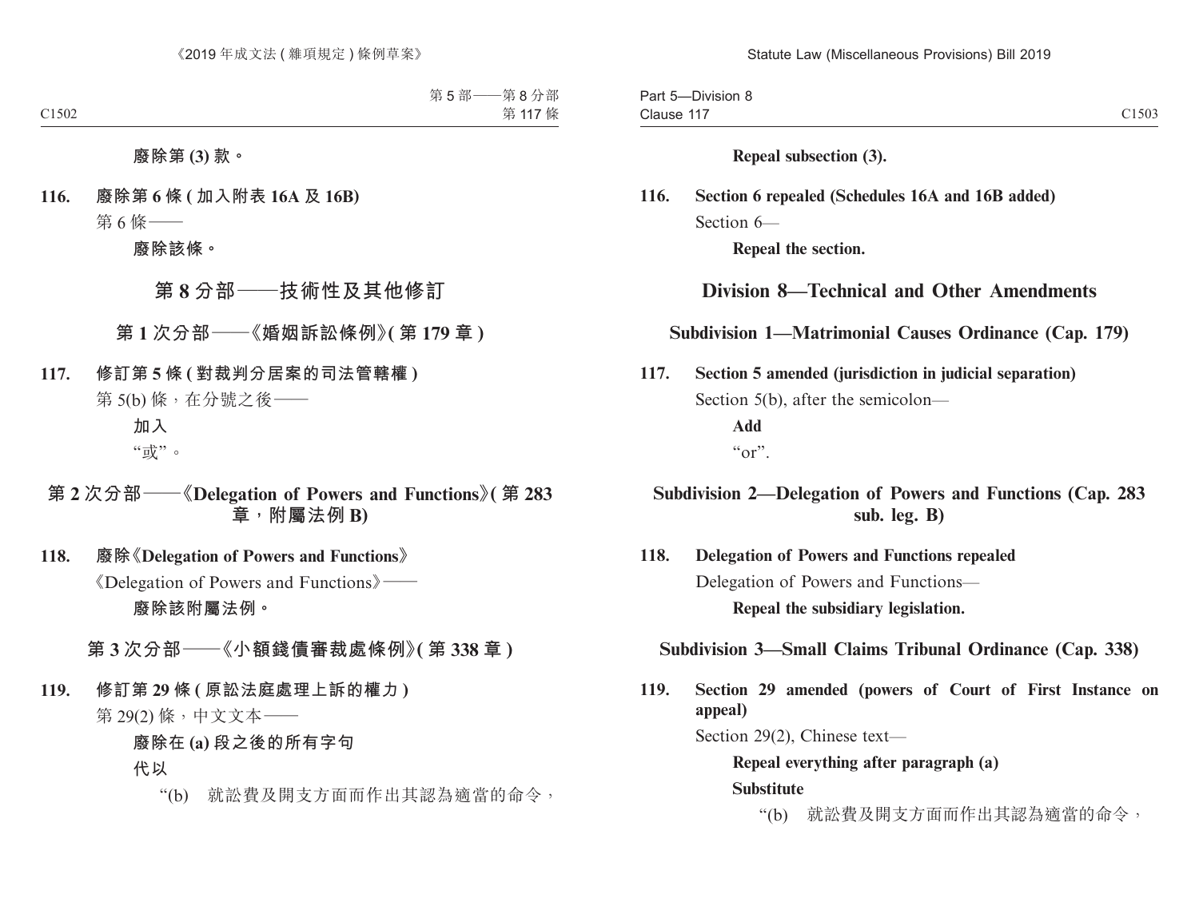廢除第 (3) 款。

**116. 廢除第 6 條 (加入附表 16A 及 16B)**

第 6 條——

**廢除該條。**

## 第 8 分部——技術性及其他修訂

### 第 1 次分部——《婚姻訴訟條例》(第 179 章)

**117. 修訂第 5 條 (對裁判分居案的司法管轄權)**

第 5(b) 條，在分號之後——

**加入**

"或"。

### 第 2 次分部——《Delegation of Powers and Functions》(第 283 章，附屬法例 B)

**118. 廢除《Delegation of Powers and Functions》**

《Delegation of Powers and Functions》——

**廢除該附屬法例。**

### 第 3 次分部——《小額錢債審裁處條例》(第 338 章)

**119. 修訂第 29 條 (原訟法庭處理上訴的權力)**

第 29(2) 條，中文文本——

**廢除在 (a) 段之後的所有字句**

**代以**

"(b) 就訟費及開支方面而作出其認為適當的命令，

---

**Repeal subsection (3).**

**116. Section 6 repealed (Schedules 16A and 16B added)**

Section 6—

**Repeal the section.**

## Division 8—Technical and Other Amendments

### Subdivision 1—Matrimonial Causes Ordinance (Cap. 179)

**117. Section 5 amended (jurisdiction in judicial separation)**

Section 5(b), after the semicolon—

**Add**

"or".

### Subdivision 2—Delegation of Powers and Functions (Cap. 283 sub. leg. B)

**118. Delegation of Powers and Functions repealed**

Delegation of Powers and Functions—

**Repeal the subsidiary legislation.**

### Subdivision 3—Small Claims Tribunal Ordinance (Cap. 338)

**119. Section 29 amended (powers of Court of First Instance on appeal)**

Section 29(2), Chinese text—

**Repeal everything after paragraph (a)**

**Substitute**

"(b) 就訟費及開支方面而作出其認為適當的命令，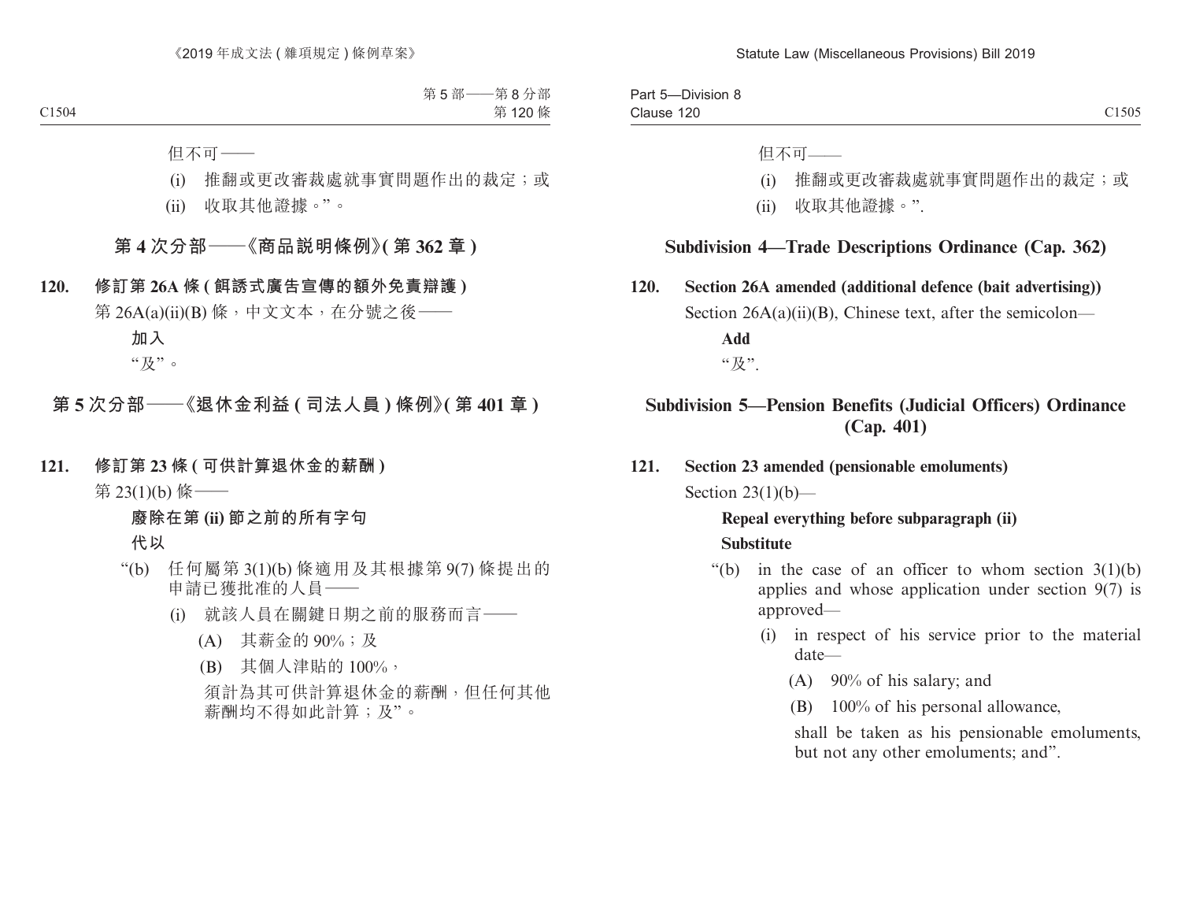但不可——

(i) 推翻或更改審裁處就事實問題作出的裁定；或

(ii) 收取其他證據。”。

## 第 4 次分部——《商品說明條例》(第 362 章)

**120. 修訂第 26A 條 (餌誘式廣告宣傳的額外免責辯護)**

第 26A(a)(ii)(B) 條，中文文本，在分號之後——

**加入**

“及”。

## 第 5 次分部——《退休金利益 (司法人員) 條例》(第 401 章)

**121. 修訂第 23 條 (可供計算退休金的薪酬)**

第 23(1)(b) 條——

**廢除在第 (ii) 節之前的所有字句**

**代以**

“(b) 任何屬第 3(1)(b) 條適用及其根據第 9(7) 條提出的申請已獲批准的人員——

(i) 就該人員在關鍵日期之前的服務而言——

(A) 其薪金的 90%；及

(B) 其個人津貼的 100%，

須計為其可供計算退休金的薪酬，但任何其他薪酬均不得如此計算；及”。

但不可——

(i) 推翻或更改審裁處就事實問題作出的裁定；或

(ii) 收取其他證據。”.

## Subdivision 4—Trade Descriptions Ordinance (Cap. 362)

**120. Section 26A amended (additional defence (bait advertising))**

Section 26A(a)(ii)(B), Chinese text, after the semicolon—

**Add**

“及”.

## Subdivision 5—Pension Benefits (Judicial Officers) Ordinance (Cap. 401)

**121. Section 23 amended (pensionable emoluments)**

Section 23(1)(b)—

**Repeal everything before subparagraph (ii)**

**Substitute**

“(b) in the case of an officer to whom section 3(1)(b) applies and whose application under section 9(7) is approved—

(i) in respect of his service prior to the material date—

(A) 90% of his salary; and

(B) 100% of his personal allowance,

shall be taken as his pensionable emoluments, but not any other emoluments; and”.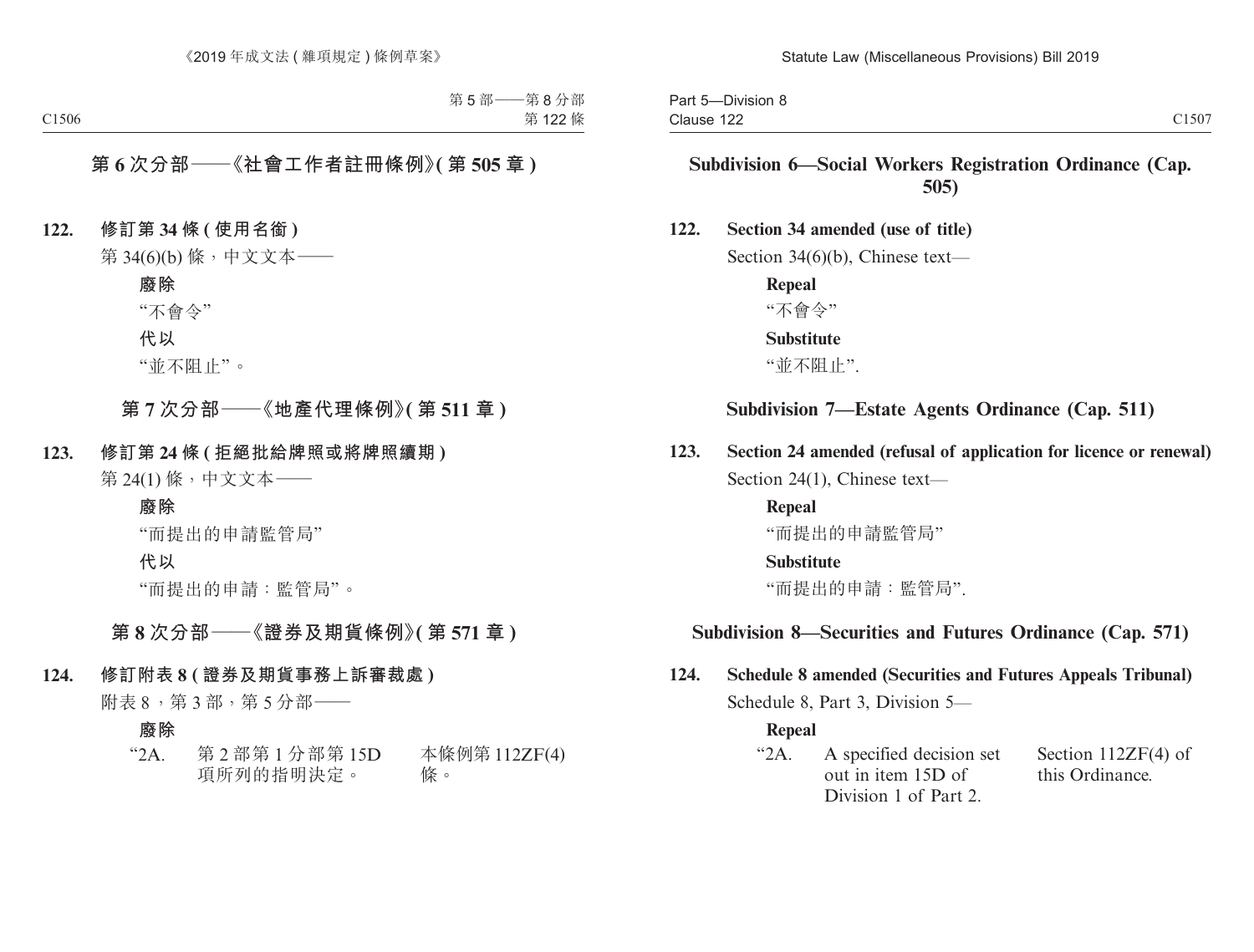第 5 部——第 8 分部
第 122 條

## 第 6 次分部——《社會工作者註冊條例》(第 505 章)

**122. 修訂第 34 條 (使用名銜)**

第 34(6)(b) 條，中文文本——

**廢除**

“不會令”

**代以**

“並不阻止”。

## 第 7 次分部——《地產代理條例》(第 511 章)

**123. 修訂第 24 條 (拒絕批給牌照或將牌照續期)**

第 24(1) 條，中文文本——

**廢除**

“而提出的申請監管局”

**代以**

“而提出的申請：監管局”。

## 第 8 次分部——《證券及期貨條例》(第 571 章)

**124. 修訂附表 8 (證券及期貨事務上訴審裁處)**

附表 8，第 3 部，第 5 分部——

**廢除**

“2A. 第 2 部第 1 分部第 15D 項所列的指明決定。 本條例第 112ZF(4) 條。

Part 5—Division 8
Clause 122

## Subdivision 6—Social Workers Registration Ordinance (Cap. 505)

**122. Section 34 amended (use of title)**

Section 34(6)(b), Chinese text—

**Repeal**

“不會令”

**Substitute**

“並不阻止”.

## Subdivision 7—Estate Agents Ordinance (Cap. 511)

**123. Section 24 amended (refusal of application for licence or renewal)**

Section 24(1), Chinese text—

**Repeal**

“而提出的申請監管局”

**Substitute**

“而提出的申請：監管局”.

## Subdivision 8—Securities and Futures Ordinance (Cap. 571)

**124. Schedule 8 amended (Securities and Futures Appeals Tribunal)**

Schedule 8, Part 3, Division 5—

**Repeal**

“2A. A specified decision set out in item 15D of Division 1 of Part 2. Section 112ZF(4) of this Ordinance.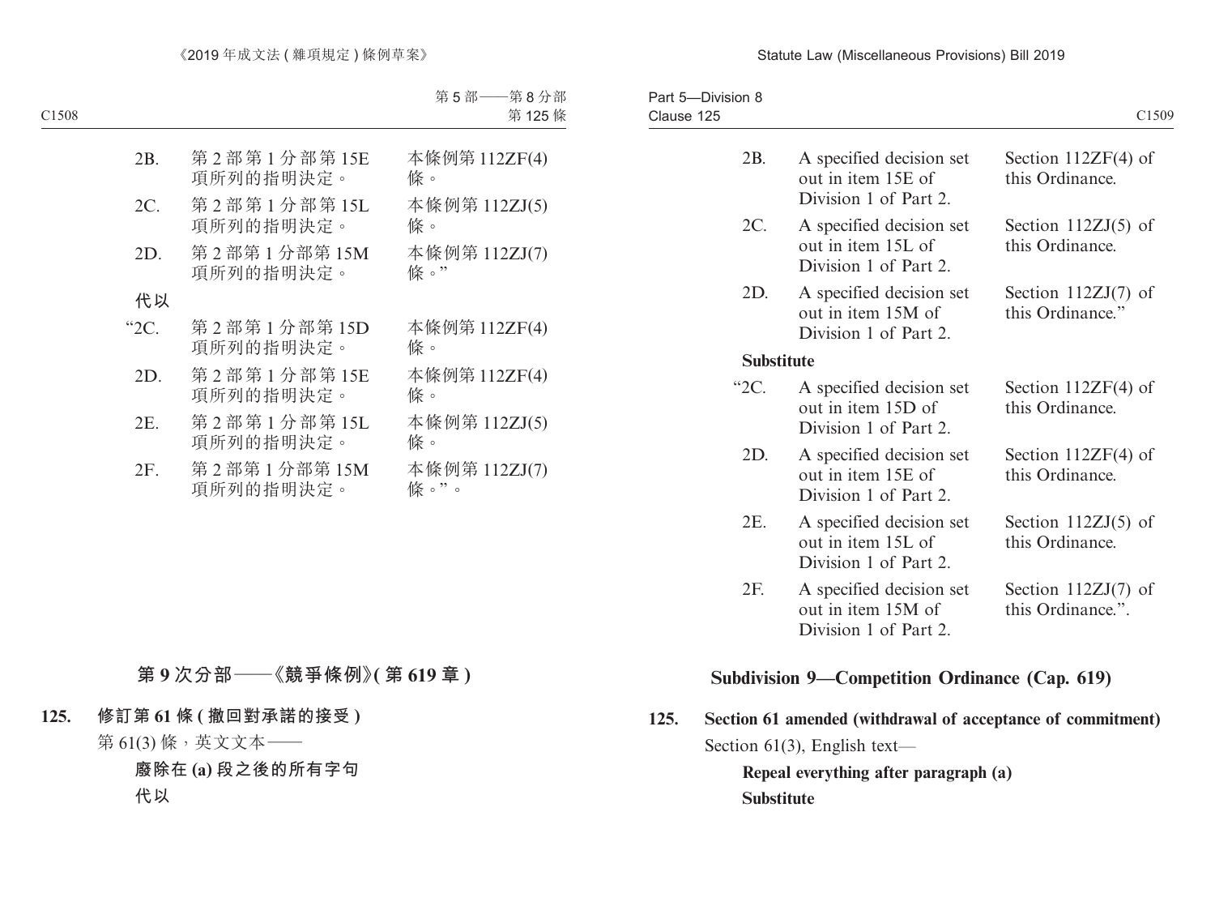| | | |
|---|---|---|
| 2B. | 第 2 部第 1 分部第 15E 項所列的指明決定。 | 本條例第 112ZF(4) 條。 |
| 2C. | 第 2 部第 1 分部第 15L 項所列的指明決定。 | 本條例第 112ZJ(5) 條。 |
| 2D. | 第 2 部第 1 分部第 15M 項所列的指明決定。 | 本條例第 112ZJ(7) 條。” |

**代以**

| | | |
|---|---|---|
| “2C. | 第 2 部第 1 分部第 15D 項所列的指明決定。 | 本條例第 112ZF(4) 條。 |
| 2D. | 第 2 部第 1 分部第 15E 項所列的指明決定。 | 本條例第 112ZF(4) 條。 |
| 2E. | 第 2 部第 1 分部第 15L 項所列的指明決定。 | 本條例第 112ZJ(5) 條。 |
| 2F. | 第 2 部第 1 分部第 15M 項所列的指明決定。 | 本條例第 112ZJ(7) 條。”。 |

## 第 9 次分部——《競爭條例》(第 619 章)

**125. 修訂第 61 條 (撤回對承諾的接受)**

第 61(3) 條，英文文本——

**廢除在 (a) 段之後的所有字句**

**代以**

| | | |
|---|---|---|
| 2B. | A specified decision set out in item 15E of Division 1 of Part 2. | Section 112ZF(4) of this Ordinance. |
| 2C. | A specified decision set out in item 15L of Division 1 of Part 2. | Section 112ZJ(5) of this Ordinance. |
| 2D. | A specified decision set out in item 15M of Division 1 of Part 2. | Section 112ZJ(7) of this Ordinance.” |

**Substitute**

| | | |
|---|---|---|
| “2C. | A specified decision set out in item 15D of Division 1 of Part 2. | Section 112ZF(4) of this Ordinance. |
| 2D. | A specified decision set out in item 15E of Division 1 of Part 2. | Section 112ZF(4) of this Ordinance. |
| 2E. | A specified decision set out in item 15L of Division 1 of Part 2. | Section 112ZJ(5) of this Ordinance. |
| 2F. | A specified decision set out in item 15M of Division 1 of Part 2. | Section 112ZJ(7) of this Ordinance.”. |

## Subdivision 9—Competition Ordinance (Cap. 619)

**125. Section 61 amended (withdrawal of acceptance of commitment)**

Section 61(3), English text—

**Repeal everything after paragraph (a)**

**Substitute**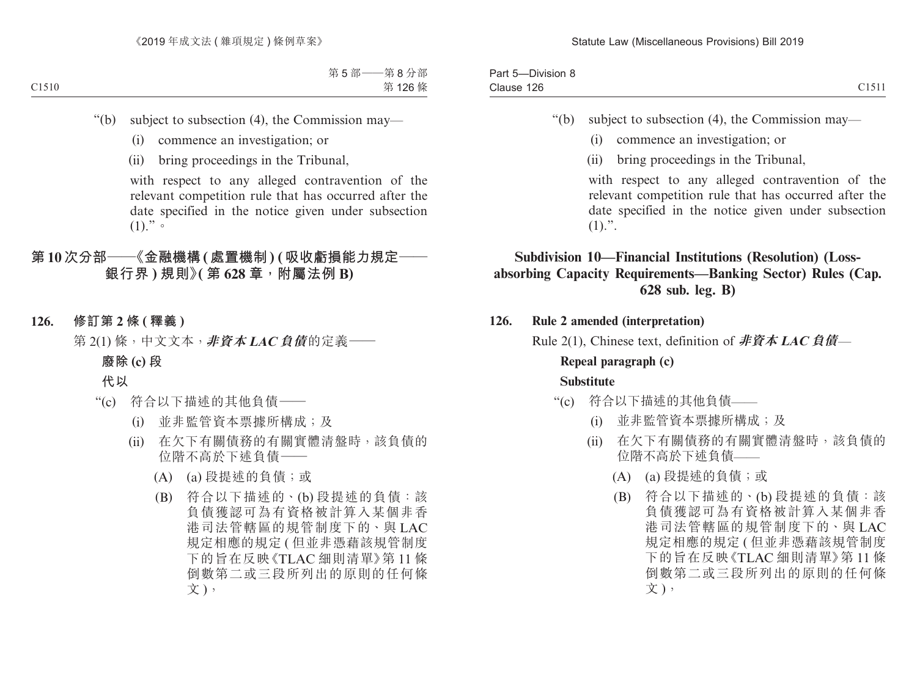"(b) subject to subsection (4), the Commission may—

(i) commence an investigation; or

(ii) bring proceedings in the Tribunal,

with respect to any alleged contravention of the relevant competition rule that has occurred after the date specified in the notice given under subsection (1)."。

## 第 10 次分部——《金融機構 (處置機制) (吸收虧損能力規定——銀行界) 規則》(第 628 章，附屬法例 B)

**126. 修訂第 2 條 (釋義)**

第 2(1) 條，中文文本，***非資本 LAC 負債***的定義——

**廢除 (c) 段**

**代以**

"(c) 符合以下描述的其他負債——

(i) 並非監管資本票據所構成；及

(ii) 在欠下有關債務的有關實體清盤時，該負債的位階不高於下述負債——

(A) (a) 段提述的負債；或

(B) 符合以下描述的、(b) 段提述的負債：該負債獲認可為有資格被計算入某個非香港司法管轄區的規管制度下的、與 LAC 規定相應的規定 (但並非憑藉該規管制度下的旨在反映《TLAC 細則清單》第 11 條倒數第二或三段所列出的原則的任何條文)，

"(b) subject to subsection (4), the Commission may—

(i) commence an investigation; or

(ii) bring proceedings in the Tribunal,

with respect to any alleged contravention of the relevant competition rule that has occurred after the date specified in the notice given under subsection (1).".

## Subdivision 10—Financial Institutions (Resolution) (Loss-absorbing Capacity Requirements—Banking Sector) Rules (Cap. 628 sub. leg. B)

**126. Rule 2 amended (interpretation)**

Rule 2(1), Chinese text, definition of ***非資本 LAC 負債***—

**Repeal paragraph (c)**

**Substitute**

"(c) 符合以下描述的其他負債——

(i) 並非監管資本票據所構成；及

(ii) 在欠下有關債務的有關實體清盤時，該負債的位階不高於下述負債——

(A) (a) 段提述的負債；或

(B) 符合以下描述的、(b) 段提述的負債：該負債獲認可為有資格被計算入某個非香港司法管轄區的規管制度下的、與 LAC 規定相應的規定 (但並非憑藉該規管制度下的旨在反映《TLAC 細則清單》第 11 條倒數第二或三段所列出的原則的任何條文)，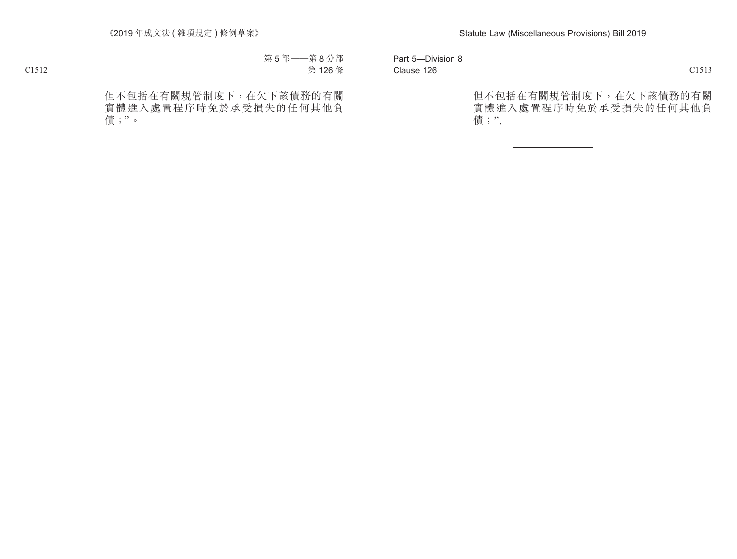但不包括在有關規管制度下，在欠下該債務的有關實體進入處置程序時免於承受損失的任何其他負債；”。

---

但不包括在有關規管制度下，在欠下該債務的有關實體進入處置程序時免於承受損失的任何其他負債；”.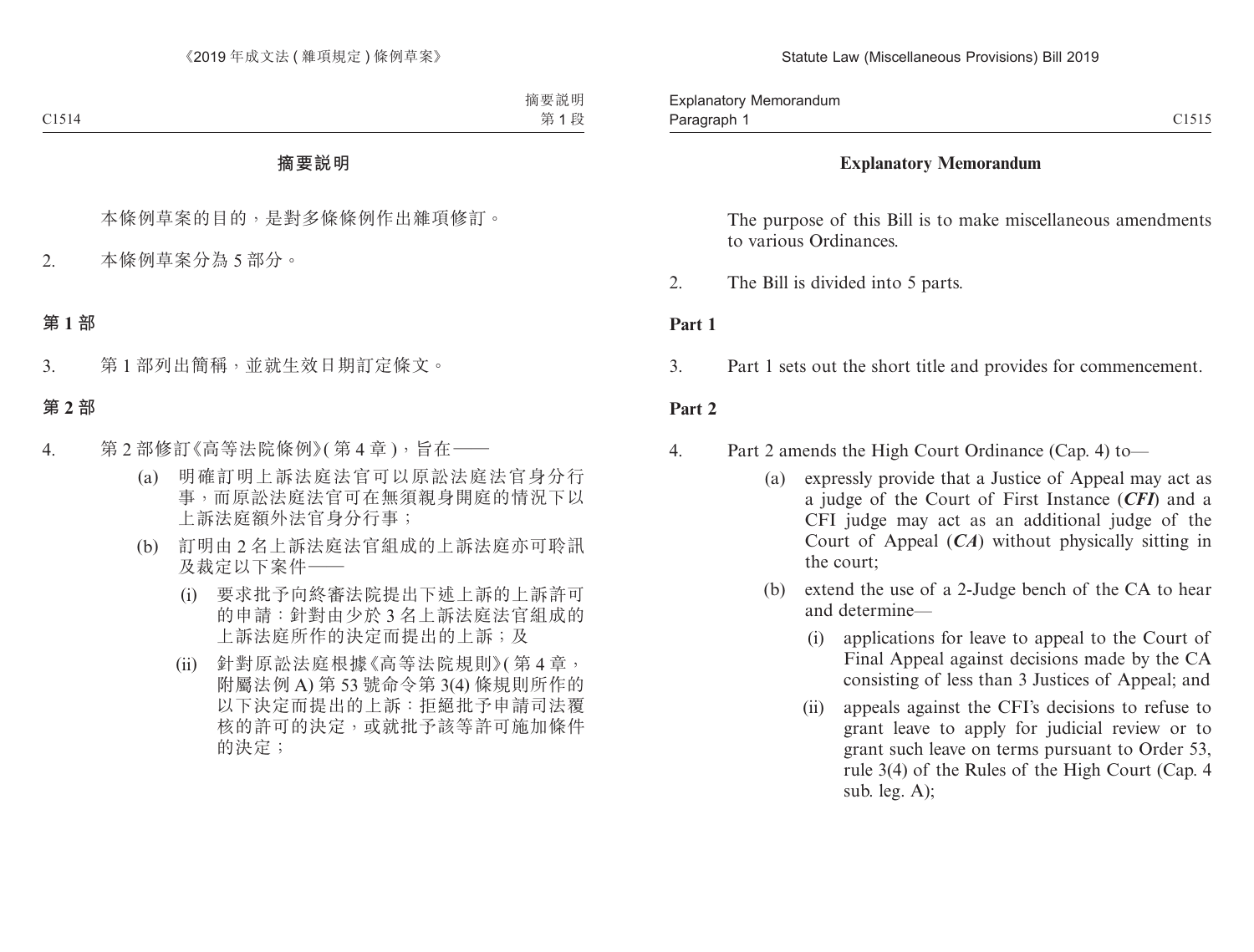# 摘要說明

本條例草案的目的，是對多條條例作出雜項修訂。

2. 本條例草案分為 5 部分。

## 第 1 部

3. 第 1 部列出簡稱，並就生效日期訂定條文。

## 第 2 部

4. 第 2 部修訂《高等法院條例》(第 4 章)，旨在——

   (a) 明確訂明上訴法庭法官可以原訟法庭法官身分行事，而原訟法庭法官可在無須親身開庭的情況下以上訴法庭額外法官身分行事；

   (b) 訂明由 2 名上訴法庭法官組成的上訴法庭亦可聆訊及裁定以下案件——

      (i) 要求批予向終審法院提出下述上訴的上訴許可的申請：針對由少於 3 名上訴法庭法官組成的上訴法庭所作的決定而提出的上訴；及

      (ii) 針對原訟法庭根據《高等法院規則》(第 4 章，附屬法例 A) 第 53 號命令第 3(4) 條規則所作的以下決定而提出的上訴：拒絕批予申請司法覆核的許可的決定，或就批予該等許可施加條件的決定；

# Explanatory Memorandum

The purpose of this Bill is to make miscellaneous amendments to various Ordinances.

2. The Bill is divided into 5 parts.

## Part 1

3. Part 1 sets out the short title and provides for commencement.

## Part 2

4. Part 2 amends the High Court Ordinance (Cap. 4) to—

   (a) expressly provide that a Justice of Appeal may act as a judge of the Court of First Instance (***CFI***) and a CFI judge may act as an additional judge of the Court of Appeal (***CA***) without physically sitting in the court;

   (b) extend the use of a 2-Judge bench of the CA to hear and determine—

      (i) applications for leave to appeal to the Court of Final Appeal against decisions made by the CA consisting of less than 3 Justices of Appeal; and

      (ii) appeals against the CFI's decisions to refuse to grant leave to apply for judicial review or to grant such leave on terms pursuant to Order 53, rule 3(4) of the Rules of the High Court (Cap. 4 sub. leg. A);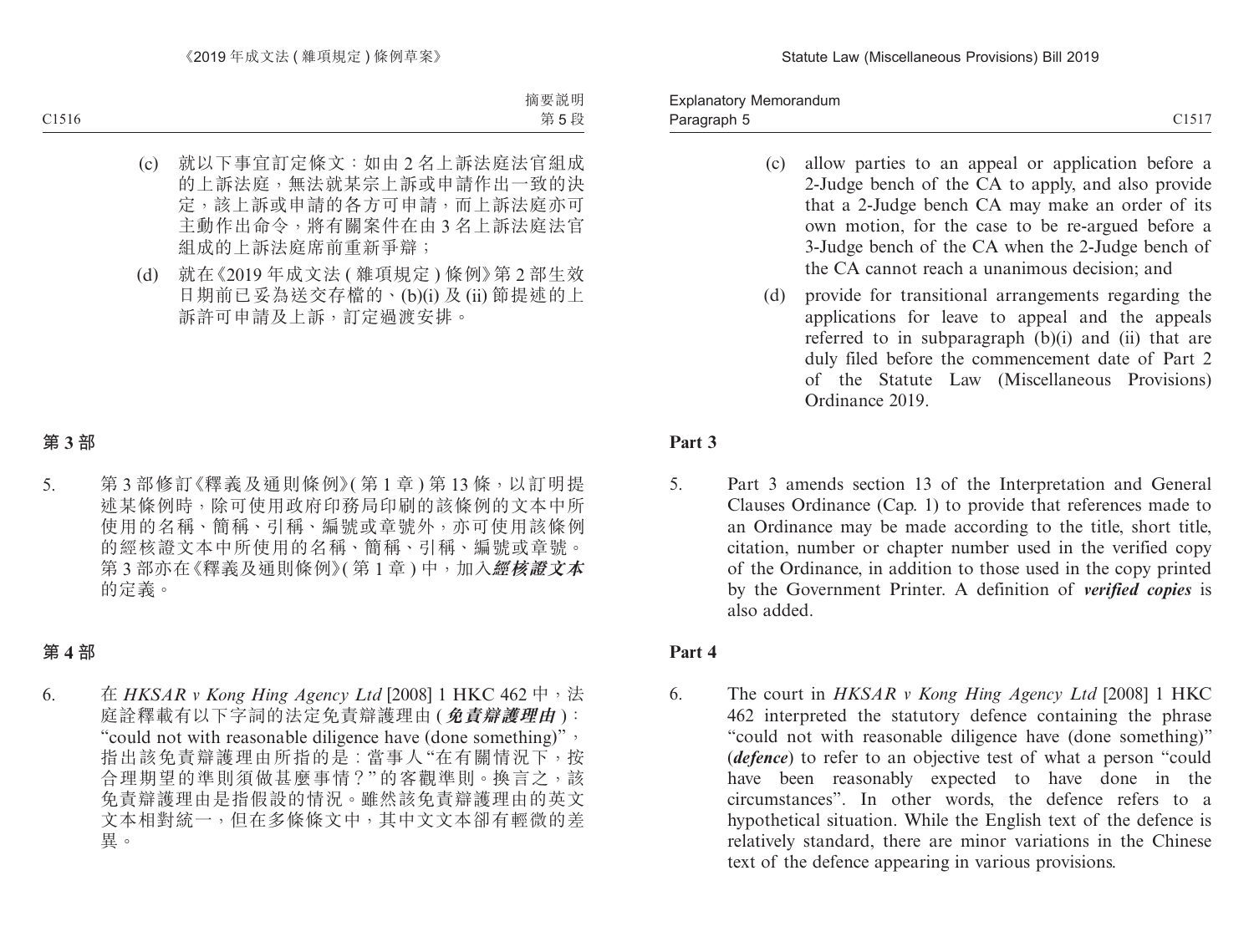(c) 就以下事宜訂定條文：如由 2 名上訴法庭法官組成的上訴法庭，無法就某宗上訴或申請作出一致的決定，該上訴或申請的各方可申請，而上訴法庭亦可主動作出命令，將有關案件在由 3 名上訴法庭法官組成的上訴法庭席前重新爭辯；

(d) 就在《2019 年成文法 ( 雜項規定 ) 條例》第 2 部生效日期前已妥為送交存檔的、(b)(i) 及 (ii) 節提述的上訴許可申請及上訴，訂定過渡安排。

## 第 3 部

5. 第 3 部修訂《釋義及通則條例》( 第 1 章 ) 第 13 條，以訂明提述某條例時，除可使用政府印務局印刷的該條例的文本中所使用的名稱、簡稱、引稱、編號或章號外，亦可使用該條例的經核證文本中所使用的名稱、簡稱、引稱、編號或章號。第 3 部亦在《釋義及通則條例》( 第 1 章 ) 中，加入***經核證文本***的定義。

## 第 4 部

6. 在 *HKSAR v Kong Hing Agency Ltd* [2008] 1 HKC 462 中，法庭詮釋載有以下字詞的法定免責辯護理由 (***免責辯護理由***)："could not with reasonable diligence have (done something)"，指出該免責辯護理由所指的是：當事人"在有關情況下，按合理期望的準則須做甚麼事情？"的客觀準則。換言之，該免責辯護理由是指假設的情況。雖然該免責辯護理由的英文文本相對統一，但在多條條文中，其中文文本卻有輕微的差異。

(c) allow parties to an appeal or application before a 2-Judge bench of the CA to apply, and also provide that a 2-Judge bench CA may make an order of its own motion, for the case to be re-argued before a 3-Judge bench of the CA when the 2-Judge bench of the CA cannot reach a unanimous decision; and

(d) provide for transitional arrangements regarding the applications for leave to appeal and the appeals referred to in subparagraph (b)(i) and (ii) that are duly filed before the commencement date of Part 2 of the Statute Law (Miscellaneous Provisions) Ordinance 2019.

## Part 3

5. Part 3 amends section 13 of the Interpretation and General Clauses Ordinance (Cap. 1) to provide that references made to an Ordinance may be made according to the title, short title, citation, number or chapter number used in the verified copy of the Ordinance, in addition to those used in the copy printed by the Government Printer. A definition of ***verified copies*** is also added.

## Part 4

6. The court in *HKSAR v Kong Hing Agency Ltd* [2008] 1 HKC 462 interpreted the statutory defence containing the phrase "could not with reasonable diligence have (done something)" (***defence***) to refer to an objective test of what a person "could have been reasonably expected to have done in the circumstances". In other words, the defence refers to a hypothetical situation. While the English text of the defence is relatively standard, there are minor variations in the Chinese text of the defence appearing in various provisions.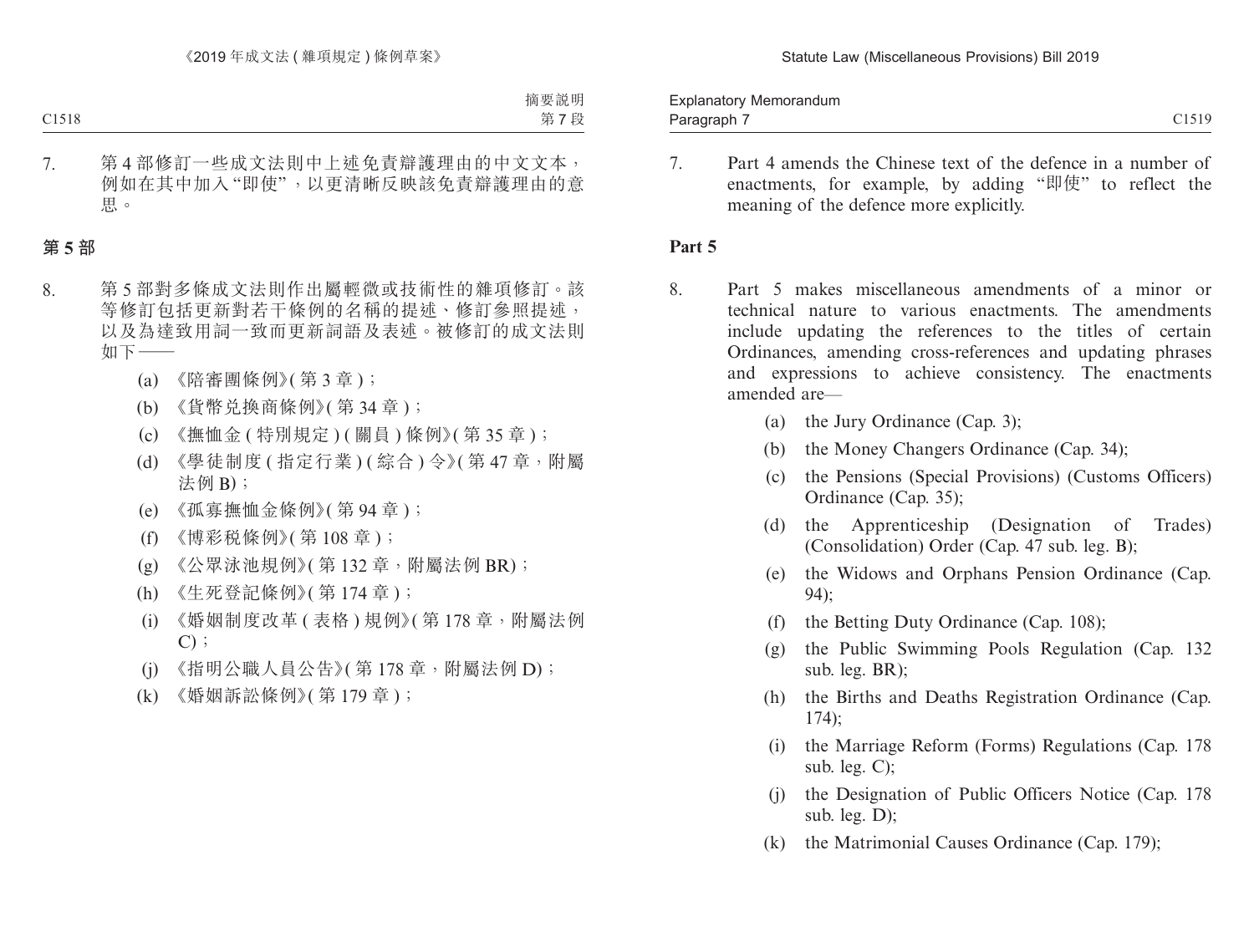7. 第 4 部修訂一些成文法則中上述免責辯護理由的中文文本，例如在其中加入"即使"，以更清晰反映該免責辯護理由的意思。

## 第 5 部

8. 第 5 部對多條成文法則作出屬輕微或技術性的雜項修訂。該等修訂包括更新對若干條例的名稱的提述、修訂參照提述，以及為達致用詞一致而更新詞語及表述。被修訂的成文法則如下——

   (a) 《陪審團條例》(第 3 章)；

   (b) 《貨幣兑換商條例》(第 34 章)；

   (c) 《撫恤金 (特別規定) (關員) 條例》(第 35 章)；

   (d) 《學徒制度 (指定行業) (綜合) 令》(第 47 章，附屬法例 B)；

   (e) 《孤寡撫恤金條例》(第 94 章)；

   (f) 《博彩税條例》(第 108 章)；

   (g) 《公眾泳池規例》(第 132 章，附屬法例 BR)；

   (h) 《生死登記條例》(第 174 章)；

   (i) 《婚姻制度改革 (表格) 規例》(第 178 章，附屬法例 C)；

   (j) 《指明公職人員公告》(第 178 章，附屬法例 D)；

   (k) 《婚姻訴訟條例》(第 179 章)；

7. Part 4 amends the Chinese text of the defence in a number of enactments, for example, by adding "即使" to reflect the meaning of the defence more explicitly.

## Part 5

8. Part 5 makes miscellaneous amendments of a minor or technical nature to various enactments. The amendments include updating the references to the titles of certain Ordinances, amending cross-references and updating phrases and expressions to achieve consistency. The enactments amended are—

   (a) the Jury Ordinance (Cap. 3);

   (b) the Money Changers Ordinance (Cap. 34);

   (c) the Pensions (Special Provisions) (Customs Officers) Ordinance (Cap. 35);

   (d) the Apprenticeship (Designation of Trades) (Consolidation) Order (Cap. 47 sub. leg. B);

   (e) the Widows and Orphans Pension Ordinance (Cap. 94);

   (f) the Betting Duty Ordinance (Cap. 108);

   (g) the Public Swimming Pools Regulation (Cap. 132 sub. leg. BR);

   (h) the Births and Deaths Registration Ordinance (Cap. 174);

   (i) the Marriage Reform (Forms) Regulations (Cap. 178 sub. leg. C);

   (j) the Designation of Public Officers Notice (Cap. 178 sub. leg. D);

   (k) the Matrimonial Causes Ordinance (Cap. 179);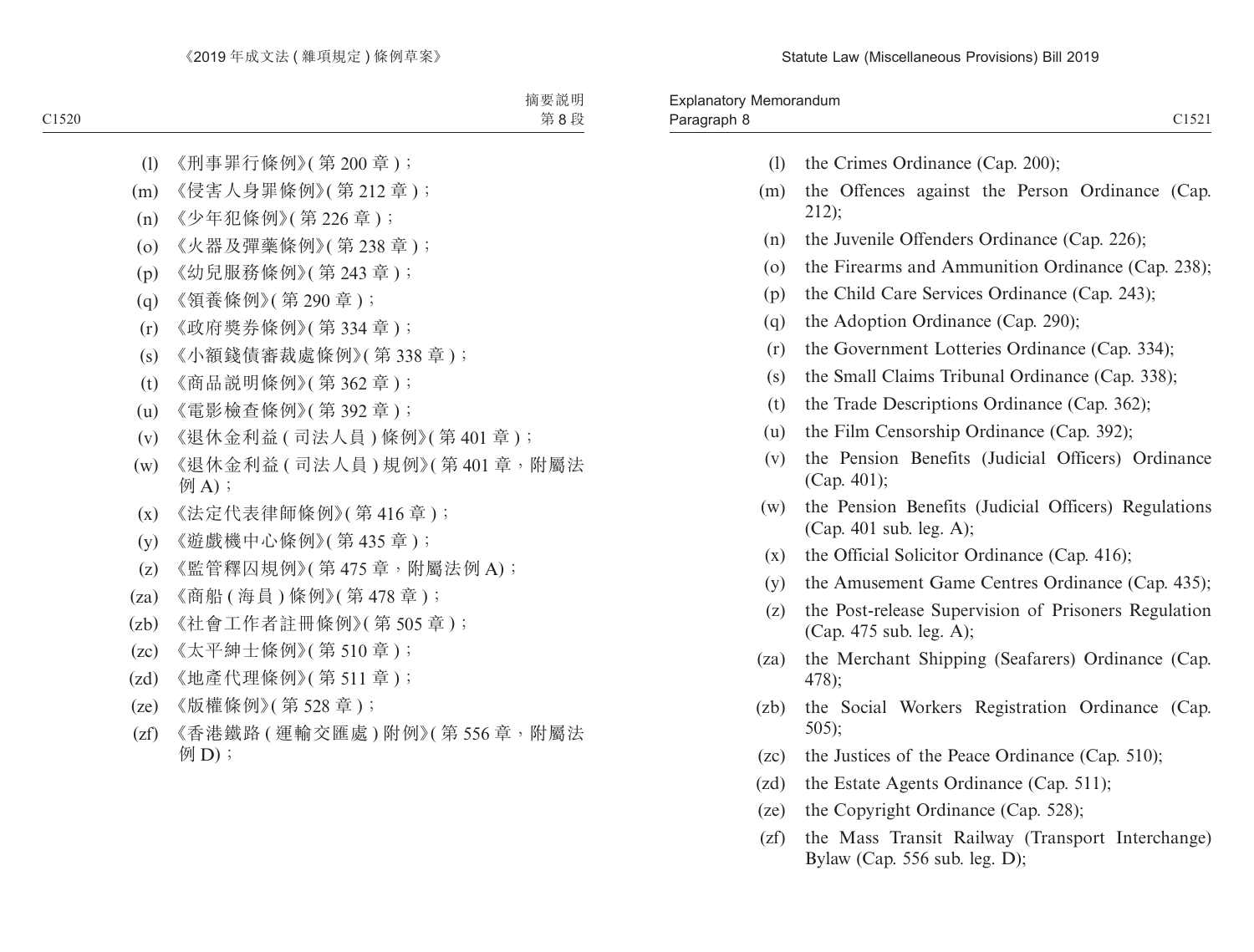(l) 《刑事罪行條例》(第 200 章)；

(m) 《侵害人身罪條例》(第 212 章)；

(n) 《少年犯條例》(第 226 章)；

(o) 《火器及彈藥條例》(第 238 章)；

(p) 《幼兒服務條例》(第 243 章)；

(q) 《領養條例》(第 290 章)；

(r) 《政府獎券條例》(第 334 章)；

(s) 《小額錢債審裁處條例》(第 338 章)；

(t) 《商品說明條例》(第 362 章)；

(u) 《電影檢查條例》(第 392 章)；

(v) 《退休金利益 ( 司法人員 ) 條例》(第 401 章)；

(w) 《退休金利益 ( 司法人員 ) 規例》(第 401 章，附屬法例 A)；

(x) 《法定代表律師條例》(第 416 章)；

(y) 《遊戲機中心條例》(第 435 章)；

(z) 《監管釋囚規例》(第 475 章，附屬法例 A)；

(za) 《商船 ( 海員 ) 條例》(第 478 章)；

(zb) 《社會工作者註冊條例》(第 505 章)；

(zc) 《太平紳士條例》(第 510 章)；

(zd) 《地產代理條例》(第 511 章)；

(ze) 《版權條例》(第 528 章)；

(zf) 《香港鐵路 ( 運輸交匯處 ) 附例》(第 556 章，附屬法例 D)；

(l) the Crimes Ordinance (Cap. 200);

(m) the Offences against the Person Ordinance (Cap. 212);

(n) the Juvenile Offenders Ordinance (Cap. 226);

(o) the Firearms and Ammunition Ordinance (Cap. 238);

(p) the Child Care Services Ordinance (Cap. 243);

(q) the Adoption Ordinance (Cap. 290);

(r) the Government Lotteries Ordinance (Cap. 334);

(s) the Small Claims Tribunal Ordinance (Cap. 338);

(t) the Trade Descriptions Ordinance (Cap. 362);

(u) the Film Censorship Ordinance (Cap. 392);

(v) the Pension Benefits (Judicial Officers) Ordinance (Cap. 401);

(w) the Pension Benefits (Judicial Officers) Regulations (Cap. 401 sub. leg. A);

(x) the Official Solicitor Ordinance (Cap. 416);

(y) the Amusement Game Centres Ordinance (Cap. 435);

(z) the Post-release Supervision of Prisoners Regulation (Cap. 475 sub. leg. A);

(za) the Merchant Shipping (Seafarers) Ordinance (Cap. 478);

(zb) the Social Workers Registration Ordinance (Cap. 505);

(zc) the Justices of the Peace Ordinance (Cap. 510);

(zd) the Estate Agents Ordinance (Cap. 511);

(ze) the Copyright Ordinance (Cap. 528);

(zf) the Mass Transit Railway (Transport Interchange) Bylaw (Cap. 556 sub. leg. D);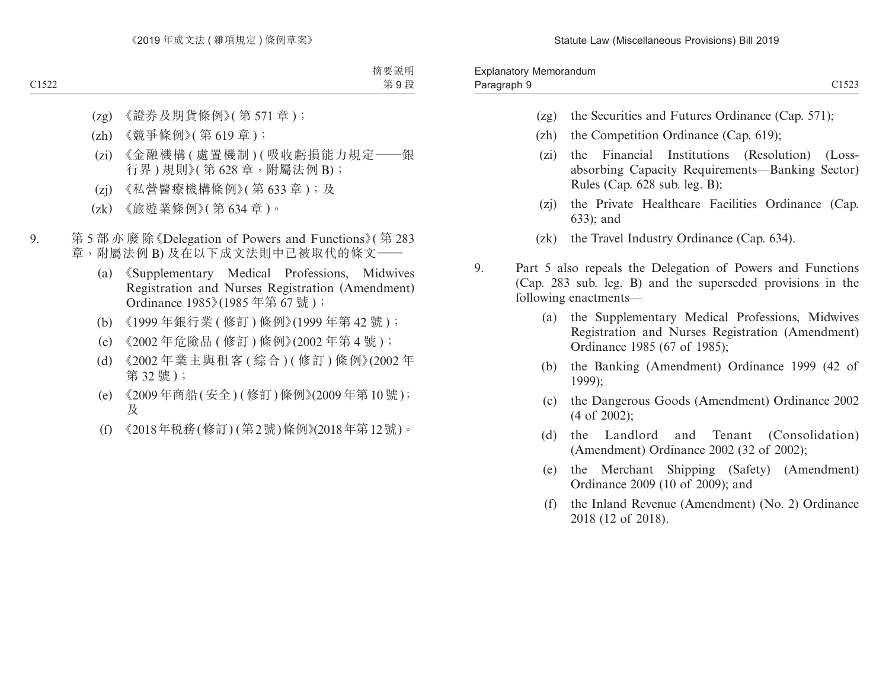(zg) 《證券及期貨條例》(第 571 章)；

(zh) 《競爭條例》(第 619 章)；

(zi) 《金融機構 (處置機制) (吸收虧損能力規定——銀行界) 規則》(第 628 章，附屬法例 B)；

(zj) 《私營醫療機構條例》(第 633 章)；及

(zk) 《旅遊業條例》(第 634 章)。

9. 第 5 部亦廢除《Delegation of Powers and Functions》(第 283 章，附屬法例 B) 及在以下成文法則中已被取代的條文——

(a) 《Supplementary Medical Professions, Midwives Registration and Nurses Registration (Amendment) Ordinance 1985》(1985 年第 67 號)；

(b) 《1999 年銀行業 (修訂) 條例》(1999 年第 42 號)；

(c) 《2002 年危險品 (修訂) 條例》(2002 年第 4 號)；

(d) 《2002 年業主與租客 (綜合) (修訂) 條例》(2002 年第 32 號)；

(e) 《2009 年商船 (安全) (修訂) 條例》(2009 年第 10 號)；及

(f) 《2018 年稅務 (修訂) (第 2 號) 條例》(2018 年第 12 號)。

(zg) the Securities and Futures Ordinance (Cap. 571);

(zh) the Competition Ordinance (Cap. 619);

(zi) the Financial Institutions (Resolution) (Loss-absorbing Capacity Requirements—Banking Sector) Rules (Cap. 628 sub. leg. B);

(zj) the Private Healthcare Facilities Ordinance (Cap. 633); and

(zk) the Travel Industry Ordinance (Cap. 634).

9. Part 5 also repeals the Delegation of Powers and Functions (Cap. 283 sub. leg. B) and the superseded provisions in the following enactments—

(a) the Supplementary Medical Professions, Midwives Registration and Nurses Registration (Amendment) Ordinance 1985 (67 of 1985);

(b) the Banking (Amendment) Ordinance 1999 (42 of 1999);

(c) the Dangerous Goods (Amendment) Ordinance 2002 (4 of 2002);

(d) the Landlord and Tenant (Consolidation) (Amendment) Ordinance 2002 (32 of 2002);

(e) the Merchant Shipping (Safety) (Amendment) Ordinance 2009 (10 of 2009); and

(f) the Inland Revenue (Amendment) (No. 2) Ordinance 2018 (12 of 2018).